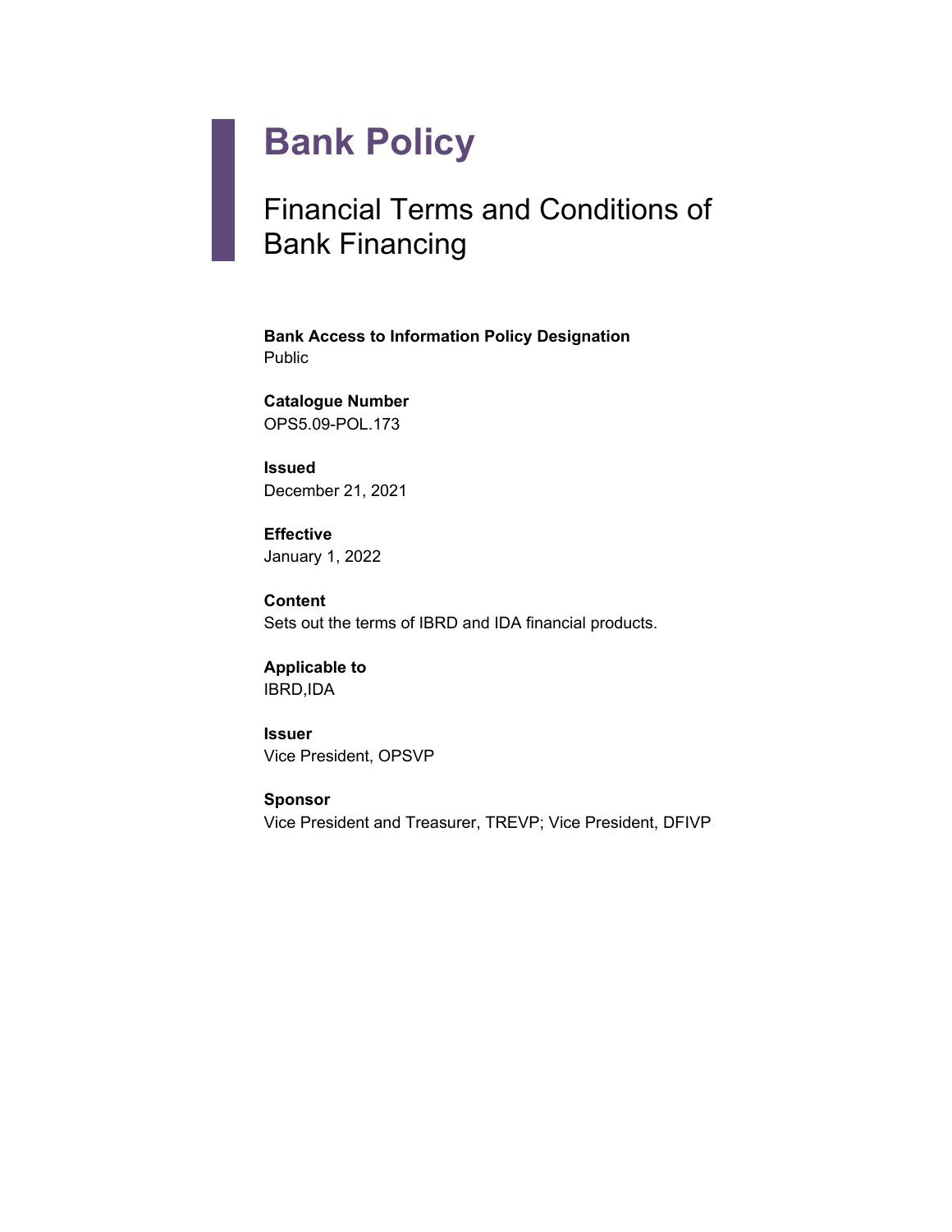# Bank Policy

## Financial Terms and Conditions of Bank Financing

**Bank Access to Information Policy Designation**
Public

**Catalogue Number**
OPS5.09-POL.173

**Issued**
December 21, 2021

**Effective**
January 1, 2022

**Content**
Sets out the terms of IBRD and IDA financial products.

**Applicable to**
IBRD,IDA

**Issuer**
Vice President, OPSVP

**Sponsor**
Vice President and Treasurer, TREVP; Vice President, DFIVP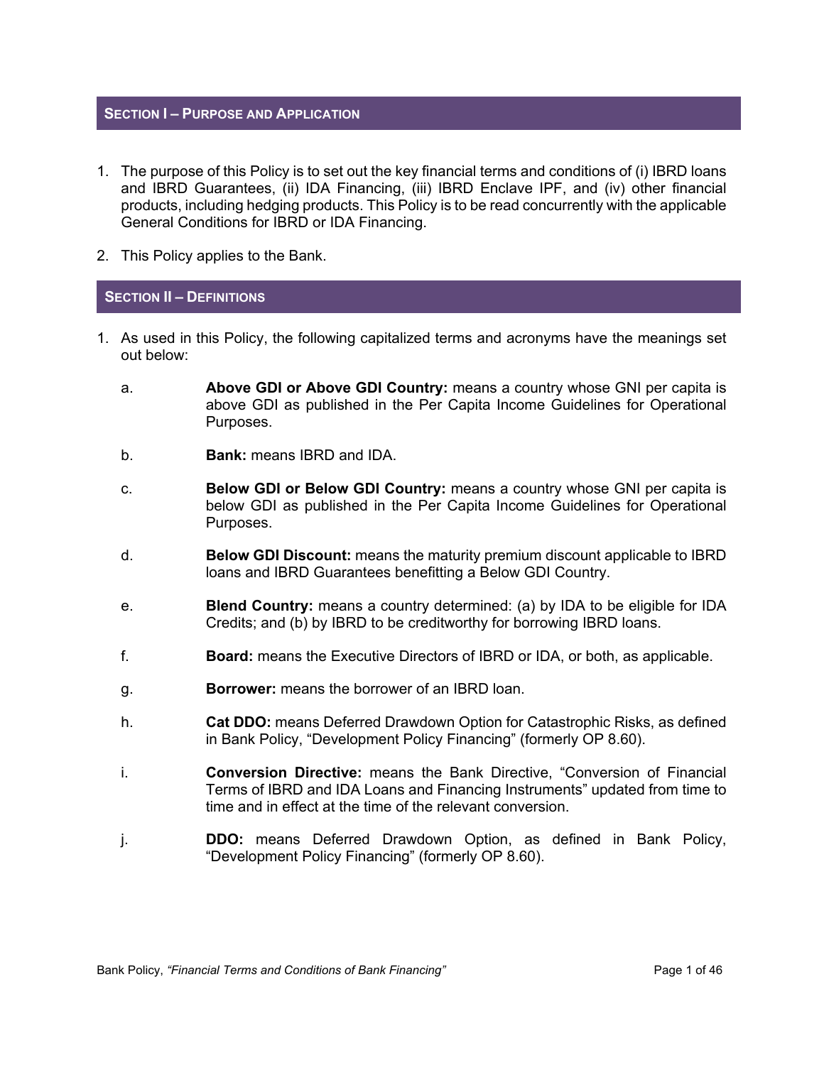## SECTION I – PURPOSE AND APPLICATION

1. The purpose of this Policy is to set out the key financial terms and conditions of (i) IBRD loans and IBRD Guarantees, (ii) IDA Financing, (iii) IBRD Enclave IPF, and (iv) other financial products, including hedging products. This Policy is to be read concurrently with the applicable General Conditions for IBRD or IDA Financing.

2. This Policy applies to the Bank.

## SECTION II – DEFINITIONS

1. As used in this Policy, the following capitalized terms and acronyms have the meanings set out below:

    a. **Above GDI or Above GDI Country:** means a country whose GNI per capita is above GDI as published in the Per Capita Income Guidelines for Operational Purposes.

    b. **Bank:** means IBRD and IDA.

    c. **Below GDI or Below GDI Country:** means a country whose GNI per capita is below GDI as published in the Per Capita Income Guidelines for Operational Purposes.

    d. **Below GDI Discount:** means the maturity premium discount applicable to IBRD loans and IBRD Guarantees benefitting a Below GDI Country.

    e. **Blend Country:** means a country determined: (a) by IDA to be eligible for IDA Credits; and (b) by IBRD to be creditworthy for borrowing IBRD loans.

    f. **Board:** means the Executive Directors of IBRD or IDA, or both, as applicable.

    g. **Borrower:** means the borrower of an IBRD loan.

    h. **Cat DDO:** means Deferred Drawdown Option for Catastrophic Risks, as defined in Bank Policy, "Development Policy Financing" (formerly OP 8.60).

    i. **Conversion Directive:** means the Bank Directive, "Conversion of Financial Terms of IBRD and IDA Loans and Financing Instruments" updated from time to time and in effect at the time of the relevant conversion.

    j. **DDO:** means Deferred Drawdown Option, as defined in Bank Policy, "Development Policy Financing" (formerly OP 8.60).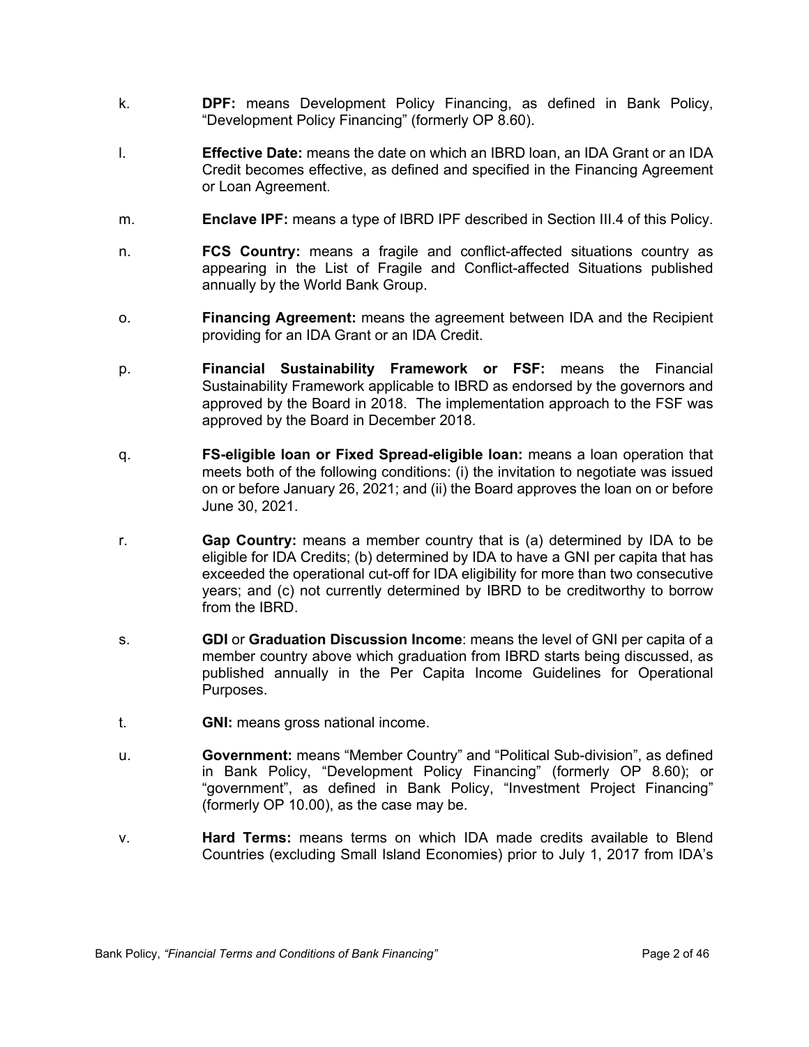k. **DPF:** means Development Policy Financing, as defined in Bank Policy, “Development Policy Financing” (formerly OP 8.60).

l. **Effective Date:** means the date on which an IBRD loan, an IDA Grant or an IDA Credit becomes effective, as defined and specified in the Financing Agreement or Loan Agreement.

m. **Enclave IPF:** means a type of IBRD IPF described in Section III.4 of this Policy.

n. **FCS Country:** means a fragile and conflict-affected situations country as appearing in the List of Fragile and Conflict-affected Situations published annually by the World Bank Group.

o. **Financing Agreement:** means the agreement between IDA and the Recipient providing for an IDA Grant or an IDA Credit.

p. **Financial Sustainability Framework or FSF:** means the Financial Sustainability Framework applicable to IBRD as endorsed by the governors and approved by the Board in 2018. The implementation approach to the FSF was approved by the Board in December 2018.

q. **FS-eligible loan or Fixed Spread-eligible loan:** means a loan operation that meets both of the following conditions: (i) the invitation to negotiate was issued on or before January 26, 2021; and (ii) the Board approves the loan on or before June 30, 2021.

r. **Gap Country:** means a member country that is (a) determined by IDA to be eligible for IDA Credits; (b) determined by IDA to have a GNI per capita that has exceeded the operational cut-off for IDA eligibility for more than two consecutive years; and (c) not currently determined by IBRD to be creditworthy to borrow from the IBRD.

s. **GDI** or **Graduation Discussion Income**: means the level of GNI per capita of a member country above which graduation from IBRD starts being discussed, as published annually in the Per Capita Income Guidelines for Operational Purposes.

t. **GNI:** means gross national income.

u. **Government:** means “Member Country” and “Political Sub-division”, as defined in Bank Policy, “Development Policy Financing” (formerly OP 8.60); or “government”, as defined in Bank Policy, “Investment Project Financing” (formerly OP 10.00), as the case may be.

v. **Hard Terms:** means terms on which IDA made credits available to Blend Countries (excluding Small Island Economies) prior to July 1, 2017 from IDA’s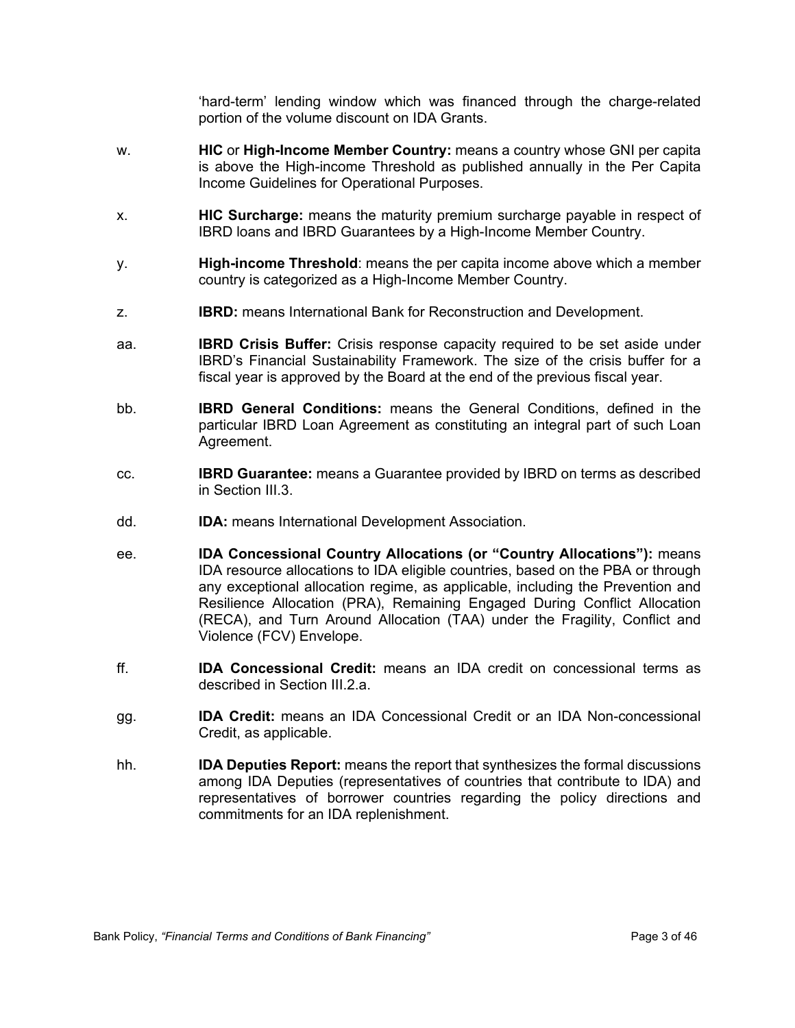'hard-term' lending window which was financed through the charge-related portion of the volume discount on IDA Grants.

w. **HIC** or **High-Income Member Country:** means a country whose GNI per capita is above the High-income Threshold as published annually in the Per Capita Income Guidelines for Operational Purposes.

x. **HIC Surcharge:** means the maturity premium surcharge payable in respect of IBRD loans and IBRD Guarantees by a High-Income Member Country.

y. **High-income Threshold**: means the per capita income above which a member country is categorized as a High-Income Member Country.

z. **IBRD:** means International Bank for Reconstruction and Development.

aa. **IBRD Crisis Buffer:** Crisis response capacity required to be set aside under IBRD's Financial Sustainability Framework. The size of the crisis buffer for a fiscal year is approved by the Board at the end of the previous fiscal year.

bb. **IBRD General Conditions:** means the General Conditions, defined in the particular IBRD Loan Agreement as constituting an integral part of such Loan Agreement.

cc. **IBRD Guarantee:** means a Guarantee provided by IBRD on terms as described in Section III.3.

dd. **IDA:** means International Development Association.

ee. **IDA Concessional Country Allocations (or "Country Allocations"):** means IDA resource allocations to IDA eligible countries, based on the PBA or through any exceptional allocation regime, as applicable, including the Prevention and Resilience Allocation (PRA), Remaining Engaged During Conflict Allocation (RECA), and Turn Around Allocation (TAA) under the Fragility, Conflict and Violence (FCV) Envelope.

ff. **IDA Concessional Credit:** means an IDA credit on concessional terms as described in Section III.2.a.

gg. **IDA Credit:** means an IDA Concessional Credit or an IDA Non-concessional Credit, as applicable.

hh. **IDA Deputies Report:** means the report that synthesizes the formal discussions among IDA Deputies (representatives of countries that contribute to IDA) and representatives of borrower countries regarding the policy directions and commitments for an IDA replenishment.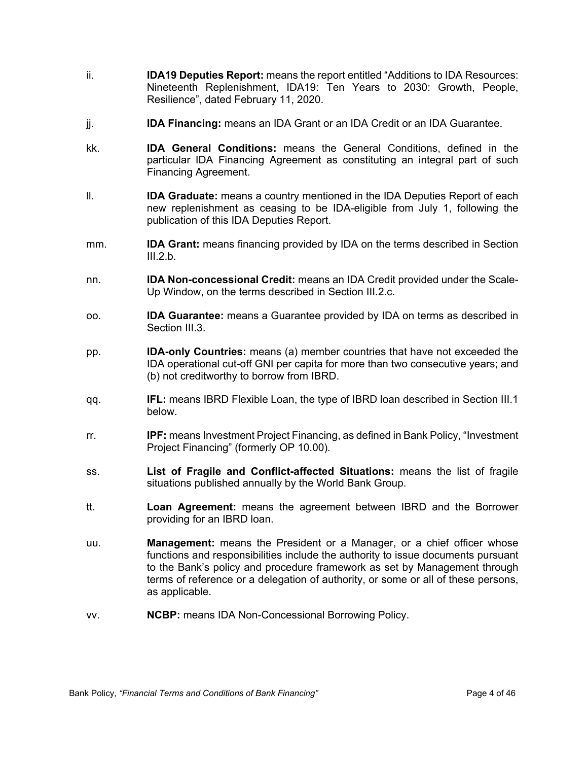ii. **IDA19 Deputies Report:** means the report entitled "Additions to IDA Resources: Nineteenth Replenishment, IDA19: Ten Years to 2030: Growth, People, Resilience", dated February 11, 2020.

jj. **IDA Financing:** means an IDA Grant or an IDA Credit or an IDA Guarantee.

kk. **IDA General Conditions:** means the General Conditions, defined in the particular IDA Financing Agreement as constituting an integral part of such Financing Agreement.

ll. **IDA Graduate:** means a country mentioned in the IDA Deputies Report of each new replenishment as ceasing to be IDA-eligible from July 1, following the publication of this IDA Deputies Report.

mm. **IDA Grant:** means financing provided by IDA on the terms described in Section III.2.b.

nn. **IDA Non-concessional Credit:** means an IDA Credit provided under the Scale-Up Window, on the terms described in Section III.2.c.

oo. **IDA Guarantee:** means a Guarantee provided by IDA on terms as described in Section III.3.

pp. **IDA-only Countries:** means (a) member countries that have not exceeded the IDA operational cut-off GNI per capita for more than two consecutive years; and (b) not creditworthy to borrow from IBRD.

qq. **IFL:** means IBRD Flexible Loan, the type of IBRD loan described in Section III.1 below.

rr. **IPF:** means Investment Project Financing, as defined in Bank Policy, "Investment Project Financing" (formerly OP 10.00).

ss. **List of Fragile and Conflict-affected Situations:** means the list of fragile situations published annually by the World Bank Group.

tt. **Loan Agreement:** means the agreement between IBRD and the Borrower providing for an IBRD loan.

uu. **Management:** means the President or a Manager, or a chief officer whose functions and responsibilities include the authority to issue documents pursuant to the Bank's policy and procedure framework as set by Management through terms of reference or a delegation of authority, or some or all of these persons, as applicable.

vv. **NCBP:** means IDA Non-Concessional Borrowing Policy.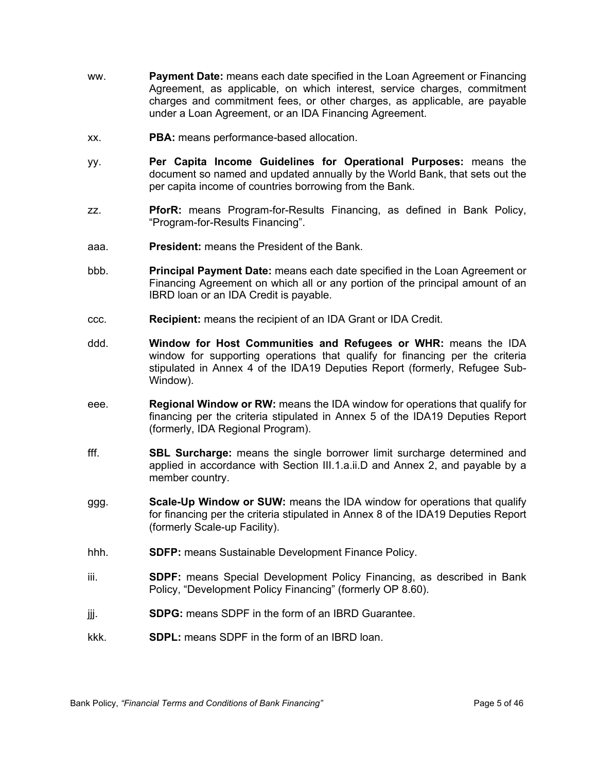ww. **Payment Date:** means each date specified in the Loan Agreement or Financing Agreement, as applicable, on which interest, service charges, commitment charges and commitment fees, or other charges, as applicable, are payable under a Loan Agreement, or an IDA Financing Agreement.

xx. **PBA:** means performance-based allocation.

yy. **Per Capita Income Guidelines for Operational Purposes:** means the document so named and updated annually by the World Bank, that sets out the per capita income of countries borrowing from the Bank.

zz. **PforR:** means Program-for-Results Financing, as defined in Bank Policy, "Program-for-Results Financing".

aaa. **President:** means the President of the Bank.

bbb. **Principal Payment Date:** means each date specified in the Loan Agreement or Financing Agreement on which all or any portion of the principal amount of an IBRD loan or an IDA Credit is payable.

ccc. **Recipient:** means the recipient of an IDA Grant or IDA Credit.

ddd. **Window for Host Communities and Refugees or WHR:** means the IDA window for supporting operations that qualify for financing per the criteria stipulated in Annex 4 of the IDA19 Deputies Report (formerly, Refugee Sub-Window).

eee. **Regional Window or RW:** means the IDA window for operations that qualify for financing per the criteria stipulated in Annex 5 of the IDA19 Deputies Report (formerly, IDA Regional Program).

fff. **SBL Surcharge:** means the single borrower limit surcharge determined and applied in accordance with Section III.1.a.ii.D and Annex 2, and payable by a member country.

ggg. **Scale-Up Window or SUW:** means the IDA window for operations that qualify for financing per the criteria stipulated in Annex 8 of the IDA19 Deputies Report (formerly Scale-up Facility).

hhh. **SDFP:** means Sustainable Development Finance Policy.

iii. **SDPF:** means Special Development Policy Financing, as described in Bank Policy, "Development Policy Financing" (formerly OP 8.60).

jjj. **SDPG:** means SDPF in the form of an IBRD Guarantee.

kkk. **SDPL:** means SDPF in the form of an IBRD loan.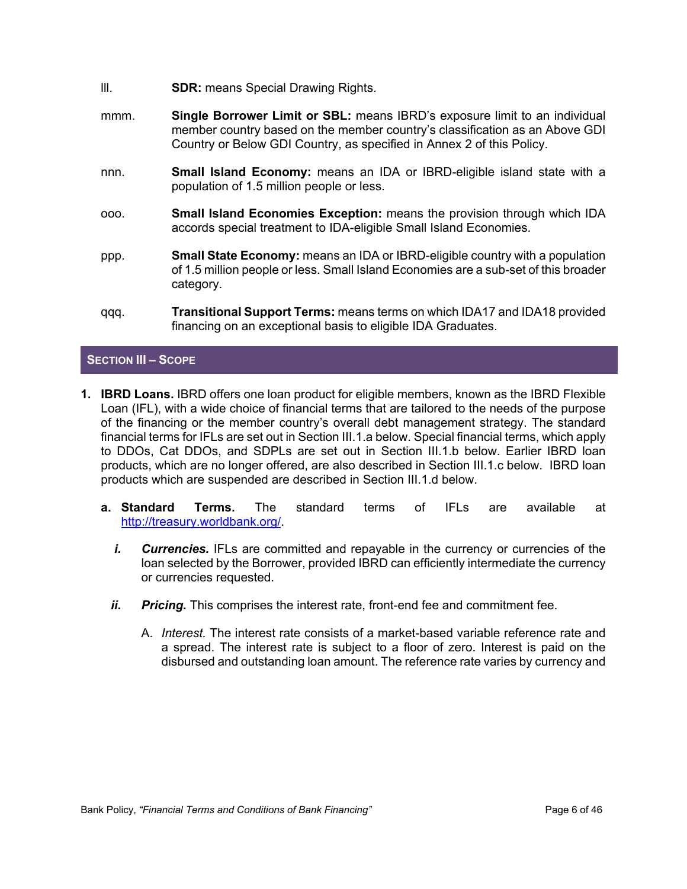lll. **SDR:** means Special Drawing Rights.

mmm. **Single Borrower Limit or SBL:** means IBRD's exposure limit to an individual member country based on the member country's classification as an Above GDI Country or Below GDI Country, as specified in Annex 2 of this Policy.

nnn. **Small Island Economy:** means an IDA or IBRD-eligible island state with a population of 1.5 million people or less.

ooo. **Small Island Economies Exception:** means the provision through which IDA accords special treatment to IDA-eligible Small Island Economies.

ppp. **Small State Economy:** means an IDA or IBRD-eligible country with a population of 1.5 million people or less. Small Island Economies are a sub-set of this broader category.

qqq. **Transitional Support Terms:** means terms on which IDA17 and IDA18 provided financing on an exceptional basis to eligible IDA Graduates.

## SECTION III – SCOPE

1. **IBRD Loans.** IBRD offers one loan product for eligible members, known as the IBRD Flexible Loan (IFL), with a wide choice of financial terms that are tailored to the needs of the purpose of the financing or the member country's overall debt management strategy. The standard financial terms for IFLs are set out in Section III.1.a below. Special financial terms, which apply to DDOs, Cat DDOs, and SDPLs are set out in Section III.1.b below. Earlier IBRD loan products, which are no longer offered, are also described in Section III.1.c below. IBRD loan products which are suspended are described in Section III.1.d below.

   a. **Standard Terms.** The standard terms of IFLs are available at http://treasury.worldbank.org/.

      *i.* ***Currencies.*** IFLs are committed and repayable in the currency or currencies of the loan selected by the Borrower, provided IBRD can efficiently intermediate the currency or currencies requested.

      *ii.* ***Pricing.*** This comprises the interest rate, front-end fee and commitment fee.

         A. *Interest.* The interest rate consists of a market-based variable reference rate and a spread. The interest rate is subject to a floor of zero. Interest is paid on the disbursed and outstanding loan amount. The reference rate varies by currency and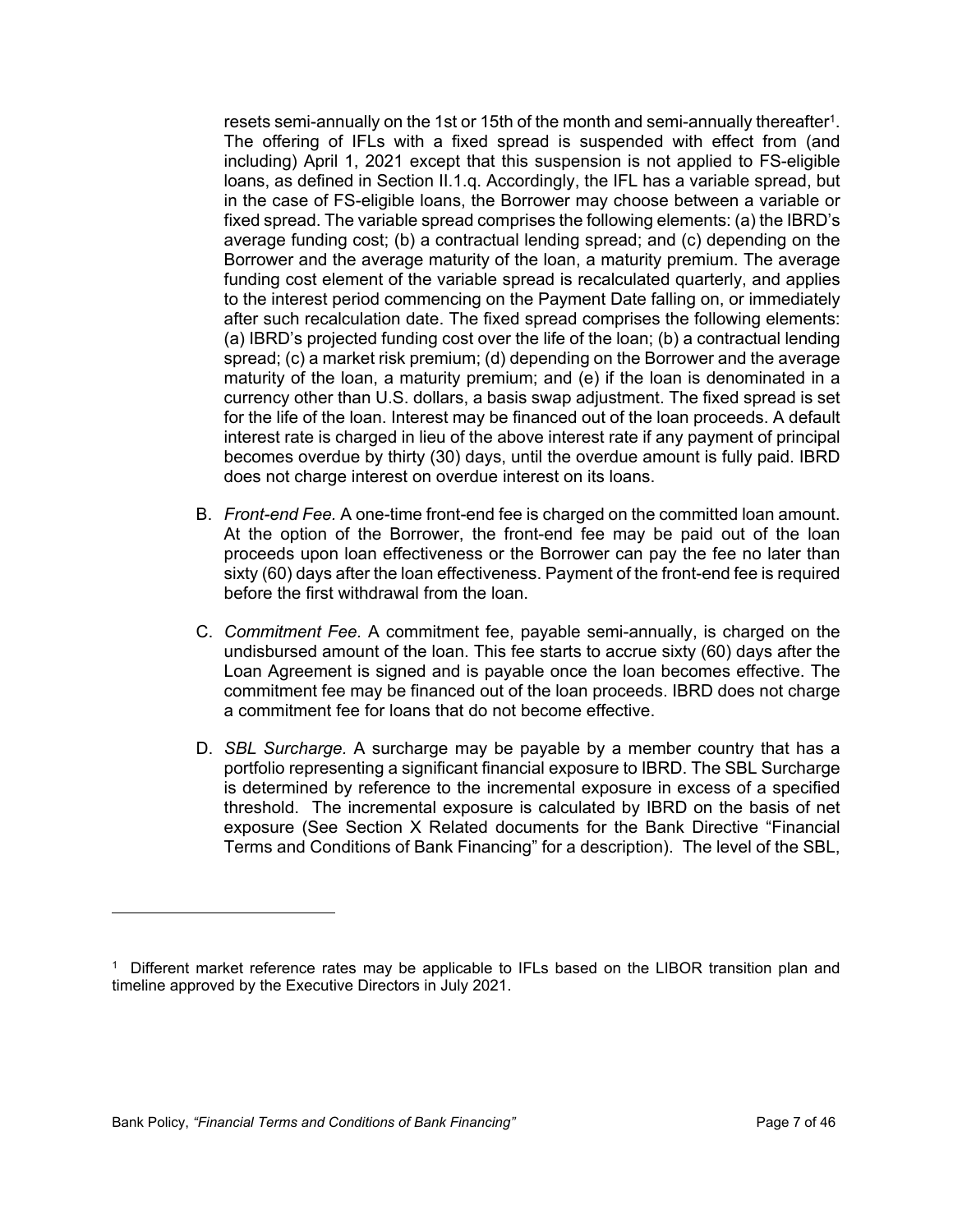resets semi-annually on the 1st or 15th of the month and semi-annually thereafter[1]. The offering of IFLs with a fixed spread is suspended with effect from (and including) April 1, 2021 except that this suspension is not applied to FS-eligible loans, as defined in Section II.1.q. Accordingly, the IFL has a variable spread, but in the case of FS-eligible loans, the Borrower may choose between a variable or fixed spread. The variable spread comprises the following elements: (a) the IBRD's average funding cost; (b) a contractual lending spread; and (c) depending on the Borrower and the average maturity of the loan, a maturity premium. The average funding cost element of the variable spread is recalculated quarterly, and applies to the interest period commencing on the Payment Date falling on, or immediately after such recalculation date. The fixed spread comprises the following elements: (a) IBRD's projected funding cost over the life of the loan; (b) a contractual lending spread; (c) a market risk premium; (d) depending on the Borrower and the average maturity of the loan, a maturity premium; and (e) if the loan is denominated in a currency other than U.S. dollars, a basis swap adjustment. The fixed spread is set for the life of the loan. Interest may be financed out of the loan proceeds. A default interest rate is charged in lieu of the above interest rate if any payment of principal becomes overdue by thirty (30) days, until the overdue amount is fully paid. IBRD does not charge interest on overdue interest on its loans.

B. *Front-end Fee.* A one-time front-end fee is charged on the committed loan amount. At the option of the Borrower, the front-end fee may be paid out of the loan proceeds upon loan effectiveness or the Borrower can pay the fee no later than sixty (60) days after the loan effectiveness. Payment of the front-end fee is required before the first withdrawal from the loan.

C. *Commitment Fee.* A commitment fee, payable semi-annually, is charged on the undisbursed amount of the loan. This fee starts to accrue sixty (60) days after the Loan Agreement is signed and is payable once the loan becomes effective. The commitment fee may be financed out of the loan proceeds. IBRD does not charge a commitment fee for loans that do not become effective.

D. *SBL Surcharge.* A surcharge may be payable by a member country that has a portfolio representing a significant financial exposure to IBRD. The SBL Surcharge is determined by reference to the incremental exposure in excess of a specified threshold. The incremental exposure is calculated by IBRD on the basis of net exposure (See Section X Related documents for the Bank Directive "Financial Terms and Conditions of Bank Financing" for a description). The level of the SBL,

---

[1] Different market reference rates may be applicable to IFLs based on the LIBOR transition plan and timeline approved by the Executive Directors in July 2021.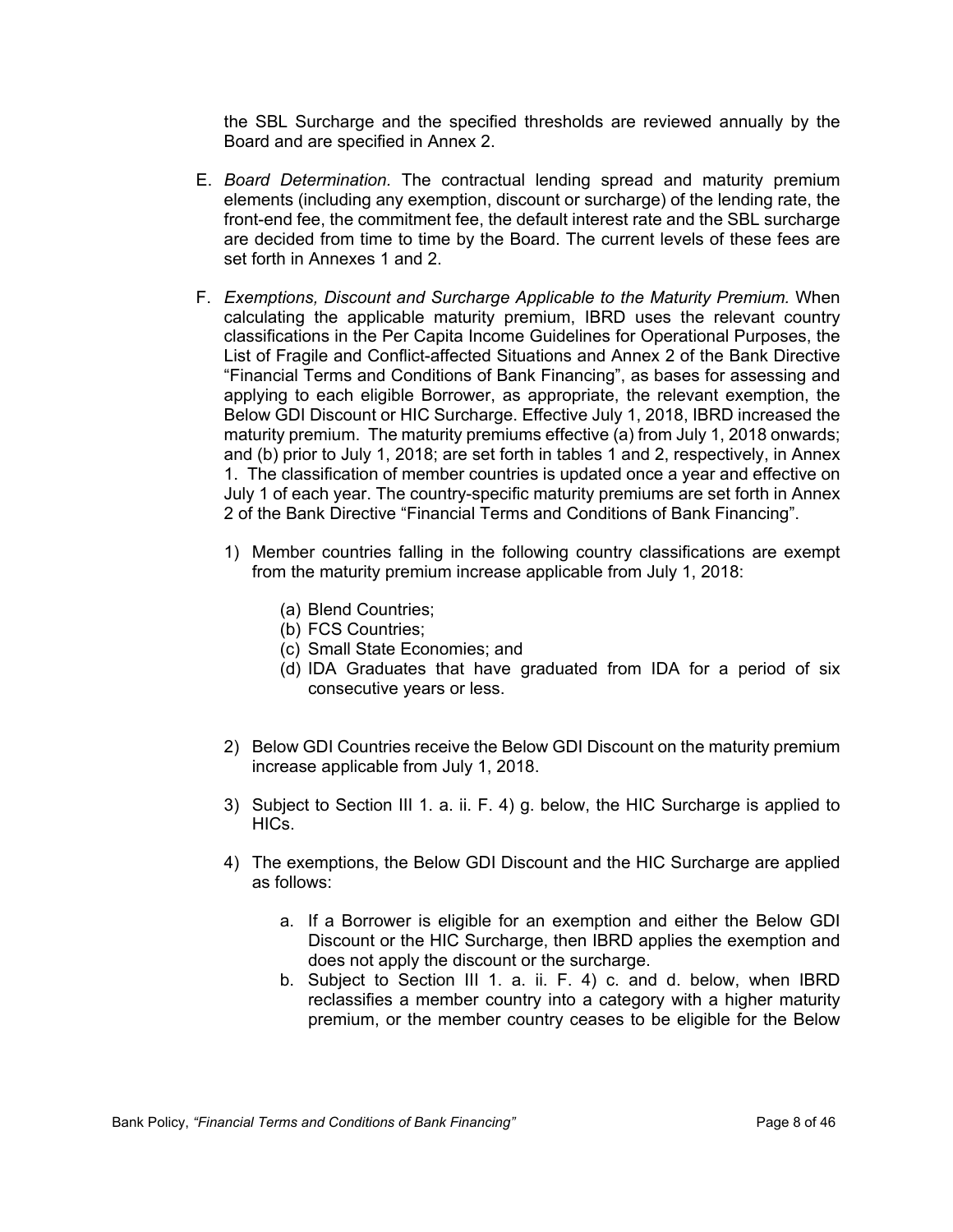the SBL Surcharge and the specified thresholds are reviewed annually by the Board and are specified in Annex 2.

E. *Board Determination.* The contractual lending spread and maturity premium elements (including any exemption, discount or surcharge) of the lending rate, the front-end fee, the commitment fee, the default interest rate and the SBL surcharge are decided from time to time by the Board. The current levels of these fees are set forth in Annexes 1 and 2.

F. *Exemptions, Discount and Surcharge Applicable to the Maturity Premium.* When calculating the applicable maturity premium, IBRD uses the relevant country classifications in the Per Capita Income Guidelines for Operational Purposes, the List of Fragile and Conflict-affected Situations and Annex 2 of the Bank Directive "Financial Terms and Conditions of Bank Financing", as bases for assessing and applying to each eligible Borrower, as appropriate, the relevant exemption, the Below GDI Discount or HIC Surcharge. Effective July 1, 2018, IBRD increased the maturity premium. The maturity premiums effective (a) from July 1, 2018 onwards; and (b) prior to July 1, 2018; are set forth in tables 1 and 2, respectively, in Annex 1. The classification of member countries is updated once a year and effective on July 1 of each year. The country-specific maturity premiums are set forth in Annex 2 of the Bank Directive "Financial Terms and Conditions of Bank Financing".

1) Member countries falling in the following country classifications are exempt from the maturity premium increase applicable from July 1, 2018:

    (a) Blend Countries;
    (b) FCS Countries;
    (c) Small State Economies; and
    (d) IDA Graduates that have graduated from IDA for a period of six consecutive years or less.

2) Below GDI Countries receive the Below GDI Discount on the maturity premium increase applicable from July 1, 2018.

3) Subject to Section III 1. a. ii. F. 4) g. below, the HIC Surcharge is applied to HICs.

4) The exemptions, the Below GDI Discount and the HIC Surcharge are applied as follows:

    a. If a Borrower is eligible for an exemption and either the Below GDI Discount or the HIC Surcharge, then IBRD applies the exemption and does not apply the discount or the surcharge.
    b. Subject to Section III 1. a. ii. F. 4) c. and d. below, when IBRD reclassifies a member country into a category with a higher maturity premium, or the member country ceases to be eligible for the Below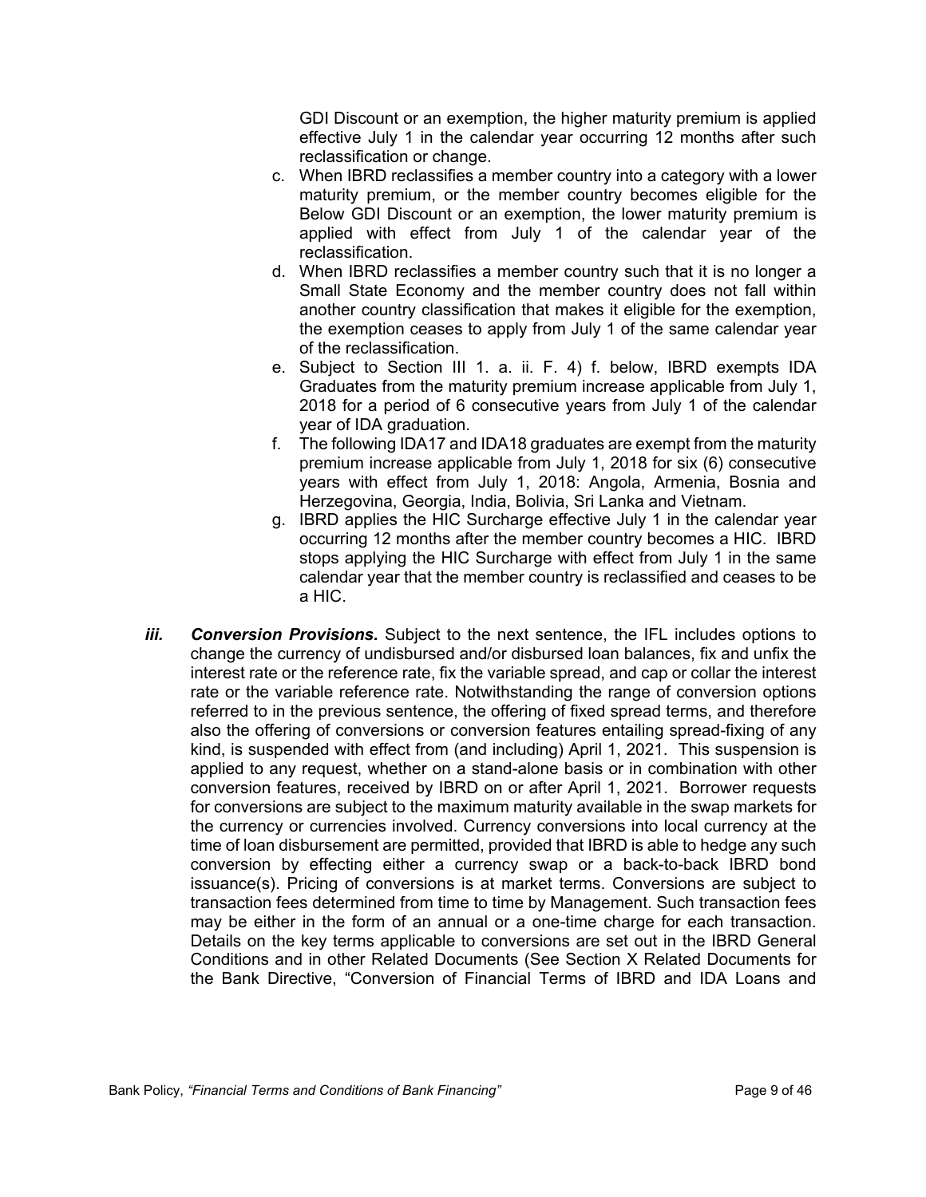GDI Discount or an exemption, the higher maturity premium is applied effective July 1 in the calendar year occurring 12 months after such reclassification or change.

c. When IBRD reclassifies a member country into a category with a lower maturity premium, or the member country becomes eligible for the Below GDI Discount or an exemption, the lower maturity premium is applied with effect from July 1 of the calendar year of the reclassification.

d. When IBRD reclassifies a member country such that it is no longer a Small State Economy and the member country does not fall within another country classification that makes it eligible for the exemption, the exemption ceases to apply from July 1 of the same calendar year of the reclassification.

e. Subject to Section III 1. a. ii. F. 4) f. below, IBRD exempts IDA Graduates from the maturity premium increase applicable from July 1, 2018 for a period of 6 consecutive years from July 1 of the calendar year of IDA graduation.

f. The following IDA17 and IDA18 graduates are exempt from the maturity premium increase applicable from July 1, 2018 for six (6) consecutive years with effect from July 1, 2018: Angola, Armenia, Bosnia and Herzegovina, Georgia, India, Bolivia, Sri Lanka and Vietnam.

g. IBRD applies the HIC Surcharge effective July 1 in the calendar year occurring 12 months after the member country becomes a HIC. IBRD stops applying the HIC Surcharge with effect from July 1 in the same calendar year that the member country is reclassified and ceases to be a HIC.

***iii. Conversion Provisions.*** Subject to the next sentence, the IFL includes options to change the currency of undisbursed and/or disbursed loan balances, fix and unfix the interest rate or the reference rate, fix the variable spread, and cap or collar the interest rate or the variable reference rate. Notwithstanding the range of conversion options referred to in the previous sentence, the offering of fixed spread terms, and therefore also the offering of conversions or conversion features entailing spread-fixing of any kind, is suspended with effect from (and including) April 1, 2021. This suspension is applied to any request, whether on a stand-alone basis or in combination with other conversion features, received by IBRD on or after April 1, 2021. Borrower requests for conversions are subject to the maximum maturity available in the swap markets for the currency or currencies involved. Currency conversions into local currency at the time of loan disbursement are permitted, provided that IBRD is able to hedge any such conversion by effecting either a currency swap or a back-to-back IBRD bond issuance(s). Pricing of conversions is at market terms. Conversions are subject to transaction fees determined from time to time by Management. Such transaction fees may be either in the form of an annual or a one-time charge for each transaction. Details on the key terms applicable to conversions are set out in the IBRD General Conditions and in other Related Documents (See Section X Related Documents for the Bank Directive, "Conversion of Financial Terms of IBRD and IDA Loans and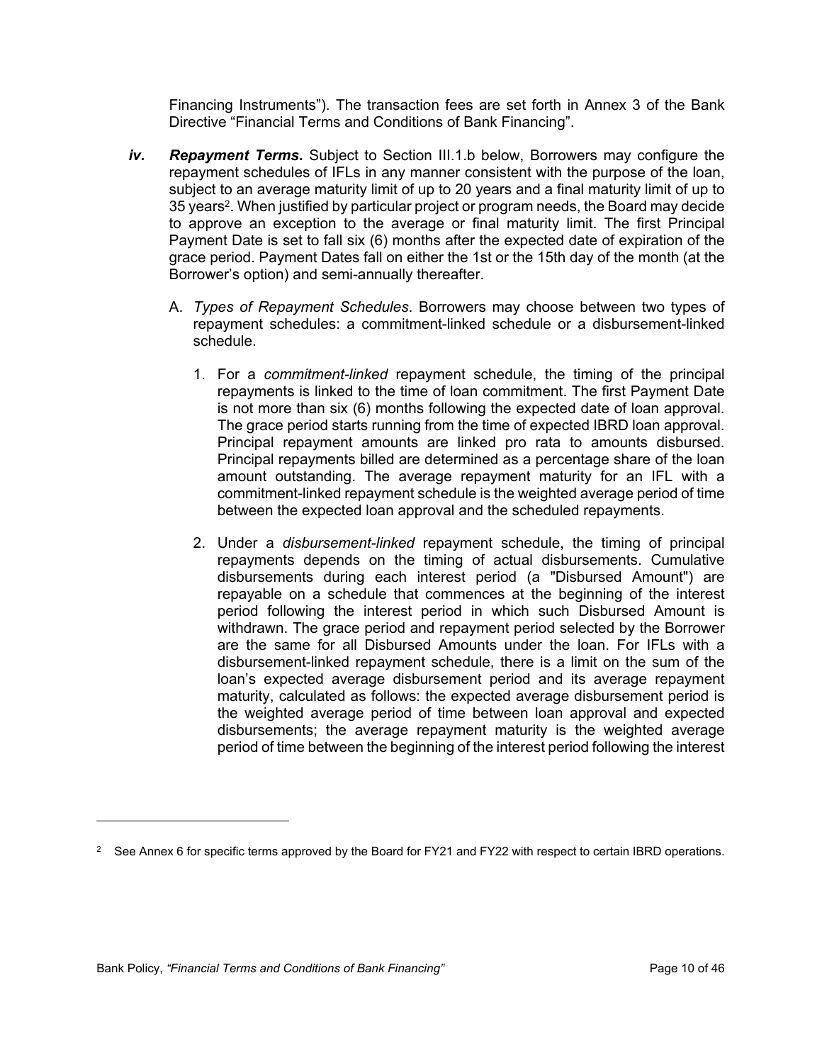Financing Instruments”). The transaction fees are set forth in Annex 3 of the Bank Directive “Financial Terms and Conditions of Bank Financing”.

***iv. Repayment Terms.*** Subject to Section III.1.b below, Borrowers may configure the repayment schedules of IFLs in any manner consistent with the purpose of the loan, subject to an average maturity limit of up to 20 years and a final maturity limit of up to 35 years[2]. When justified by particular project or program needs, the Board may decide to approve an exception to the average or final maturity limit. The first Principal Payment Date is set to fall six (6) months after the expected date of expiration of the grace period. Payment Dates fall on either the 1st or the 15th day of the month (at the Borrower’s option) and semi-annually thereafter.

A. *Types of Repayment Schedules*. Borrowers may choose between two types of repayment schedules: a commitment-linked schedule or a disbursement-linked schedule.

1. For a *commitment-linked* repayment schedule, the timing of the principal repayments is linked to the time of loan commitment. The first Payment Date is not more than six (6) months following the expected date of loan approval. The grace period starts running from the time of expected IBRD loan approval. Principal repayment amounts are linked pro rata to amounts disbursed. Principal repayments billed are determined as a percentage share of the loan amount outstanding. The average repayment maturity for an IFL with a commitment-linked repayment schedule is the weighted average period of time between the expected loan approval and the scheduled repayments.

2. Under a *disbursement-linked* repayment schedule, the timing of principal repayments depends on the timing of actual disbursements. Cumulative disbursements during each interest period (a "Disbursed Amount") are repayable on a schedule that commences at the beginning of the interest period following the interest period in which such Disbursed Amount is withdrawn. The grace period and repayment period selected by the Borrower are the same for all Disbursed Amounts under the loan. For IFLs with a disbursement-linked repayment schedule, there is a limit on the sum of the loan’s expected average disbursement period and its average repayment maturity, calculated as follows: the expected average disbursement period is the weighted average period of time between loan approval and expected disbursements; the average repayment maturity is the weighted average period of time between the beginning of the interest period following the interest

---

[2] See Annex 6 for specific terms approved by the Board for FY21 and FY22 with respect to certain IBRD operations.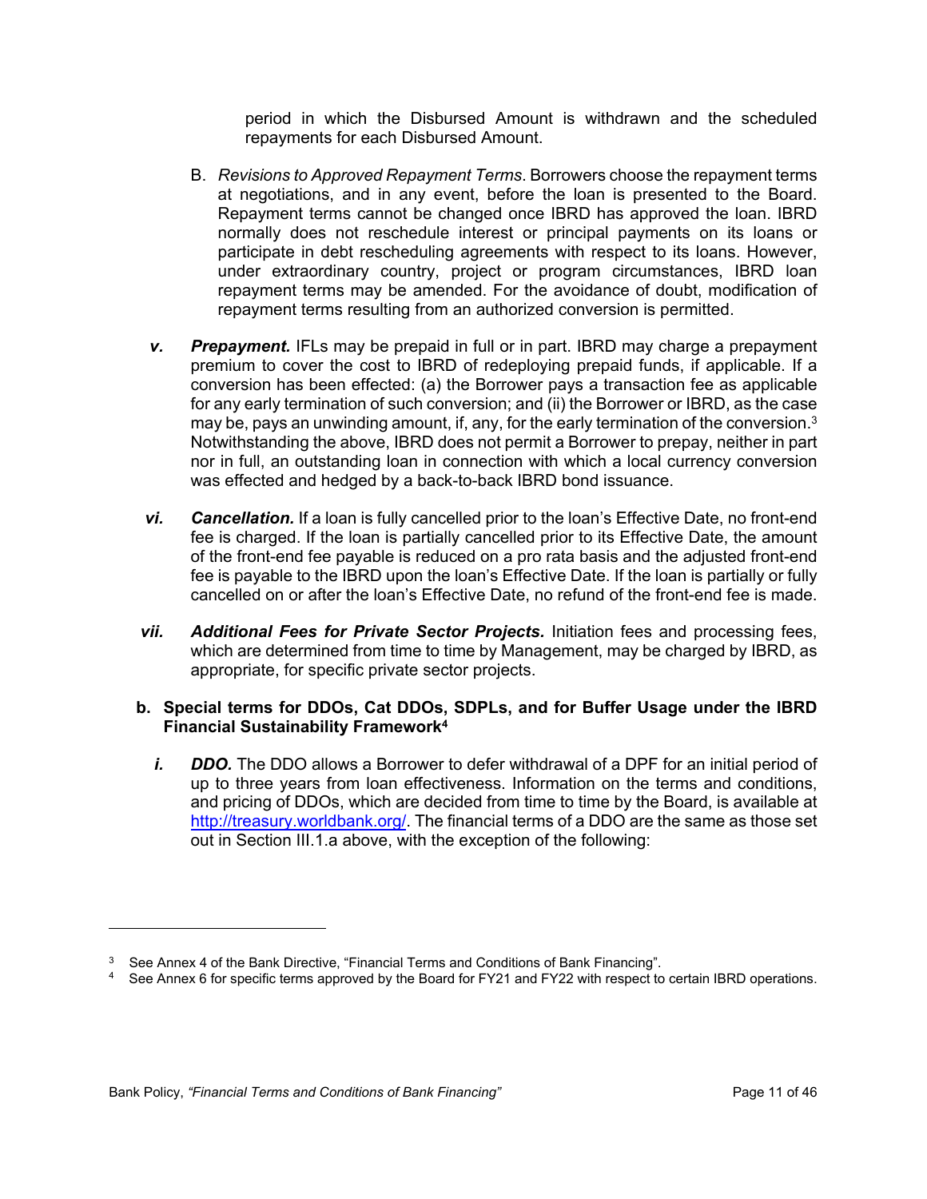period in which the Disbursed Amount is withdrawn and the scheduled repayments for each Disbursed Amount.

B. *Revisions to Approved Repayment Terms*. Borrowers choose the repayment terms at negotiations, and in any event, before the loan is presented to the Board. Repayment terms cannot be changed once IBRD has approved the loan. IBRD normally does not reschedule interest or principal payments on its loans or participate in debt rescheduling agreements with respect to its loans. However, under extraordinary country, project or program circumstances, IBRD loan repayment terms may be amended. For the avoidance of doubt, modification of repayment terms resulting from an authorized conversion is permitted.

***v. Prepayment.*** IFLs may be prepaid in full or in part. IBRD may charge a prepayment premium to cover the cost to IBRD of redeploying prepaid funds, if applicable. If a conversion has been effected: (a) the Borrower pays a transaction fee as applicable for any early termination of such conversion; and (ii) the Borrower or IBRD, as the case may be, pays an unwinding amount, if any, for the early termination of the conversion.[3] Notwithstanding the above, IBRD does not permit a Borrower to prepay, neither in part nor in full, an outstanding loan in connection with which a local currency conversion was effected and hedged by a back-to-back IBRD bond issuance.

***vi. Cancellation.*** If a loan is fully cancelled prior to the loan's Effective Date, no front-end fee is charged. If the loan is partially cancelled prior to its Effective Date, the amount of the front-end fee payable is reduced on a pro rata basis and the adjusted front-end fee is payable to the IBRD upon the loan's Effective Date. If the loan is partially or fully cancelled on or after the loan's Effective Date, no refund of the front-end fee is made.

***vii. Additional Fees for Private Sector Projects.*** Initiation fees and processing fees, which are determined from time to time by Management, may be charged by IBRD, as appropriate, for specific private sector projects.

**b. Special terms for DDOs, Cat DDOs, SDPLs, and for Buffer Usage under the IBRD Financial Sustainability Framework[4]**

***i. DDO.*** The DDO allows a Borrower to defer withdrawal of a DPF for an initial period of up to three years from loan effectiveness. Information on the terms and conditions, and pricing of DDOs, which are decided from time to time by the Board, is available at [http://treasury.worldbank.org/](http://treasury.worldbank.org/). The financial terms of a DDO are the same as those set out in Section III.1.a above, with the exception of the following:

---

[3] See Annex 4 of the Bank Directive, "Financial Terms and Conditions of Bank Financing".

[4] See Annex 6 for specific terms approved by the Board for FY21 and FY22 with respect to certain IBRD operations.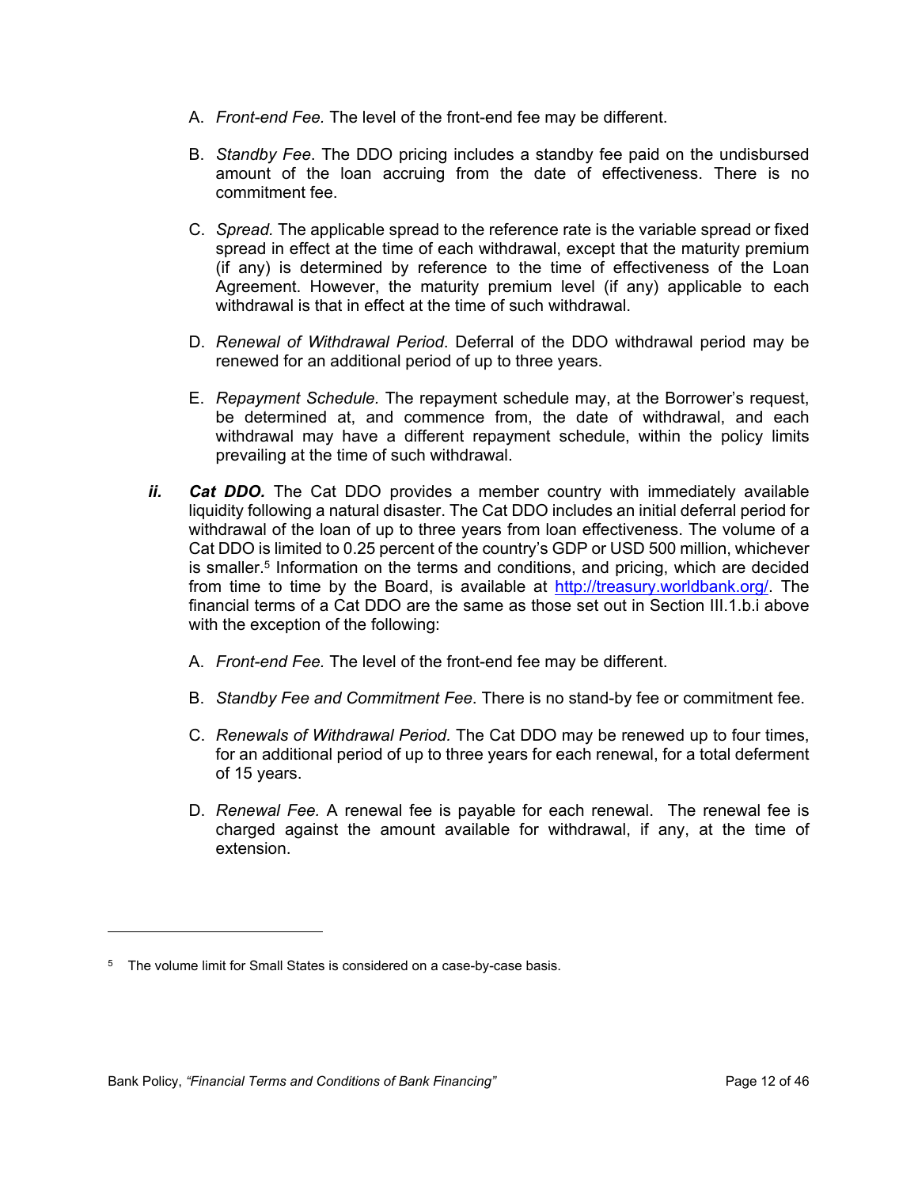A. *Front-end Fee.* The level of the front-end fee may be different.

B. *Standby Fee*. The DDO pricing includes a standby fee paid on the undisbursed amount of the loan accruing from the date of effectiveness. There is no commitment fee.

C. *Spread.* The applicable spread to the reference rate is the variable spread or fixed spread in effect at the time of each withdrawal, except that the maturity premium (if any) is determined by reference to the time of effectiveness of the Loan Agreement. However, the maturity premium level (if any) applicable to each withdrawal is that in effect at the time of such withdrawal.

D. *Renewal of Withdrawal Period*. Deferral of the DDO withdrawal period may be renewed for an additional period of up to three years.

E. *Repayment Schedule.* The repayment schedule may, at the Borrower's request, be determined at, and commence from, the date of withdrawal, and each withdrawal may have a different repayment schedule, within the policy limits prevailing at the time of such withdrawal.

***ii.*** ***Cat DDO.*** The Cat DDO provides a member country with immediately available liquidity following a natural disaster. The Cat DDO includes an initial deferral period for withdrawal of the loan of up to three years from loan effectiveness. The volume of a Cat DDO is limited to 0.25 percent of the country's GDP or USD 500 million, whichever is smaller.[5] Information on the terms and conditions, and pricing, which are decided from time to time by the Board, is available at http://treasury.worldbank.org/. The financial terms of a Cat DDO are the same as those set out in Section III.1.b.i above with the exception of the following:

A. *Front-end Fee.* The level of the front-end fee may be different.

B. *Standby Fee and Commitment Fee*. There is no stand-by fee or commitment fee.

C. *Renewals of Withdrawal Period.* The Cat DDO may be renewed up to four times, for an additional period of up to three years for each renewal, for a total deferment of 15 years.

D. *Renewal Fee.* A renewal fee is payable for each renewal. The renewal fee is charged against the amount available for withdrawal, if any, at the time of extension.

---

[5] The volume limit for Small States is considered on a case-by-case basis.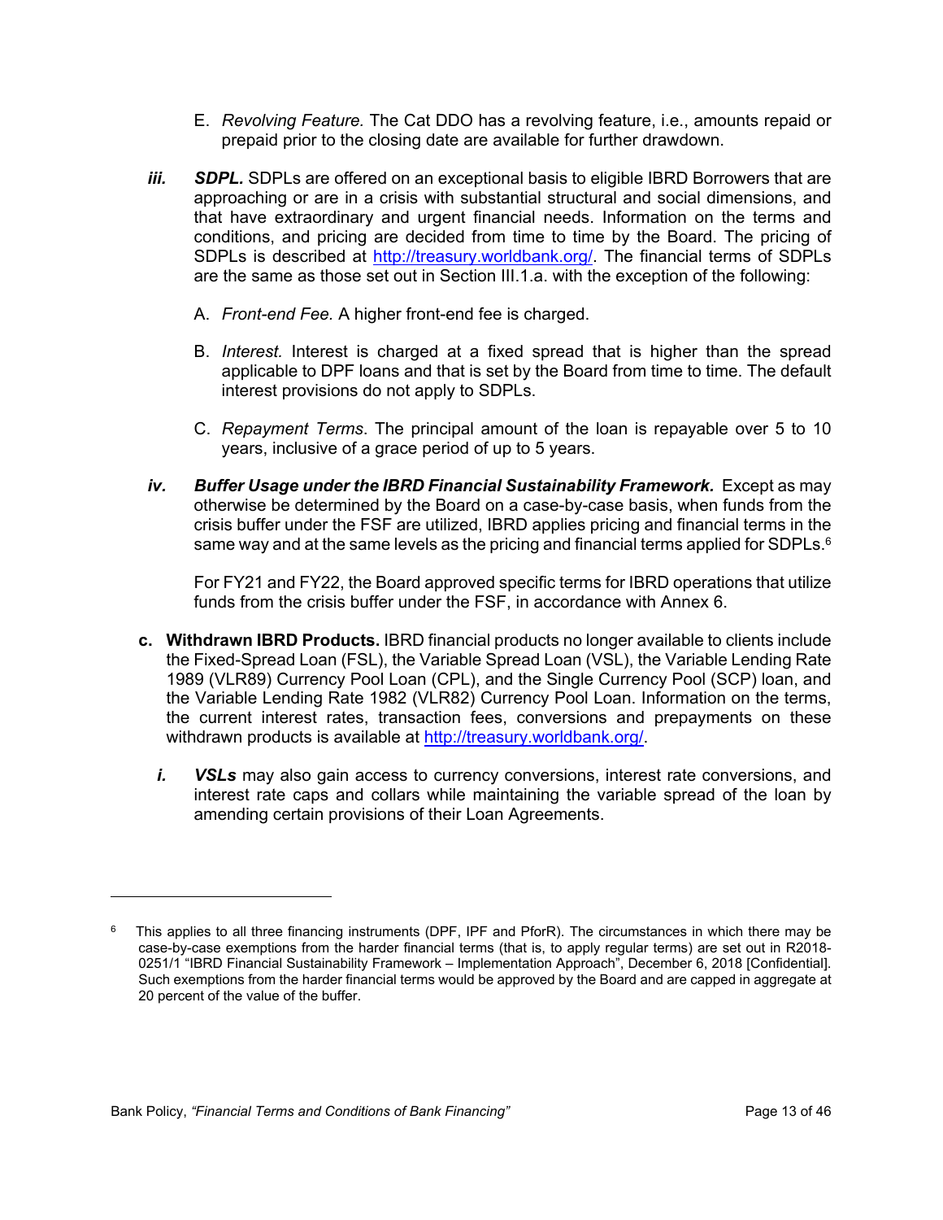E. *Revolving Feature.* The Cat DDO has a revolving feature, i.e., amounts repaid or prepaid prior to the closing date are available for further drawdown.

***iii.*** ***SDPL.*** SDPLs are offered on an exceptional basis to eligible IBRD Borrowers that are approaching or are in a crisis with substantial structural and social dimensions, and that have extraordinary and urgent financial needs. Information on the terms and conditions, and pricing are decided from time to time by the Board. The pricing of SDPLs is described at http://treasury.worldbank.org/. The financial terms of SDPLs are the same as those set out in Section III.1.a. with the exception of the following:

A. *Front-end Fee.* A higher front-end fee is charged.

B. *Interest.* Interest is charged at a fixed spread that is higher than the spread applicable to DPF loans and that is set by the Board from time to time. The default interest provisions do not apply to SDPLs.

C. *Repayment Terms*. The principal amount of the loan is repayable over 5 to 10 years, inclusive of a grace period of up to 5 years.

***iv.*** ***Buffer Usage under the IBRD Financial Sustainability Framework.*** Except as may otherwise be determined by the Board on a case-by-case basis, when funds from the crisis buffer under the FSF are utilized, IBRD applies pricing and financial terms in the same way and at the same levels as the pricing and financial terms applied for SDPLs.[6]

For FY21 and FY22, the Board approved specific terms for IBRD operations that utilize funds from the crisis buffer under the FSF, in accordance with Annex 6.

**c. Withdrawn IBRD Products.** IBRD financial products no longer available to clients include the Fixed-Spread Loan (FSL), the Variable Spread Loan (VSL), the Variable Lending Rate 1989 (VLR89) Currency Pool Loan (CPL), and the Single Currency Pool (SCP) loan, and the Variable Lending Rate 1982 (VLR82) Currency Pool Loan. Information on the terms, the current interest rates, transaction fees, conversions and prepayments on these withdrawn products is available at http://treasury.worldbank.org/.

***i.*** ***VSLs*** may also gain access to currency conversions, interest rate conversions, and interest rate caps and collars while maintaining the variable spread of the loan by amending certain provisions of their Loan Agreements.

---

[6] This applies to all three financing instruments (DPF, IPF and PforR). The circumstances in which there may be case-by-case exemptions from the harder financial terms (that is, to apply regular terms) are set out in R2018-0251/1 "IBRD Financial Sustainability Framework – Implementation Approach", December 6, 2018 [Confidential]. Such exemptions from the harder financial terms would be approved by the Board and are capped in aggregate at 20 percent of the value of the buffer.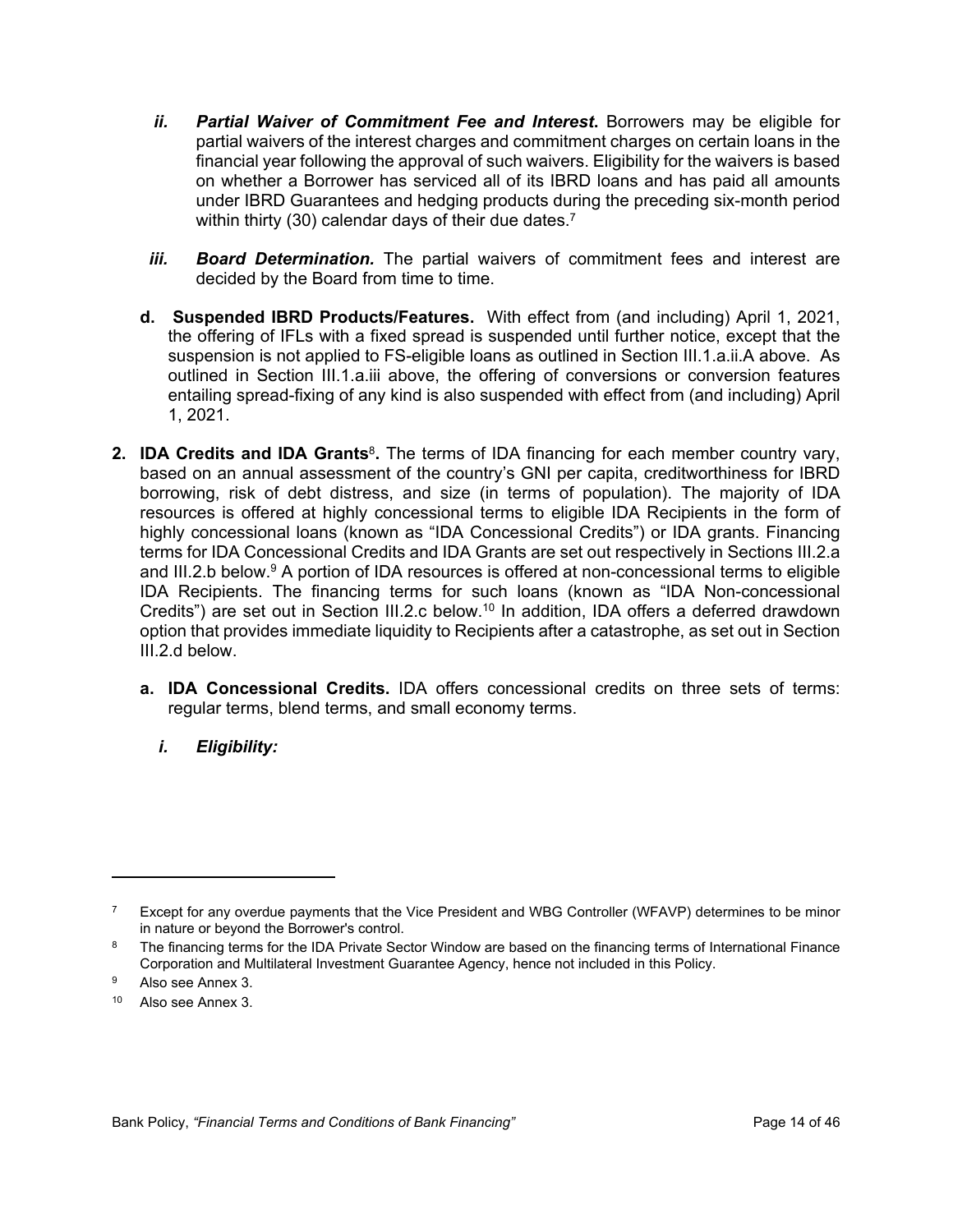*ii.* ***Partial Waiver of Commitment Fee and Interest*.** Borrowers may be eligible for partial waivers of the interest charges and commitment charges on certain loans in the financial year following the approval of such waivers. Eligibility for the waivers is based on whether a Borrower has serviced all of its IBRD loans and has paid all amounts under IBRD Guarantees and hedging products during the preceding six-month period within thirty (30) calendar days of their due dates.[7]

*iii.* ***Board Determination.*** The partial waivers of commitment fees and interest are decided by the Board from time to time.

**d. Suspended IBRD Products/Features.** With effect from (and including) April 1, 2021, the offering of IFLs with a fixed spread is suspended until further notice, except that the suspension is not applied to FS-eligible loans as outlined in Section III.1.a.ii.A above. As outlined in Section III.1.a.iii above, the offering of conversions or conversion features entailing spread-fixing of any kind is also suspended with effect from (and including) April 1, 2021.

**2. IDA Credits and IDA Grants**[8]**.** The terms of IDA financing for each member country vary, based on an annual assessment of the country's GNI per capita, creditworthiness for IBRD borrowing, risk of debt distress, and size (in terms of population). The majority of IDA resources is offered at highly concessional terms to eligible IDA Recipients in the form of highly concessional loans (known as "IDA Concessional Credits") or IDA grants. Financing terms for IDA Concessional Credits and IDA Grants are set out respectively in Sections III.2.a and III.2.b below.[9] A portion of IDA resources is offered at non-concessional terms to eligible IDA Recipients. The financing terms for such loans (known as "IDA Non-concessional Credits") are set out in Section III.2.c below.[10] In addition, IDA offers a deferred drawdown option that provides immediate liquidity to Recipients after a catastrophe, as set out in Section III.2.d below.

**a. IDA Concessional Credits.** IDA offers concessional credits on three sets of terms: regular terms, blend terms, and small economy terms.

***i. Eligibility:***

---

[7] Except for any overdue payments that the Vice President and WBG Controller (WFAVP) determines to be minor in nature or beyond the Borrower's control.

[8] The financing terms for the IDA Private Sector Window are based on the financing terms of International Finance Corporation and Multilateral Investment Guarantee Agency, hence not included in this Policy.

[9] Also see Annex 3.

[10] Also see Annex 3.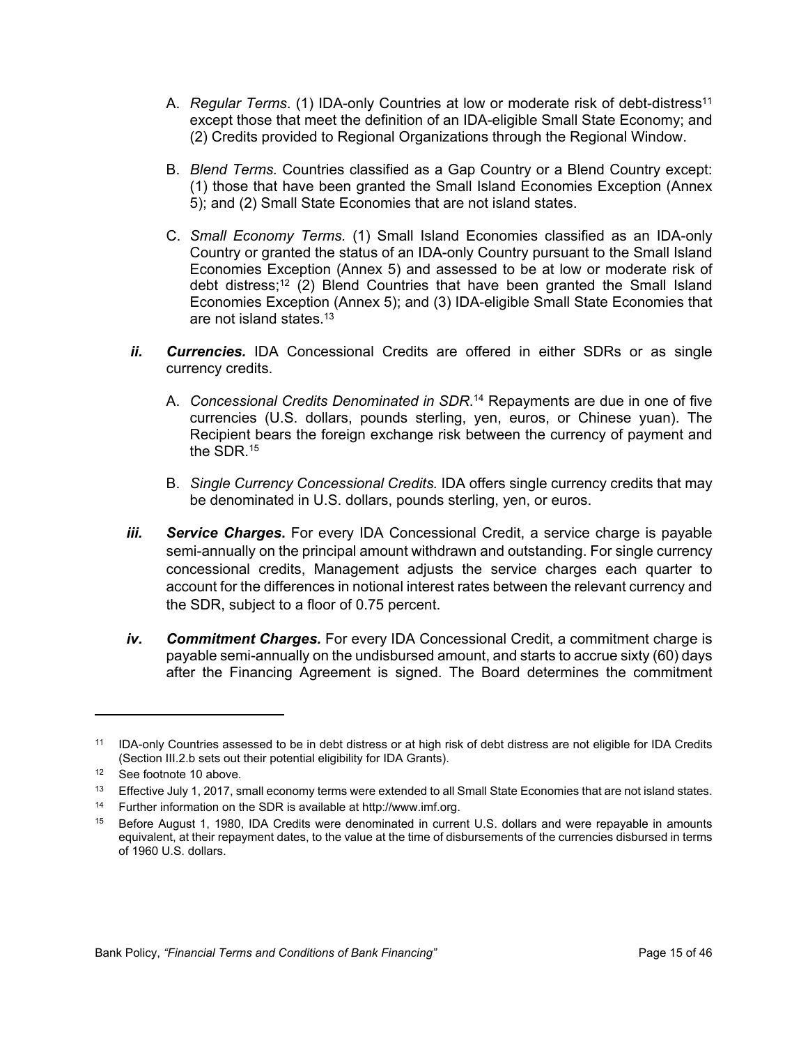A. *Regular Terms*. (1) IDA-only Countries at low or moderate risk of debt-distress[11] except those that meet the definition of an IDA-eligible Small State Economy; and (2) Credits provided to Regional Organizations through the Regional Window.

B. *Blend Terms.* Countries classified as a Gap Country or a Blend Country except: (1) those that have been granted the Small Island Economies Exception (Annex 5); and (2) Small State Economies that are not island states.

C. *Small Economy Terms.* (1) Small Island Economies classified as an IDA-only Country or granted the status of an IDA-only Country pursuant to the Small Island Economies Exception (Annex 5) and assessed to be at low or moderate risk of debt distress;[12] (2) Blend Countries that have been granted the Small Island Economies Exception (Annex 5); and (3) IDA-eligible Small State Economies that are not island states.[13]

***ii. Currencies.*** IDA Concessional Credits are offered in either SDRs or as single currency credits.

A. *Concessional Credits Denominated in SDR*.[14] Repayments are due in one of five currencies (U.S. dollars, pounds sterling, yen, euros, or Chinese yuan). The Recipient bears the foreign exchange risk between the currency of payment and the SDR.[15]

B. *Single Currency Concessional Credits.* IDA offers single currency credits that may be denominated in U.S. dollars, pounds sterling, yen, or euros.

***iii. Service Charges.*** For every IDA Concessional Credit, a service charge is payable semi-annually on the principal amount withdrawn and outstanding. For single currency concessional credits, Management adjusts the service charges each quarter to account for the differences in notional interest rates between the relevant currency and the SDR, subject to a floor of 0.75 percent.

***iv. Commitment Charges.*** For every IDA Concessional Credit, a commitment charge is payable semi-annually on the undisbursed amount, and starts to accrue sixty (60) days after the Financing Agreement is signed. The Board determines the commitment

---

[11] IDA-only Countries assessed to be in debt distress or at high risk of debt distress are not eligible for IDA Credits (Section III.2.b sets out their potential eligibility for IDA Grants).

[12] See footnote 10 above.

[13] Effective July 1, 2017, small economy terms were extended to all Small State Economies that are not island states.

[14] Further information on the SDR is available at http://www.imf.org.

[15] Before August 1, 1980, IDA Credits were denominated in current U.S. dollars and were repayable in amounts equivalent, at their repayment dates, to the value at the time of disbursements of the currencies disbursed in terms of 1960 U.S. dollars.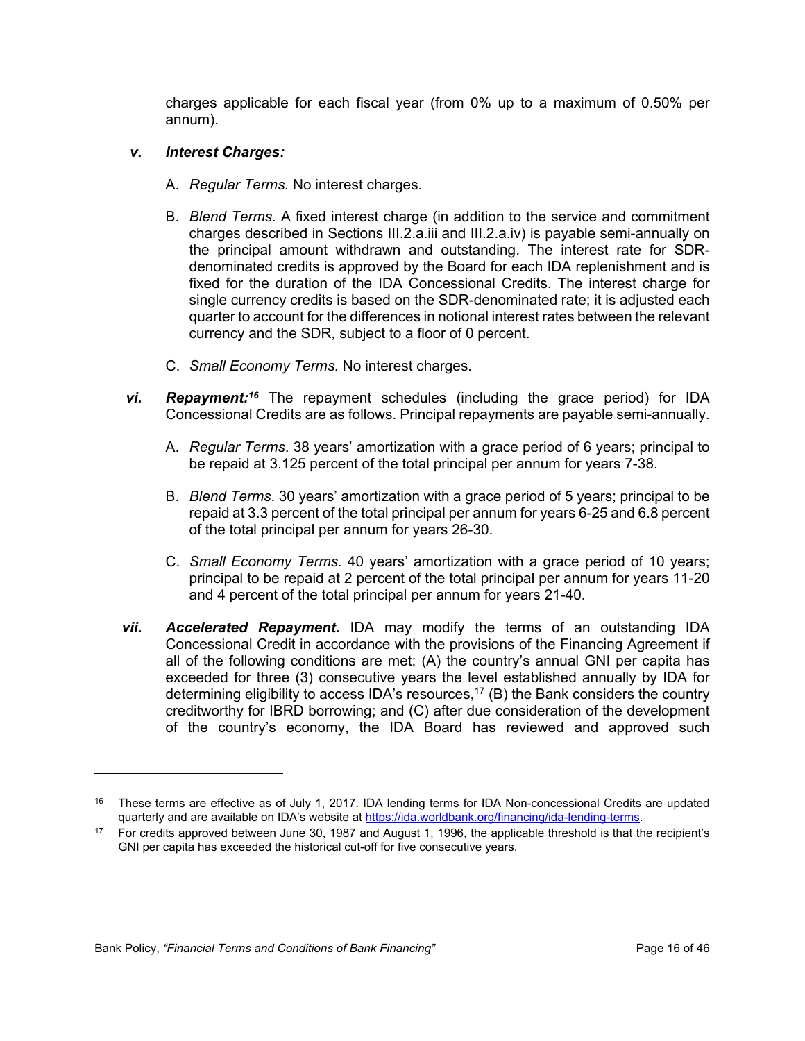charges applicable for each fiscal year (from 0% up to a maximum of 0.50% per annum).

***v. Interest Charges:***

A. *Regular Terms.* No interest charges.

B. *Blend Terms.* A fixed interest charge (in addition to the service and commitment charges described in Sections III.2.a.iii and III.2.a.iv) is payable semi-annually on the principal amount withdrawn and outstanding. The interest rate for SDR-denominated credits is approved by the Board for each IDA replenishment and is fixed for the duration of the IDA Concessional Credits. The interest charge for single currency credits is based on the SDR-denominated rate; it is adjusted each quarter to account for the differences in notional interest rates between the relevant currency and the SDR, subject to a floor of 0 percent.

C. *Small Economy Terms.* No interest charges.

***vi. Repayment:***[16] The repayment schedules (including the grace period) for IDA Concessional Credits are as follows. Principal repayments are payable semi-annually.

A. *Regular Terms*. 38 years' amortization with a grace period of 6 years; principal to be repaid at 3.125 percent of the total principal per annum for years 7-38.

B. *Blend Terms*. 30 years' amortization with a grace period of 5 years; principal to be repaid at 3.3 percent of the total principal per annum for years 6-25 and 6.8 percent of the total principal per annum for years 26-30.

C. *Small Economy Terms.* 40 years' amortization with a grace period of 10 years; principal to be repaid at 2 percent of the total principal per annum for years 11-20 and 4 percent of the total principal per annum for years 21-40.

***vii. Accelerated Repayment.*** IDA may modify the terms of an outstanding IDA Concessional Credit in accordance with the provisions of the Financing Agreement if all of the following conditions are met: (A) the country's annual GNI per capita has exceeded for three (3) consecutive years the level established annually by IDA for determining eligibility to access IDA's resources,[17] (B) the Bank considers the country creditworthy for IBRD borrowing; and (C) after due consideration of the development of the country's economy, the IDA Board has reviewed and approved such

---

[16] These terms are effective as of July 1, 2017. IDA lending terms for IDA Non-concessional Credits are updated quarterly and are available on IDA's website at https://ida.worldbank.org/financing/ida-lending-terms.

[17] For credits approved between June 30, 1987 and August 1, 1996, the applicable threshold is that the recipient's GNI per capita has exceeded the historical cut-off for five consecutive years.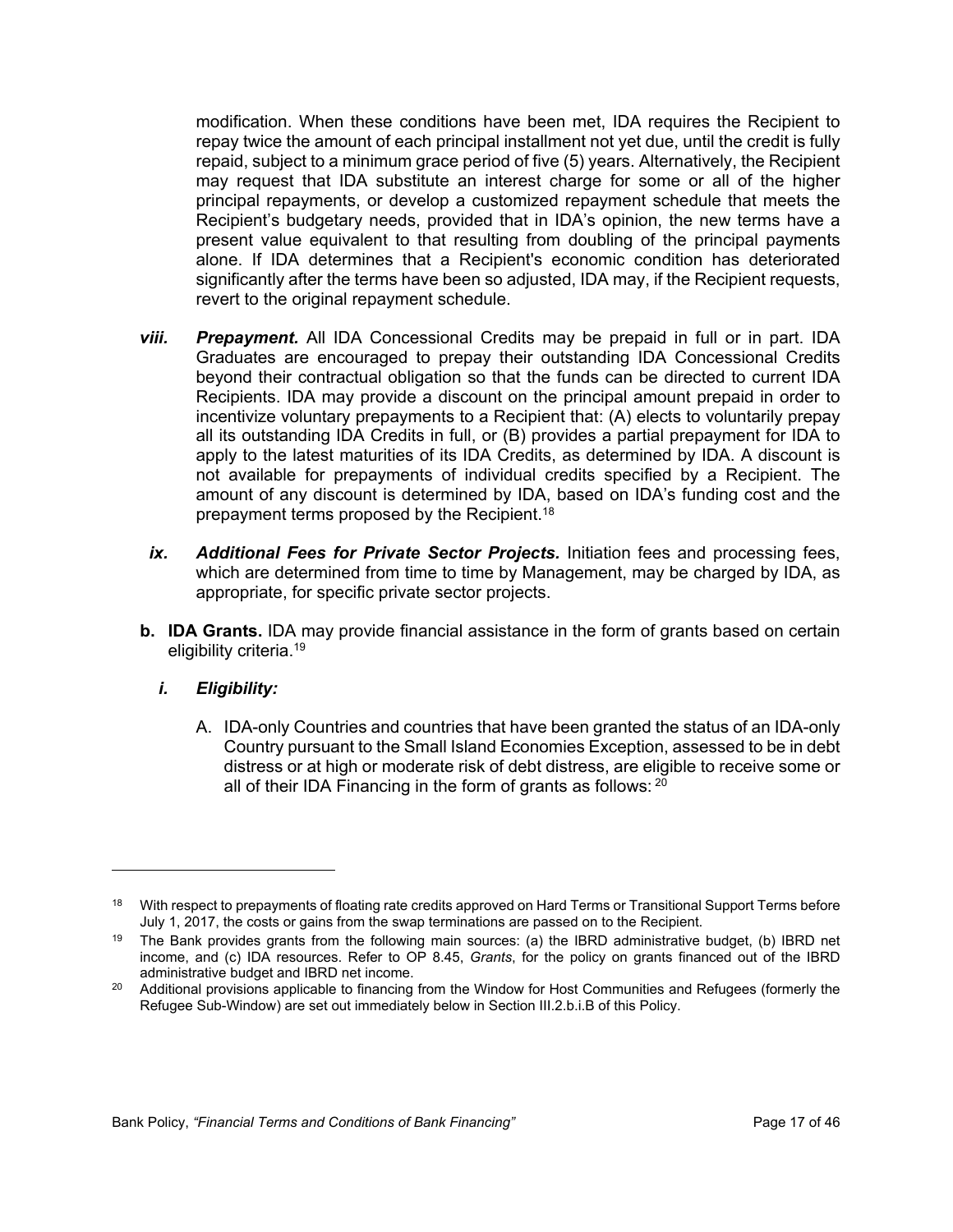modification. When these conditions have been met, IDA requires the Recipient to repay twice the amount of each principal installment not yet due, until the credit is fully repaid, subject to a minimum grace period of five (5) years. Alternatively, the Recipient may request that IDA substitute an interest charge for some or all of the higher principal repayments, or develop a customized repayment schedule that meets the Recipient's budgetary needs, provided that in IDA's opinion, the new terms have a present value equivalent to that resulting from doubling of the principal payments alone. If IDA determines that a Recipient's economic condition has deteriorated significantly after the terms have been so adjusted, IDA may, if the Recipient requests, revert to the original repayment schedule.

***viii. Prepayment.*** All IDA Concessional Credits may be prepaid in full or in part. IDA Graduates are encouraged to prepay their outstanding IDA Concessional Credits beyond their contractual obligation so that the funds can be directed to current IDA Recipients. IDA may provide a discount on the principal amount prepaid in order to incentivize voluntary prepayments to a Recipient that: (A) elects to voluntarily prepay all its outstanding IDA Credits in full, or (B) provides a partial prepayment for IDA to apply to the latest maturities of its IDA Credits, as determined by IDA. A discount is not available for prepayments of individual credits specified by a Recipient. The amount of any discount is determined by IDA, based on IDA's funding cost and the prepayment terms proposed by the Recipient.[18]

***ix. Additional Fees for Private Sector Projects.*** Initiation fees and processing fees, which are determined from time to time by Management, may be charged by IDA, as appropriate, for specific private sector projects.

**b. IDA Grants.** IDA may provide financial assistance in the form of grants based on certain eligibility criteria.[19]

***i. Eligibility:***

A. IDA-only Countries and countries that have been granted the status of an IDA-only Country pursuant to the Small Island Economies Exception, assessed to be in debt distress or at high or moderate risk of debt distress, are eligible to receive some or all of their IDA Financing in the form of grants as follows: [20]

---

[18] With respect to prepayments of floating rate credits approved on Hard Terms or Transitional Support Terms before July 1, 2017, the costs or gains from the swap terminations are passed on to the Recipient.

[19] The Bank provides grants from the following main sources: (a) the IBRD administrative budget, (b) IBRD net income, and (c) IDA resources. Refer to OP 8.45, *Grants*, for the policy on grants financed out of the IBRD administrative budget and IBRD net income.

[20] Additional provisions applicable to financing from the Window for Host Communities and Refugees (formerly the Refugee Sub-Window) are set out immediately below in Section III.2.b.i.B of this Policy.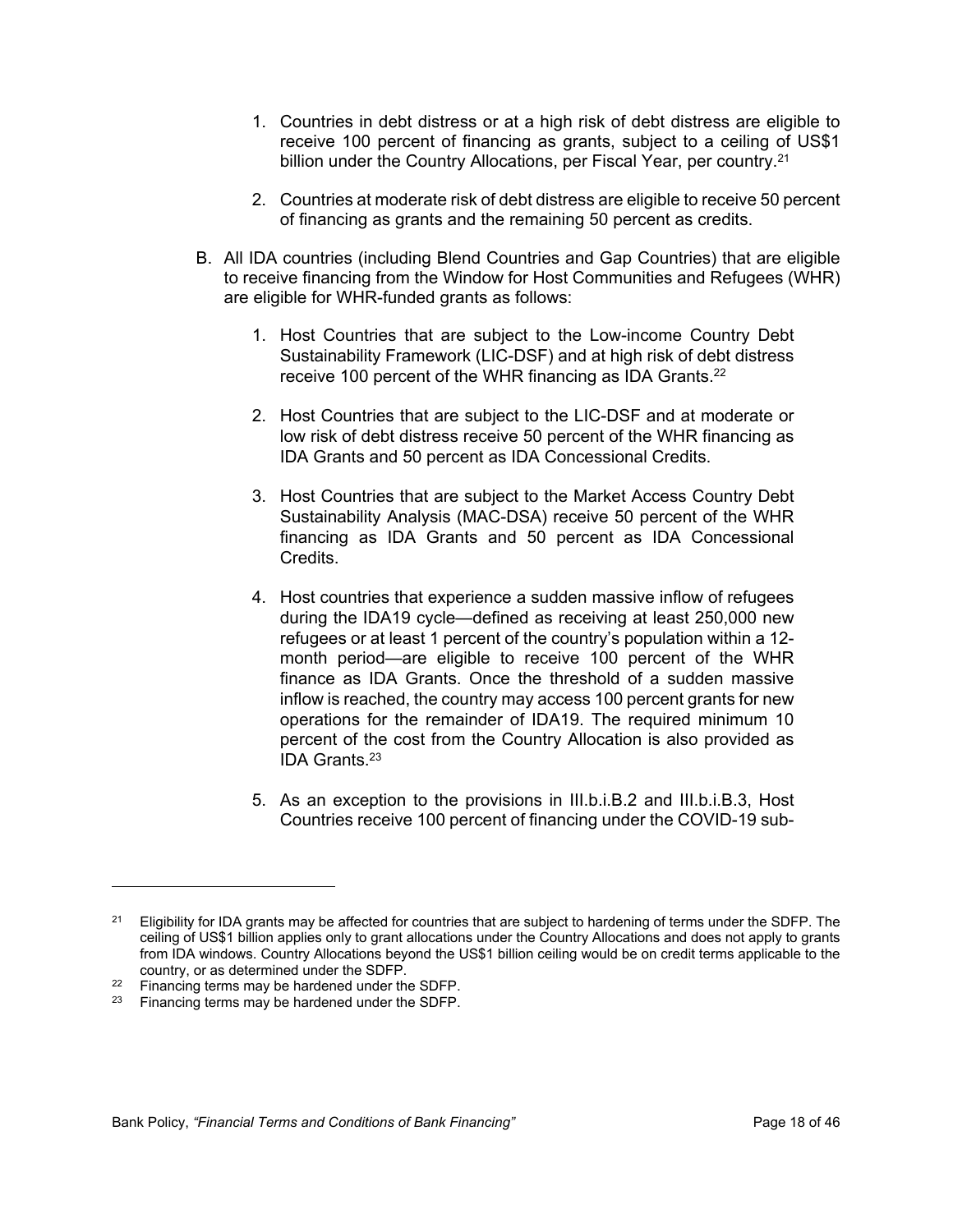1. Countries in debt distress or at a high risk of debt distress are eligible to receive 100 percent of financing as grants, subject to a ceiling of US$1 billion under the Country Allocations, per Fiscal Year, per country.[21]

2. Countries at moderate risk of debt distress are eligible to receive 50 percent of financing as grants and the remaining 50 percent as credits.

B. All IDA countries (including Blend Countries and Gap Countries) that are eligible to receive financing from the Window for Host Communities and Refugees (WHR) are eligible for WHR-funded grants as follows:

1. Host Countries that are subject to the Low-income Country Debt Sustainability Framework (LIC-DSF) and at high risk of debt distress receive 100 percent of the WHR financing as IDA Grants.[22]

2. Host Countries that are subject to the LIC-DSF and at moderate or low risk of debt distress receive 50 percent of the WHR financing as IDA Grants and 50 percent as IDA Concessional Credits.

3. Host Countries that are subject to the Market Access Country Debt Sustainability Analysis (MAC-DSA) receive 50 percent of the WHR financing as IDA Grants and 50 percent as IDA Concessional Credits.

4. Host countries that experience a sudden massive inflow of refugees during the IDA19 cycle—defined as receiving at least 250,000 new refugees or at least 1 percent of the country's population within a 12-month period—are eligible to receive 100 percent of the WHR finance as IDA Grants. Once the threshold of a sudden massive inflow is reached, the country may access 100 percent grants for new operations for the remainder of IDA19. The required minimum 10 percent of the cost from the Country Allocation is also provided as IDA Grants.[23]

5. As an exception to the provisions in III.b.i.B.2 and III.b.i.B.3, Host Countries receive 100 percent of financing under the COVID-19 sub-

---

[21] Eligibility for IDA grants may be affected for countries that are subject to hardening of terms under the SDFP. The ceiling of US$1 billion applies only to grant allocations under the Country Allocations and does not apply to grants from IDA windows. Country Allocations beyond the US$1 billion ceiling would be on credit terms applicable to the country, or as determined under the SDFP.

[22] Financing terms may be hardened under the SDFP.

[23] Financing terms may be hardened under the SDFP.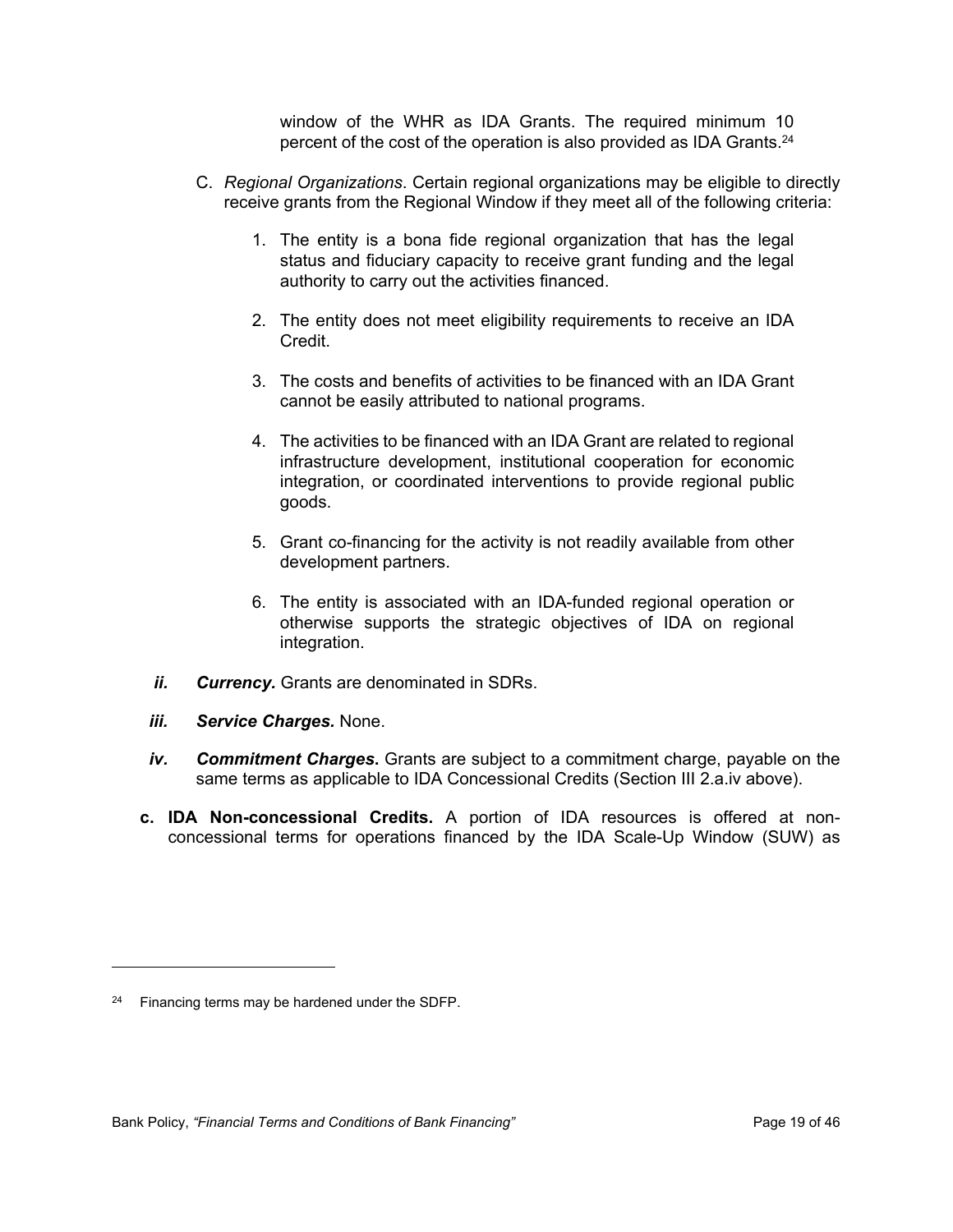window of the WHR as IDA Grants. The required minimum 10 percent of the cost of the operation is also provided as IDA Grants.[24]

C. *Regional Organizations*. Certain regional organizations may be eligible to directly receive grants from the Regional Window if they meet all of the following criteria:

1. The entity is a bona fide regional organization that has the legal status and fiduciary capacity to receive grant funding and the legal authority to carry out the activities financed.

2. The entity does not meet eligibility requirements to receive an IDA Credit.

3. The costs and benefits of activities to be financed with an IDA Grant cannot be easily attributed to national programs.

4. The activities to be financed with an IDA Grant are related to regional infrastructure development, institutional cooperation for economic integration, or coordinated interventions to provide regional public goods.

5. Grant co-financing for the activity is not readily available from other development partners.

6. The entity is associated with an IDA-funded regional operation or otherwise supports the strategic objectives of IDA on regional integration.

***ii. Currency.*** Grants are denominated in SDRs.

***iii. Service Charges.*** None.

***iv. Commitment Charges*.** Grants are subject to a commitment charge, payable on the same terms as applicable to IDA Concessional Credits (Section III 2.a.iv above).

**c. IDA Non-concessional Credits.** A portion of IDA resources is offered at non-concessional terms for operations financed by the IDA Scale-Up Window (SUW) as

[24] Financing terms may be hardened under the SDFP.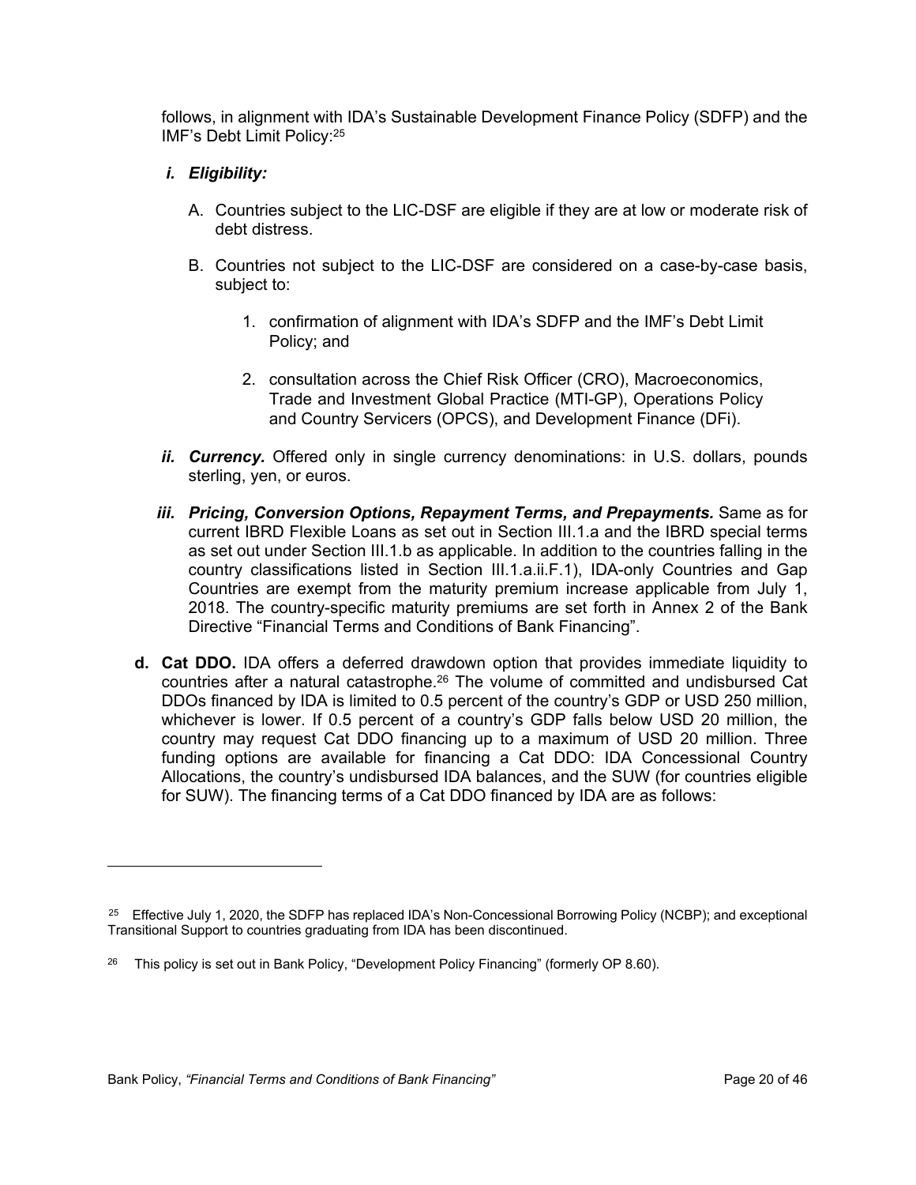follows, in alignment with IDA's Sustainable Development Finance Policy (SDFP) and the IMF's Debt Limit Policy:[25]

*i.* ***Eligibility:***

A. Countries subject to the LIC-DSF are eligible if they are at low or moderate risk of debt distress.

B. Countries not subject to the LIC-DSF are considered on a case-by-case basis, subject to:

1. confirmation of alignment with IDA's SDFP and the IMF's Debt Limit Policy; and

2. consultation across the Chief Risk Officer (CRO), Macroeconomics, Trade and Investment Global Practice (MTI-GP), Operations Policy and Country Servicers (OPCS), and Development Finance (DFi).

*ii.* ***Currency.*** Offered only in single currency denominations: in U.S. dollars, pounds sterling, yen, or euros.

*iii.* ***Pricing, Conversion Options, Repayment Terms, and Prepayments.*** Same as for current IBRD Flexible Loans as set out in Section III.1.a and the IBRD special terms as set out under Section III.1.b as applicable. In addition to the countries falling in the country classifications listed in Section III.1.a.ii.F.1), IDA-only Countries and Gap Countries are exempt from the maturity premium increase applicable from July 1, 2018. The country-specific maturity premiums are set forth in Annex 2 of the Bank Directive "Financial Terms and Conditions of Bank Financing".

**d. Cat DDO.** IDA offers a deferred drawdown option that provides immediate liquidity to countries after a natural catastrophe.[26] The volume of committed and undisbursed Cat DDOs financed by IDA is limited to 0.5 percent of the country's GDP or USD 250 million, whichever is lower. If 0.5 percent of a country's GDP falls below USD 20 million, the country may request Cat DDO financing up to a maximum of USD 20 million. Three funding options are available for financing a Cat DDO: IDA Concessional Country Allocations, the country's undisbursed IDA balances, and the SUW (for countries eligible for SUW). The financing terms of a Cat DDO financed by IDA are as follows:

---

[25] Effective July 1, 2020, the SDFP has replaced IDA's Non-Concessional Borrowing Policy (NCBP); and exceptional Transitional Support to countries graduating from IDA has been discontinued.

[26] This policy is set out in Bank Policy, "Development Policy Financing" (formerly OP 8.60).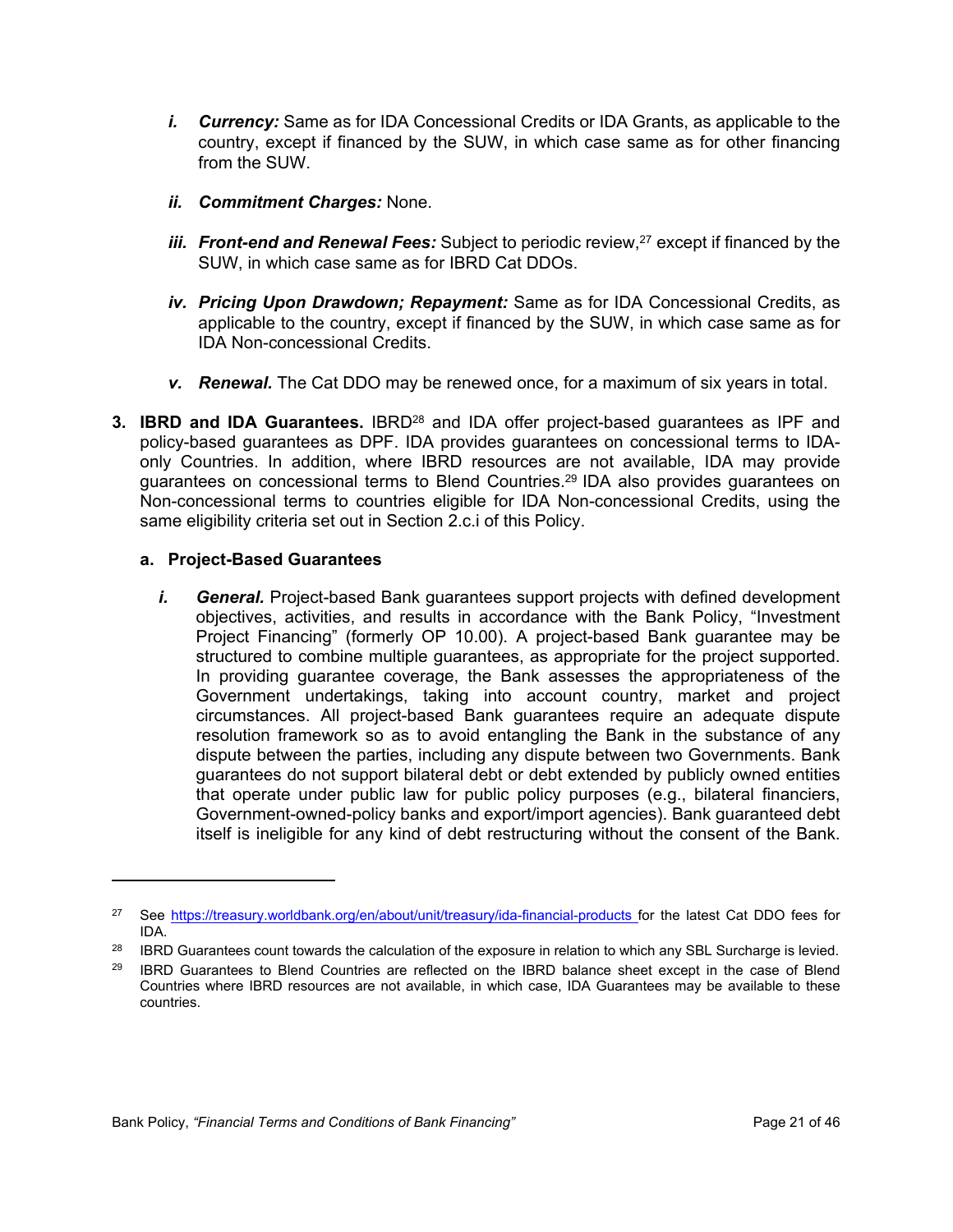- ***i. Currency:*** Same as for IDA Concessional Credits or IDA Grants, as applicable to the country, except if financed by the SUW, in which case same as for other financing from the SUW.
- ***ii. Commitment Charges:*** None.
- ***iii. Front-end and Renewal Fees:*** Subject to periodic review,[27] except if financed by the SUW, in which case same as for IBRD Cat DDOs.
- ***iv. Pricing Upon Drawdown; Repayment:*** Same as for IDA Concessional Credits, as applicable to the country, except if financed by the SUW, in which case same as for IDA Non-concessional Credits.
- ***v. Renewal.*** The Cat DDO may be renewed once, for a maximum of six years in total.

3. **IBRD and IDA Guarantees.** IBRD[28] and IDA offer project-based guarantees as IPF and policy-based guarantees as DPF. IDA provides guarantees on concessional terms to IDA-only Countries. In addition, where IBRD resources are not available, IDA may provide guarantees on concessional terms to Blend Countries.[29] IDA also provides guarantees on Non-concessional terms to countries eligible for IDA Non-concessional Credits, using the same eligibility criteria set out in Section 2.c.i of this Policy.

**a. Project-Based Guarantees**

***i. General.*** Project-based Bank guarantees support projects with defined development objectives, activities, and results in accordance with the Bank Policy, "Investment Project Financing" (formerly OP 10.00). A project-based Bank guarantee may be structured to combine multiple guarantees, as appropriate for the project supported. In providing guarantee coverage, the Bank assesses the appropriateness of the Government undertakings, taking into account country, market and project circumstances. All project-based Bank guarantees require an adequate dispute resolution framework so as to avoid entangling the Bank in the substance of any dispute between the parties, including any dispute between two Governments. Bank guarantees do not support bilateral debt or debt extended by publicly owned entities that operate under public law for public policy purposes (e.g., bilateral financiers, Government-owned-policy banks and export/import agencies). Bank guaranteed debt itself is ineligible for any kind of debt restructuring without the consent of the Bank.

---

[27] See https://treasury.worldbank.org/en/about/unit/treasury/ida-financial-products for the latest Cat DDO fees for IDA.

[28] IBRD Guarantees count towards the calculation of the exposure in relation to which any SBL Surcharge is levied.

[29] IBRD Guarantees to Blend Countries are reflected on the IBRD balance sheet except in the case of Blend Countries where IBRD resources are not available, in which case, IDA Guarantees may be available to these countries.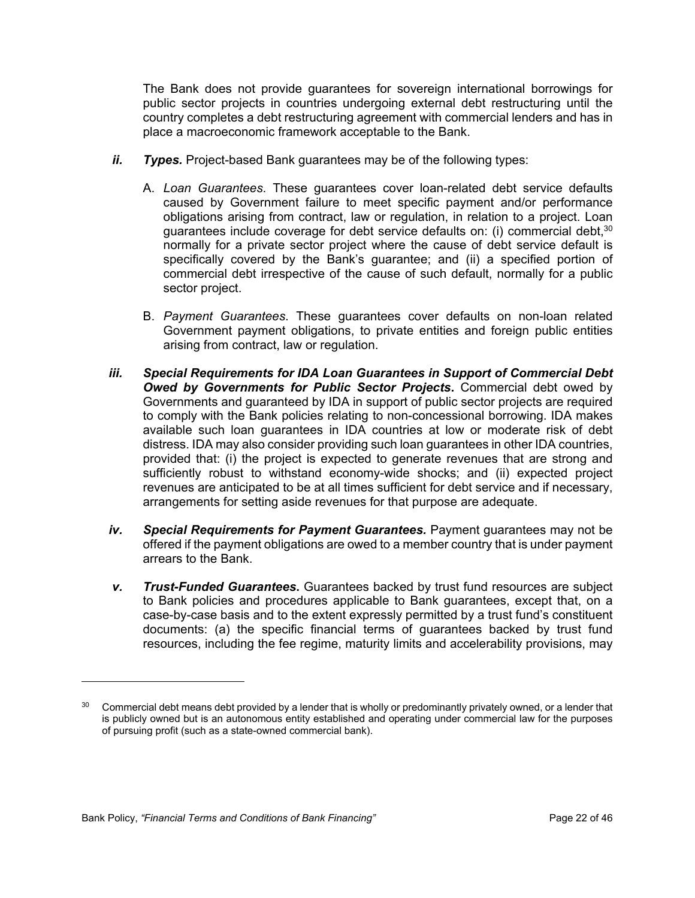The Bank does not provide guarantees for sovereign international borrowings for public sector projects in countries undergoing external debt restructuring until the country completes a debt restructuring agreement with commercial lenders and has in place a macroeconomic framework acceptable to the Bank.

***ii. Types.*** Project-based Bank guarantees may be of the following types:

A. *Loan Guarantees*. These guarantees cover loan-related debt service defaults caused by Government failure to meet specific payment and/or performance obligations arising from contract, law or regulation, in relation to a project. Loan guarantees include coverage for debt service defaults on: (i) commercial debt,[30] normally for a private sector project where the cause of debt service default is specifically covered by the Bank's guarantee; and (ii) a specified portion of commercial debt irrespective of the cause of such default, normally for a public sector project.

B. *Payment Guarantees*. These guarantees cover defaults on non-loan related Government payment obligations, to private entities and foreign public entities arising from contract, law or regulation.

***iii. Special Requirements for IDA Loan Guarantees in Support of Commercial Debt Owed by Governments for Public Sector Projects.*** Commercial debt owed by Governments and guaranteed by IDA in support of public sector projects are required to comply with the Bank policies relating to non-concessional borrowing. IDA makes available such loan guarantees in IDA countries at low or moderate risk of debt distress. IDA may also consider providing such loan guarantees in other IDA countries, provided that: (i) the project is expected to generate revenues that are strong and sufficiently robust to withstand economy-wide shocks; and (ii) expected project revenues are anticipated to be at all times sufficient for debt service and if necessary, arrangements for setting aside revenues for that purpose are adequate.

***iv. Special Requirements for Payment Guarantees.*** Payment guarantees may not be offered if the payment obligations are owed to a member country that is under payment arrears to the Bank.

***v. Trust-Funded Guarantees.*** Guarantees backed by trust fund resources are subject to Bank policies and procedures applicable to Bank guarantees, except that, on a case-by-case basis and to the extent expressly permitted by a trust fund's constituent documents: (a) the specific financial terms of guarantees backed by trust fund resources, including the fee regime, maturity limits and accelerability provisions, may

---

[30] Commercial debt means debt provided by a lender that is wholly or predominantly privately owned, or a lender that is publicly owned but is an autonomous entity established and operating under commercial law for the purposes of pursuing profit (such as a state-owned commercial bank).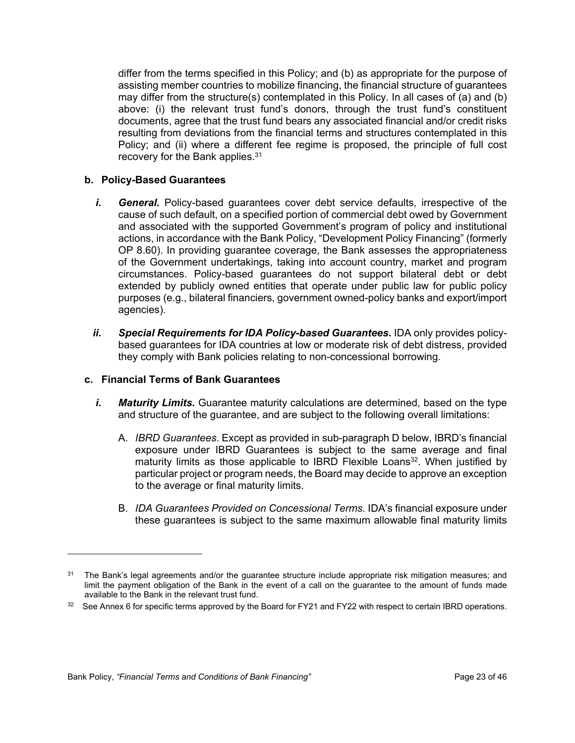differ from the terms specified in this Policy; and (b) as appropriate for the purpose of assisting member countries to mobilize financing, the financial structure of guarantees may differ from the structure(s) contemplated in this Policy. In all cases of (a) and (b) above: (i) the relevant trust fund's donors, through the trust fund's constituent documents, agree that the trust fund bears any associated financial and/or credit risks resulting from deviations from the financial terms and structures contemplated in this Policy; and (ii) where a different fee regime is proposed, the principle of full cost recovery for the Bank applies.[31]

**b. Policy-Based Guarantees**

*i.* ***General.*** Policy-based guarantees cover debt service defaults, irrespective of the cause of such default, on a specified portion of commercial debt owed by Government and associated with the supported Government's program of policy and institutional actions, in accordance with the Bank Policy, "Development Policy Financing" (formerly OP 8.60). In providing guarantee coverage, the Bank assesses the appropriateness of the Government undertakings, taking into account country, market and program circumstances. Policy-based guarantees do not support bilateral debt or debt extended by publicly owned entities that operate under public law for public policy purposes (e.g., bilateral financiers, government owned-policy banks and export/import agencies).

*ii.* ***Special Requirements for IDA Policy-based Guarantees*.** IDA only provides policy-based guarantees for IDA countries at low or moderate risk of debt distress, provided they comply with Bank policies relating to non-concessional borrowing.

**c. Financial Terms of Bank Guarantees**

*i.* ***Maturity Limits.*** Guarantee maturity calculations are determined, based on the type and structure of the guarantee, and are subject to the following overall limitations:

A. *IBRD Guarantees*. Except as provided in sub-paragraph D below, IBRD's financial exposure under IBRD Guarantees is subject to the same average and final maturity limits as those applicable to IBRD Flexible Loans[32]. When justified by particular project or program needs, the Board may decide to approve an exception to the average or final maturity limits.

B. *IDA Guarantees Provided on Concessional Terms*. IDA's financial exposure under these guarantees is subject to the same maximum allowable final maturity limits

---

[31] The Bank's legal agreements and/or the guarantee structure include appropriate risk mitigation measures; and limit the payment obligation of the Bank in the event of a call on the guarantee to the amount of funds made available to the Bank in the relevant trust fund.

[32] See Annex 6 for specific terms approved by the Board for FY21 and FY22 with respect to certain IBRD operations.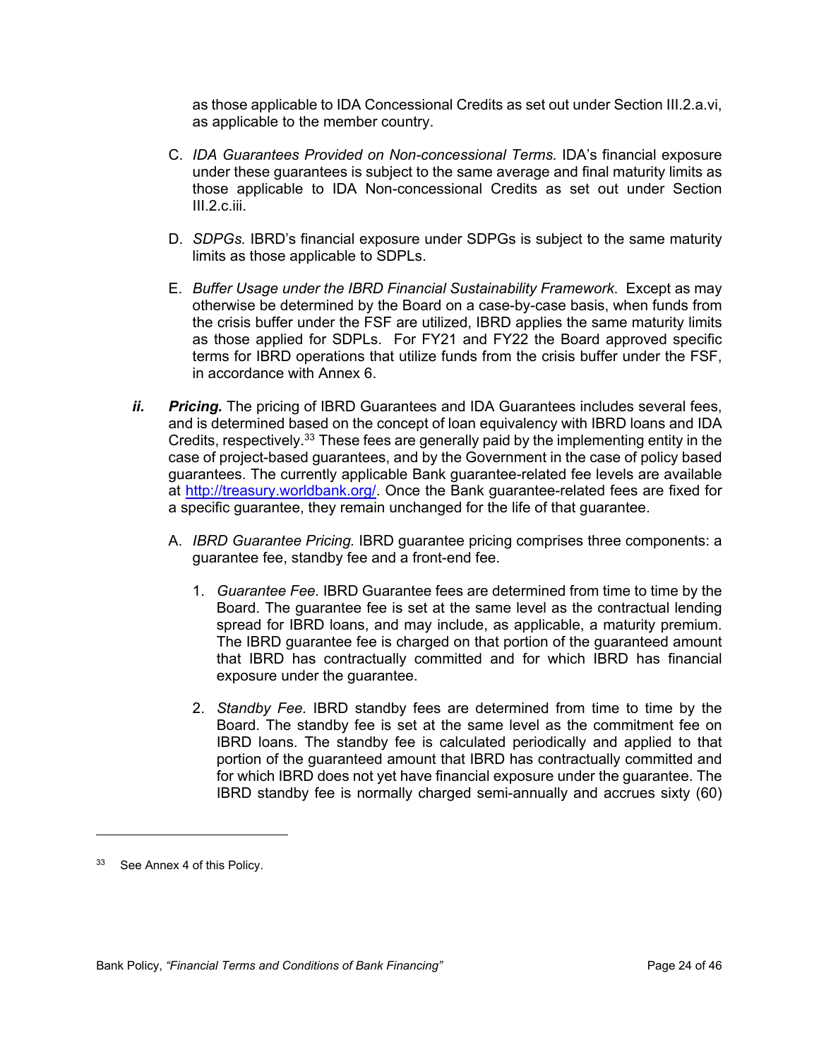as those applicable to IDA Concessional Credits as set out under Section III.2.a.vi, as applicable to the member country.

C. *IDA Guarantees Provided on Non-concessional Terms.* IDA's financial exposure under these guarantees is subject to the same average and final maturity limits as those applicable to IDA Non-concessional Credits as set out under Section III.2.c.iii.

D. *SDPGs.* IBRD's financial exposure under SDPGs is subject to the same maturity limits as those applicable to SDPLs.

E. *Buffer Usage under the IBRD Financial Sustainability Framework.* Except as may otherwise be determined by the Board on a case-by-case basis, when funds from the crisis buffer under the FSF are utilized, IBRD applies the same maturity limits as those applied for SDPLs. For FY21 and FY22 the Board approved specific terms for IBRD operations that utilize funds from the crisis buffer under the FSF, in accordance with Annex 6.

***ii. Pricing.*** The pricing of IBRD Guarantees and IDA Guarantees includes several fees, and is determined based on the concept of loan equivalency with IBRD loans and IDA Credits, respectively.[33] These fees are generally paid by the implementing entity in the case of project-based guarantees, and by the Government in the case of policy based guarantees. The currently applicable Bank guarantee-related fee levels are available at http://treasury.worldbank.org/. Once the Bank guarantee-related fees are fixed for a specific guarantee, they remain unchanged for the life of that guarantee.

A. *IBRD Guarantee Pricing.* IBRD guarantee pricing comprises three components: a guarantee fee, standby fee and a front-end fee.

1. *Guarantee Fee.* IBRD Guarantee fees are determined from time to time by the Board. The guarantee fee is set at the same level as the contractual lending spread for IBRD loans, and may include, as applicable, a maturity premium. The IBRD guarantee fee is charged on that portion of the guaranteed amount that IBRD has contractually committed and for which IBRD has financial exposure under the guarantee.

2. *Standby Fee.* IBRD standby fees are determined from time to time by the Board. The standby fee is set at the same level as the commitment fee on IBRD loans. The standby fee is calculated periodically and applied to that portion of the guaranteed amount that IBRD has contractually committed and for which IBRD does not yet have financial exposure under the guarantee. The IBRD standby fee is normally charged semi-annually and accrues sixty (60)

[33] See Annex 4 of this Policy.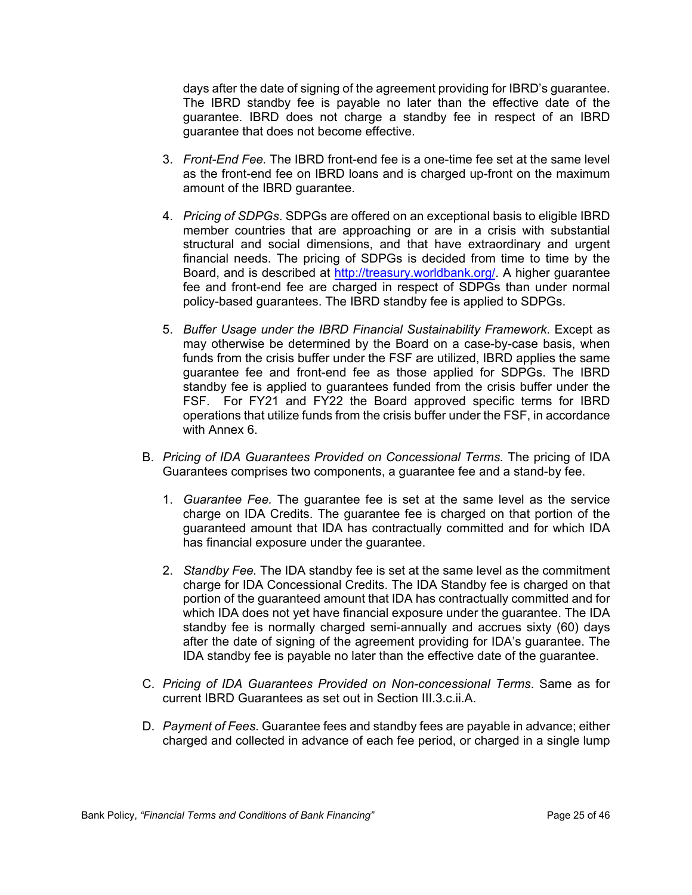days after the date of signing of the agreement providing for IBRD's guarantee. The IBRD standby fee is payable no later than the effective date of the guarantee. IBRD does not charge a standby fee in respect of an IBRD guarantee that does not become effective.

3. *Front-End Fee.* The IBRD front-end fee is a one-time fee set at the same level as the front-end fee on IBRD loans and is charged up-front on the maximum amount of the IBRD guarantee.

4. *Pricing of SDPGs*. SDPGs are offered on an exceptional basis to eligible IBRD member countries that are approaching or are in a crisis with substantial structural and social dimensions, and that have extraordinary and urgent financial needs. The pricing of SDPGs is decided from time to time by the Board, and is described at [http://treasury.worldbank.org/](http://treasury.worldbank.org/). A higher guarantee fee and front-end fee are charged in respect of SDPGs than under normal policy-based guarantees. The IBRD standby fee is applied to SDPGs.

5. *Buffer Usage under the IBRD Financial Sustainability Framework.* Except as may otherwise be determined by the Board on a case-by-case basis, when funds from the crisis buffer under the FSF are utilized, IBRD applies the same guarantee fee and front-end fee as those applied for SDPGs. The IBRD standby fee is applied to guarantees funded from the crisis buffer under the FSF. For FY21 and FY22 the Board approved specific terms for IBRD operations that utilize funds from the crisis buffer under the FSF, in accordance with Annex 6.

B. *Pricing of IDA Guarantees Provided on Concessional Terms.* The pricing of IDA Guarantees comprises two components, a guarantee fee and a stand-by fee.

   1. *Guarantee Fee.* The guarantee fee is set at the same level as the service charge on IDA Credits. The guarantee fee is charged on that portion of the guaranteed amount that IDA has contractually committed and for which IDA has financial exposure under the guarantee.

   2. *Standby Fee.* The IDA standby fee is set at the same level as the commitment charge for IDA Concessional Credits. The IDA Standby fee is charged on that portion of the guaranteed amount that IDA has contractually committed and for which IDA does not yet have financial exposure under the guarantee. The IDA standby fee is normally charged semi-annually and accrues sixty (60) days after the date of signing of the agreement providing for IDA's guarantee. The IDA standby fee is payable no later than the effective date of the guarantee.

C. *Pricing of IDA Guarantees Provided on Non-concessional Terms*. Same as for current IBRD Guarantees as set out in Section III.3.c.ii.A.

D. *Payment of Fees*. Guarantee fees and standby fees are payable in advance; either charged and collected in advance of each fee period, or charged in a single lump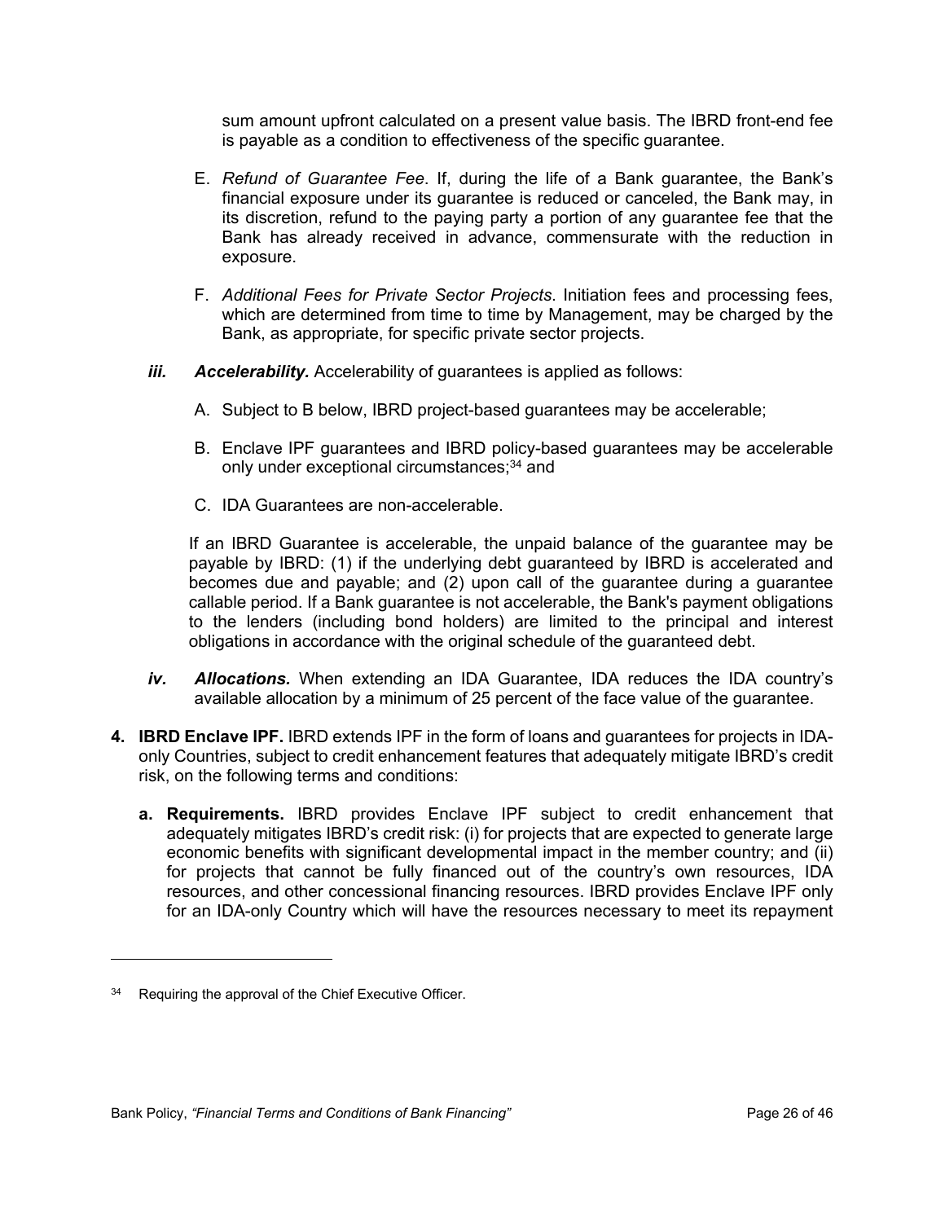sum amount upfront calculated on a present value basis. The IBRD front-end fee is payable as a condition to effectiveness of the specific guarantee.

E. *Refund of Guarantee Fee*. If, during the life of a Bank guarantee, the Bank's financial exposure under its guarantee is reduced or canceled, the Bank may, in its discretion, refund to the paying party a portion of any guarantee fee that the Bank has already received in advance, commensurate with the reduction in exposure.

F. *Additional Fees for Private Sector Projects*. Initiation fees and processing fees, which are determined from time to time by Management, may be charged by the Bank, as appropriate, for specific private sector projects.

***iii. Accelerability.*** Accelerability of guarantees is applied as follows:

A. Subject to B below, IBRD project-based guarantees may be accelerable;

B. Enclave IPF guarantees and IBRD policy-based guarantees may be accelerable only under exceptional circumstances;[34] and

C. IDA Guarantees are non-accelerable.

If an IBRD Guarantee is accelerable, the unpaid balance of the guarantee may be payable by IBRD: (1) if the underlying debt guaranteed by IBRD is accelerated and becomes due and payable; and (2) upon call of the guarantee during a guarantee callable period. If a Bank guarantee is not accelerable, the Bank's payment obligations to the lenders (including bond holders) are limited to the principal and interest obligations in accordance with the original schedule of the guaranteed debt.

***iv. Allocations.*** When extending an IDA Guarantee, IDA reduces the IDA country's available allocation by a minimum of 25 percent of the face value of the guarantee.

**4. IBRD Enclave IPF.** IBRD extends IPF in the form of loans and guarantees for projects in IDA-only Countries, subject to credit enhancement features that adequately mitigate IBRD's credit risk, on the following terms and conditions:

**a. Requirements.** IBRD provides Enclave IPF subject to credit enhancement that adequately mitigates IBRD's credit risk: (i) for projects that are expected to generate large economic benefits with significant developmental impact in the member country; and (ii) for projects that cannot be fully financed out of the country's own resources, IDA resources, and other concessional financing resources. IBRD provides Enclave IPF only for an IDA-only Country which will have the resources necessary to meet its repayment

[34] Requiring the approval of the Chief Executive Officer.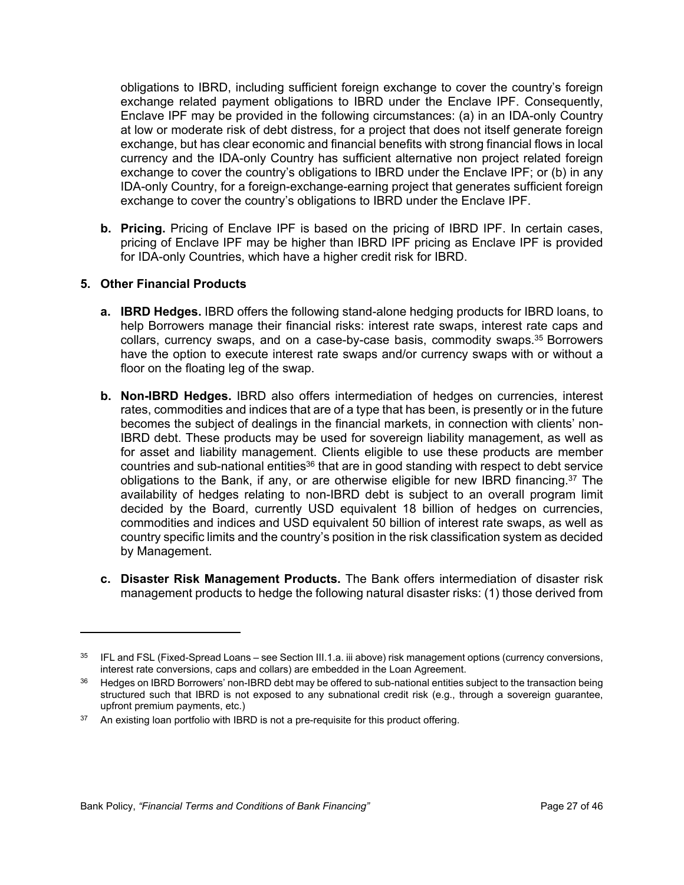obligations to IBRD, including sufficient foreign exchange to cover the country's foreign exchange related payment obligations to IBRD under the Enclave IPF. Consequently, Enclave IPF may be provided in the following circumstances: (a) in an IDA-only Country at low or moderate risk of debt distress, for a project that does not itself generate foreign exchange, but has clear economic and financial benefits with strong financial flows in local currency and the IDA-only Country has sufficient alternative non project related foreign exchange to cover the country's obligations to IBRD under the Enclave IPF; or (b) in any IDA-only Country, for a foreign-exchange-earning project that generates sufficient foreign exchange to cover the country's obligations to IBRD under the Enclave IPF.

**b. Pricing.** Pricing of Enclave IPF is based on the pricing of IBRD IPF. In certain cases, pricing of Enclave IPF may be higher than IBRD IPF pricing as Enclave IPF is provided for IDA-only Countries, which have a higher credit risk for IBRD.

**5. Other Financial Products**

**a. IBRD Hedges.** IBRD offers the following stand-alone hedging products for IBRD loans, to help Borrowers manage their financial risks: interest rate swaps, interest rate caps and collars, currency swaps, and on a case-by-case basis, commodity swaps.[35] Borrowers have the option to execute interest rate swaps and/or currency swaps with or without a floor on the floating leg of the swap.

**b. Non-IBRD Hedges.** IBRD also offers intermediation of hedges on currencies, interest rates, commodities and indices that are of a type that has been, is presently or in the future becomes the subject of dealings in the financial markets, in connection with clients' non-IBRD debt. These products may be used for sovereign liability management, as well as for asset and liability management. Clients eligible to use these products are member countries and sub-national entities[36] that are in good standing with respect to debt service obligations to the Bank, if any, or are otherwise eligible for new IBRD financing.[37] The availability of hedges relating to non-IBRD debt is subject to an overall program limit decided by the Board, currently USD equivalent 18 billion of hedges on currencies, commodities and indices and USD equivalent 50 billion of interest rate swaps, as well as country specific limits and the country's position in the risk classification system as decided by Management.

**c. Disaster Risk Management Products.** The Bank offers intermediation of disaster risk management products to hedge the following natural disaster risks: (1) those derived from

---

[35] IFL and FSL (Fixed-Spread Loans – see Section III.1.a. iii above) risk management options (currency conversions, interest rate conversions, caps and collars) are embedded in the Loan Agreement.

[36] Hedges on IBRD Borrowers' non-IBRD debt may be offered to sub-national entities subject to the transaction being structured such that IBRD is not exposed to any subnational credit risk (e.g., through a sovereign guarantee, upfront premium payments, etc.)

[37] An existing loan portfolio with IBRD is not a pre-requisite for this product offering.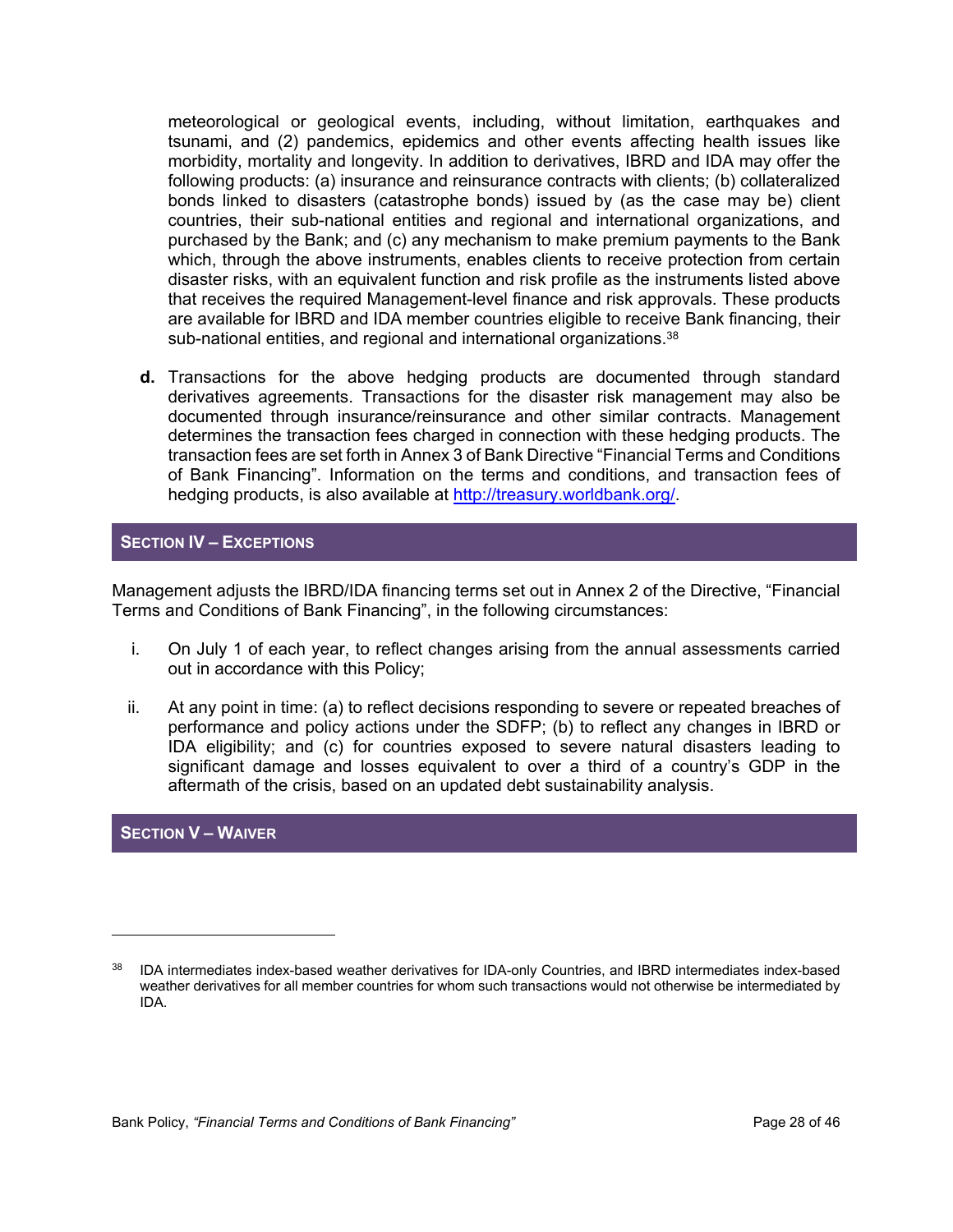meteorological or geological events, including, without limitation, earthquakes and tsunami, and (2) pandemics, epidemics and other events affecting health issues like morbidity, mortality and longevity. In addition to derivatives, IBRD and IDA may offer the following products: (a) insurance and reinsurance contracts with clients; (b) collateralized bonds linked to disasters (catastrophe bonds) issued by (as the case may be) client countries, their sub-national entities and regional and international organizations, and purchased by the Bank; and (c) any mechanism to make premium payments to the Bank which, through the above instruments, enables clients to receive protection from certain disaster risks, with an equivalent function and risk profile as the instruments listed above that receives the required Management-level finance and risk approvals. These products are available for IBRD and IDA member countries eligible to receive Bank financing, their sub-national entities, and regional and international organizations.[38]

**d.** Transactions for the above hedging products are documented through standard derivatives agreements. Transactions for the disaster risk management may also be documented through insurance/reinsurance and other similar contracts. Management determines the transaction fees charged in connection with these hedging products. The transaction fees are set forth in Annex 3 of Bank Directive "Financial Terms and Conditions of Bank Financing". Information on the terms and conditions, and transaction fees of hedging products, is also available at [http://treasury.worldbank.org/](http://treasury.worldbank.org/).

## SECTION IV – EXCEPTIONS

Management adjusts the IBRD/IDA financing terms set out in Annex 2 of the Directive, "Financial Terms and Conditions of Bank Financing", in the following circumstances:

i. On July 1 of each year, to reflect changes arising from the annual assessments carried out in accordance with this Policy;

ii. At any point in time: (a) to reflect decisions responding to severe or repeated breaches of performance and policy actions under the SDFP; (b) to reflect any changes in IBRD or IDA eligibility; and (c) for countries exposed to severe natural disasters leading to significant damage and losses equivalent to over a third of a country's GDP in the aftermath of the crisis, based on an updated debt sustainability analysis.

## SECTION V – WAIVER

---

[38] IDA intermediates index-based weather derivatives for IDA-only Countries, and IBRD intermediates index-based weather derivatives for all member countries for whom such transactions would not otherwise be intermediated by IDA.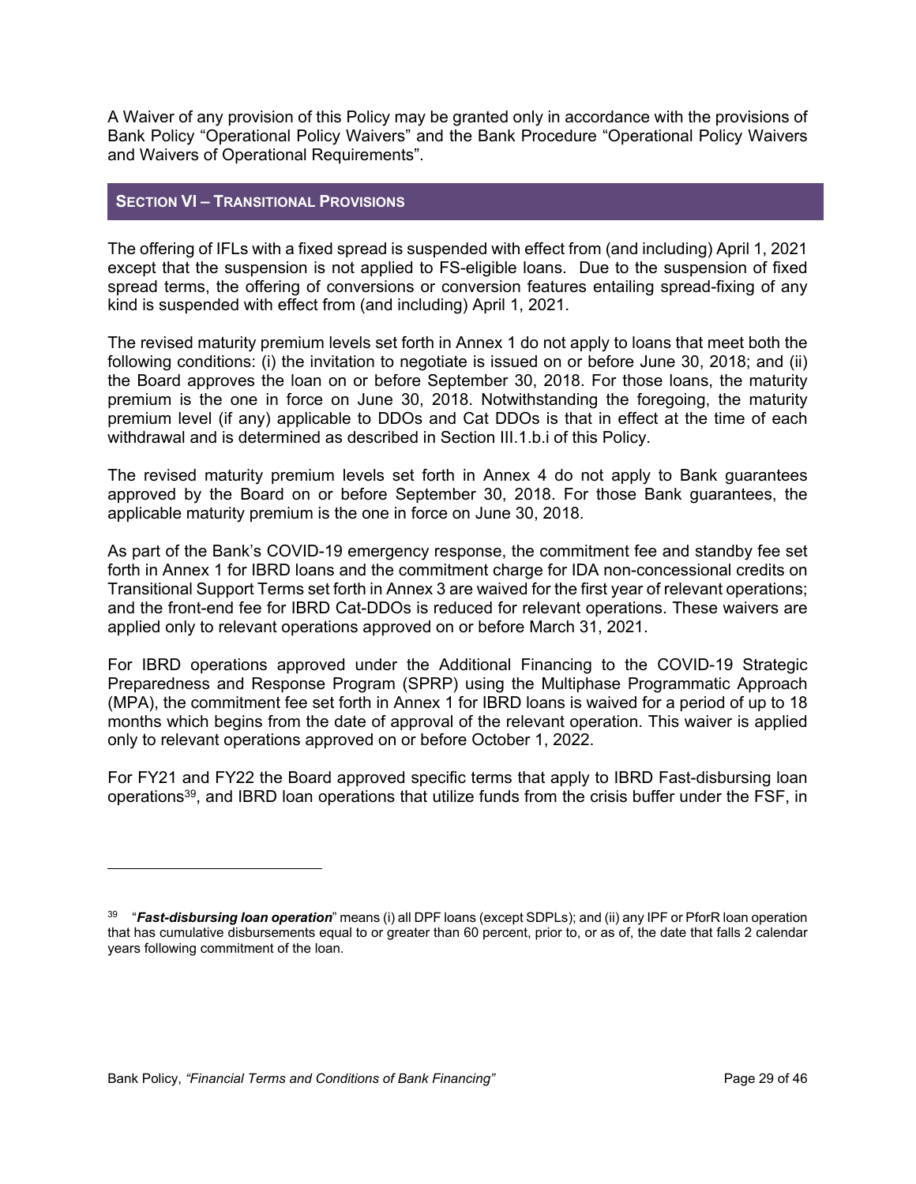A Waiver of any provision of this Policy may be granted only in accordance with the provisions of Bank Policy "Operational Policy Waivers" and the Bank Procedure "Operational Policy Waivers and Waivers of Operational Requirements".

## SECTION VI – TRANSITIONAL PROVISIONS

The offering of IFLs with a fixed spread is suspended with effect from (and including) April 1, 2021 except that the suspension is not applied to FS-eligible loans. Due to the suspension of fixed spread terms, the offering of conversions or conversion features entailing spread-fixing of any kind is suspended with effect from (and including) April 1, 2021.

The revised maturity premium levels set forth in Annex 1 do not apply to loans that meet both the following conditions: (i) the invitation to negotiate is issued on or before June 30, 2018; and (ii) the Board approves the loan on or before September 30, 2018. For those loans, the maturity premium is the one in force on June 30, 2018. Notwithstanding the foregoing, the maturity premium level (if any) applicable to DDOs and Cat DDOs is that in effect at the time of each withdrawal and is determined as described in Section III.1.b.i of this Policy.

The revised maturity premium levels set forth in Annex 4 do not apply to Bank guarantees approved by the Board on or before September 30, 2018. For those Bank guarantees, the applicable maturity premium is the one in force on June 30, 2018.

As part of the Bank's COVID-19 emergency response, the commitment fee and standby fee set forth in Annex 1 for IBRD loans and the commitment charge for IDA non-concessional credits on Transitional Support Terms set forth in Annex 3 are waived for the first year of relevant operations; and the front-end fee for IBRD Cat-DDOs is reduced for relevant operations. These waivers are applied only to relevant operations approved on or before March 31, 2021.

For IBRD operations approved under the Additional Financing to the COVID-19 Strategic Preparedness and Response Program (SPRP) using the Multiphase Programmatic Approach (MPA), the commitment fee set forth in Annex 1 for IBRD loans is waived for a period of up to 18 months which begins from the date of approval of the relevant operation. This waiver is applied only to relevant operations approved on or before October 1, 2022.

For FY21 and FY22 the Board approved specific terms that apply to IBRD Fast-disbursing loan operations[39], and IBRD loan operations that utilize funds from the crisis buffer under the FSF, in

---

[39] "***Fast-disbursing loan operation***" means (i) all DPF loans (except SDPLs); and (ii) any IPF or PforR loan operation that has cumulative disbursements equal to or greater than 60 percent, prior to, or as of, the date that falls 2 calendar years following commitment of the loan.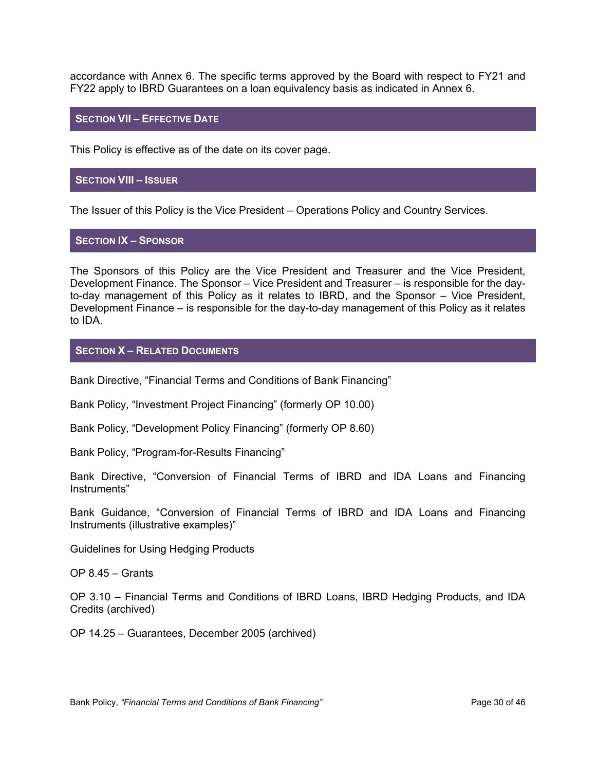accordance with Annex 6. The specific terms approved by the Board with respect to FY21 and FY22 apply to IBRD Guarantees on a loan equivalency basis as indicated in Annex 6.

## SECTION VII – EFFECTIVE DATE

This Policy is effective as of the date on its cover page.

## SECTION VIII – ISSUER

The Issuer of this Policy is the Vice President – Operations Policy and Country Services.

## SECTION IX – SPONSOR

The Sponsors of this Policy are the Vice President and Treasurer and the Vice President, Development Finance. The Sponsor – Vice President and Treasurer – is responsible for the day-to-day management of this Policy as it relates to IBRD, and the Sponsor – Vice President, Development Finance – is responsible for the day-to-day management of this Policy as it relates to IDA.

## SECTION X – RELATED DOCUMENTS

Bank Directive, "Financial Terms and Conditions of Bank Financing"

Bank Policy, "Investment Project Financing" (formerly OP 10.00)

Bank Policy, "Development Policy Financing" (formerly OP 8.60)

Bank Policy, "Program-for-Results Financing"

Bank Directive, "Conversion of Financial Terms of IBRD and IDA Loans and Financing Instruments"

Bank Guidance, "Conversion of Financial Terms of IBRD and IDA Loans and Financing Instruments (illustrative examples)"

Guidelines for Using Hedging Products

OP 8.45 – Grants

OP 3.10 – Financial Terms and Conditions of IBRD Loans, IBRD Hedging Products, and IDA Credits (archived)

OP 14.25 – Guarantees, December 2005 (archived)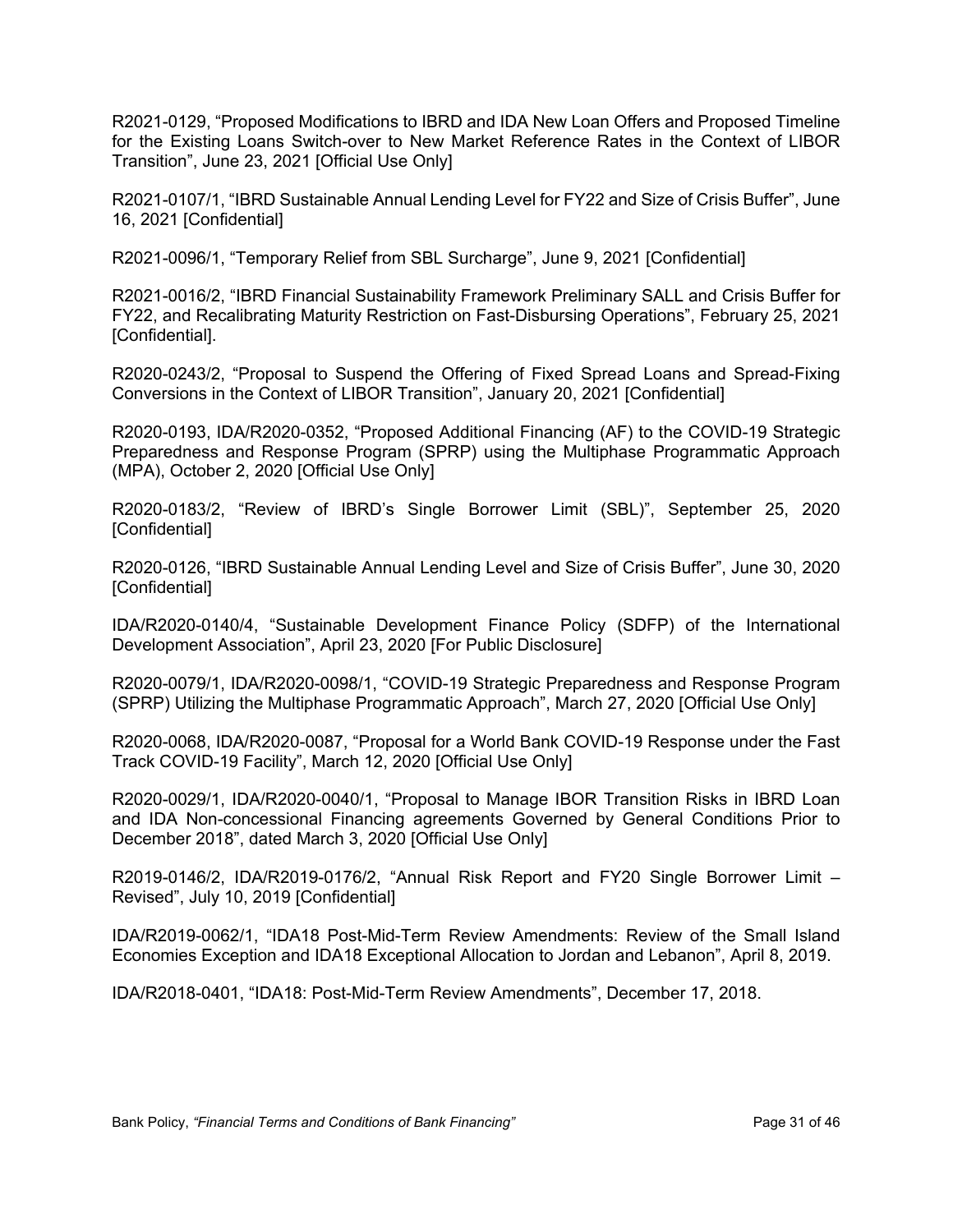R2021-0129, "Proposed Modifications to IBRD and IDA New Loan Offers and Proposed Timeline for the Existing Loans Switch-over to New Market Reference Rates in the Context of LIBOR Transition", June 23, 2021 [Official Use Only]

R2021-0107/1, "IBRD Sustainable Annual Lending Level for FY22 and Size of Crisis Buffer", June 16, 2021 [Confidential]

R2021-0096/1, "Temporary Relief from SBL Surcharge", June 9, 2021 [Confidential]

R2021-0016/2, "IBRD Financial Sustainability Framework Preliminary SALL and Crisis Buffer for FY22, and Recalibrating Maturity Restriction on Fast-Disbursing Operations", February 25, 2021 [Confidential].

R2020-0243/2, "Proposal to Suspend the Offering of Fixed Spread Loans and Spread-Fixing Conversions in the Context of LIBOR Transition", January 20, 2021 [Confidential]

R2020-0193, IDA/R2020-0352, "Proposed Additional Financing (AF) to the COVID-19 Strategic Preparedness and Response Program (SPRP) using the Multiphase Programmatic Approach (MPA), October 2, 2020 [Official Use Only]

R2020-0183/2, "Review of IBRD's Single Borrower Limit (SBL)", September 25, 2020 [Confidential]

R2020-0126, "IBRD Sustainable Annual Lending Level and Size of Crisis Buffer", June 30, 2020 [Confidential]

IDA/R2020-0140/4, "Sustainable Development Finance Policy (SDFP) of the International Development Association", April 23, 2020 [For Public Disclosure]

R2020-0079/1, IDA/R2020-0098/1, "COVID-19 Strategic Preparedness and Response Program (SPRP) Utilizing the Multiphase Programmatic Approach", March 27, 2020 [Official Use Only]

R2020-0068, IDA/R2020-0087, "Proposal for a World Bank COVID-19 Response under the Fast Track COVID-19 Facility", March 12, 2020 [Official Use Only]

R2020-0029/1, IDA/R2020-0040/1, "Proposal to Manage IBOR Transition Risks in IBRD Loan and IDA Non-concessional Financing agreements Governed by General Conditions Prior to December 2018", dated March 3, 2020 [Official Use Only]

R2019-0146/2, IDA/R2019-0176/2, "Annual Risk Report and FY20 Single Borrower Limit – Revised", July 10, 2019 [Confidential]

IDA/R2019-0062/1, "IDA18 Post-Mid-Term Review Amendments: Review of the Small Island Economies Exception and IDA18 Exceptional Allocation to Jordan and Lebanon", April 8, 2019.

IDA/R2018-0401, "IDA18: Post-Mid-Term Review Amendments", December 17, 2018.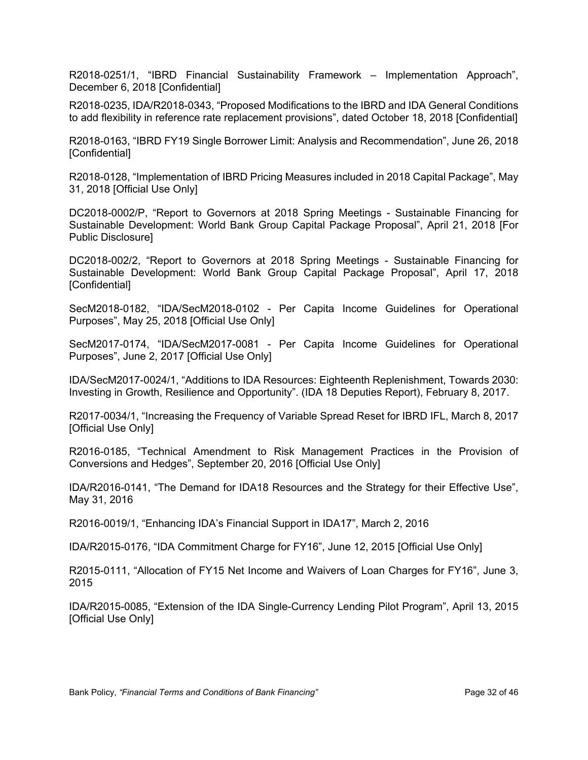R2018-0251/1, "IBRD Financial Sustainability Framework – Implementation Approach", December 6, 2018 [Confidential]

R2018-0235, IDA/R2018-0343, "Proposed Modifications to the IBRD and IDA General Conditions to add flexibility in reference rate replacement provisions", dated October 18, 2018 [Confidential]

R2018-0163, "IBRD FY19 Single Borrower Limit: Analysis and Recommendation", June 26, 2018 [Confidential]

R2018-0128, "Implementation of IBRD Pricing Measures included in 2018 Capital Package", May 31, 2018 [Official Use Only]

DC2018-0002/P, "Report to Governors at 2018 Spring Meetings - Sustainable Financing for Sustainable Development: World Bank Group Capital Package Proposal", April 21, 2018 [For Public Disclosure]

DC2018-002/2, "Report to Governors at 2018 Spring Meetings - Sustainable Financing for Sustainable Development: World Bank Group Capital Package Proposal", April 17, 2018 [Confidential]

SecM2018-0182, "IDA/SecM2018-0102 - Per Capita Income Guidelines for Operational Purposes", May 25, 2018 [Official Use Only]

SecM2017-0174, "IDA/SecM2017-0081 - Per Capita Income Guidelines for Operational Purposes", June 2, 2017 [Official Use Only]

IDA/SecM2017-0024/1, "Additions to IDA Resources: Eighteenth Replenishment, Towards 2030: Investing in Growth, Resilience and Opportunity". (IDA 18 Deputies Report), February 8, 2017.

R2017-0034/1, "Increasing the Frequency of Variable Spread Reset for IBRD IFL, March 8, 2017 [Official Use Only]

R2016-0185, "Technical Amendment to Risk Management Practices in the Provision of Conversions and Hedges", September 20, 2016 [Official Use Only]

IDA/R2016-0141, "The Demand for IDA18 Resources and the Strategy for their Effective Use", May 31, 2016

R2016-0019/1, "Enhancing IDA's Financial Support in IDA17", March 2, 2016

IDA/R2015-0176, "IDA Commitment Charge for FY16", June 12, 2015 [Official Use Only]

R2015-0111, "Allocation of FY15 Net Income and Waivers of Loan Charges for FY16", June 3, 2015

IDA/R2015-0085, "Extension of the IDA Single-Currency Lending Pilot Program", April 13, 2015 [Official Use Only]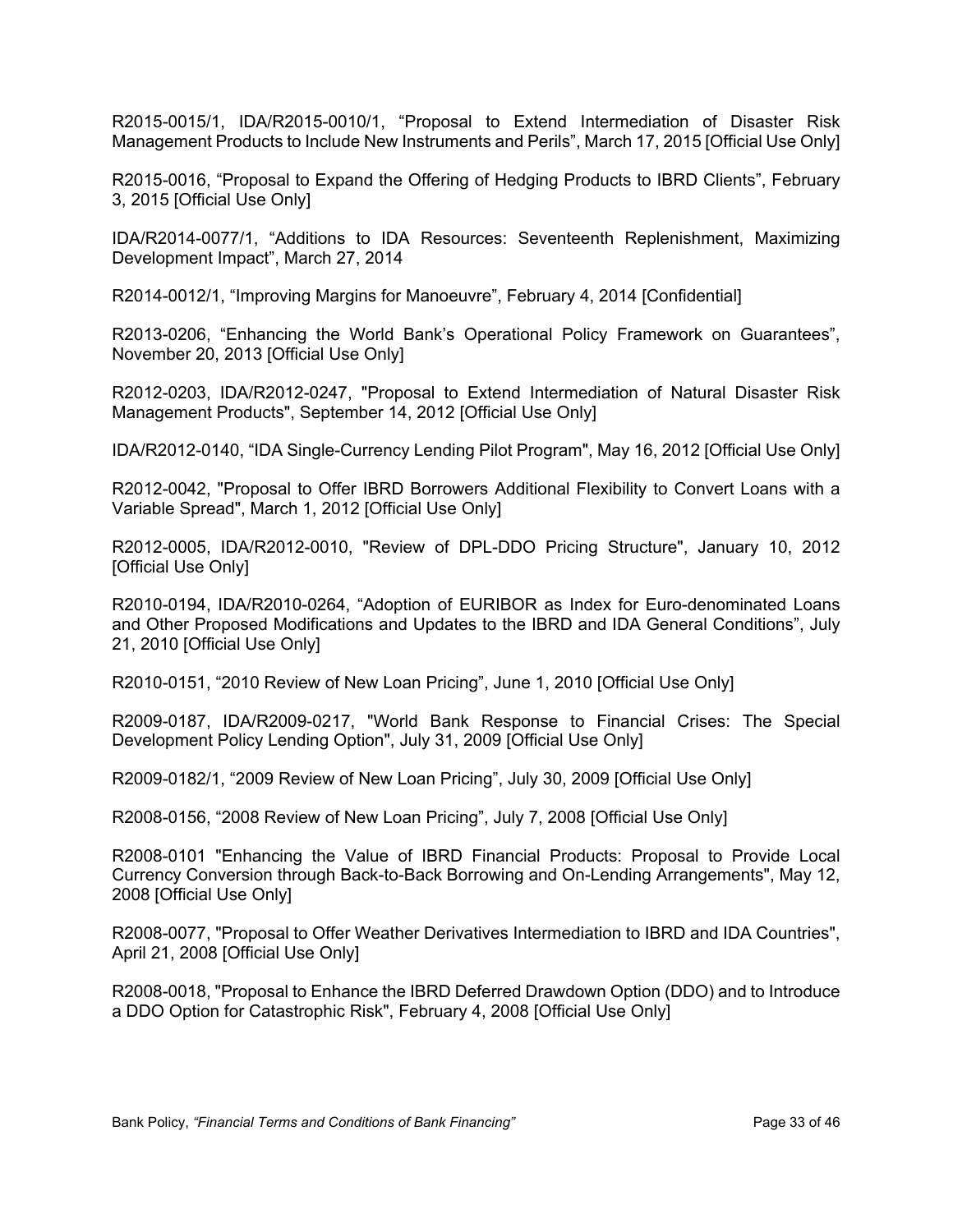R2015-0015/1, IDA/R2015-0010/1, “Proposal to Extend Intermediation of Disaster Risk Management Products to Include New Instruments and Perils”, March 17, 2015 [Official Use Only]

R2015-0016, “Proposal to Expand the Offering of Hedging Products to IBRD Clients”, February 3, 2015 [Official Use Only]

IDA/R2014-0077/1, “Additions to IDA Resources: Seventeenth Replenishment, Maximizing Development Impact”, March 27, 2014

R2014-0012/1, “Improving Margins for Manoeuvre”, February 4, 2014 [Confidential]

R2013-0206, “Enhancing the World Bank’s Operational Policy Framework on Guarantees”, November 20, 2013 [Official Use Only]

R2012-0203, IDA/R2012-0247, "Proposal to Extend Intermediation of Natural Disaster Risk Management Products", September 14, 2012 [Official Use Only]

IDA/R2012-0140, “IDA Single-Currency Lending Pilot Program", May 16, 2012 [Official Use Only]

R2012-0042, "Proposal to Offer IBRD Borrowers Additional Flexibility to Convert Loans with a Variable Spread", March 1, 2012 [Official Use Only]

R2012-0005, IDA/R2012-0010, "Review of DPL-DDO Pricing Structure", January 10, 2012 [Official Use Only]

R2010-0194, IDA/R2010-0264, “Adoption of EURIBOR as Index for Euro-denominated Loans and Other Proposed Modifications and Updates to the IBRD and IDA General Conditions”, July 21, 2010 [Official Use Only]

R2010-0151, “2010 Review of New Loan Pricing”, June 1, 2010 [Official Use Only]

R2009-0187, IDA/R2009-0217, "World Bank Response to Financial Crises: The Special Development Policy Lending Option", July 31, 2009 [Official Use Only]

R2009-0182/1, “2009 Review of New Loan Pricing”, July 30, 2009 [Official Use Only]

R2008-0156, “2008 Review of New Loan Pricing”, July 7, 2008 [Official Use Only]

R2008-0101 "Enhancing the Value of IBRD Financial Products: Proposal to Provide Local Currency Conversion through Back-to-Back Borrowing and On-Lending Arrangements", May 12, 2008 [Official Use Only]

R2008-0077, "Proposal to Offer Weather Derivatives Intermediation to IBRD and IDA Countries", April 21, 2008 [Official Use Only]

R2008-0018, "Proposal to Enhance the IBRD Deferred Drawdown Option (DDO) and to Introduce a DDO Option for Catastrophic Risk", February 4, 2008 [Official Use Only]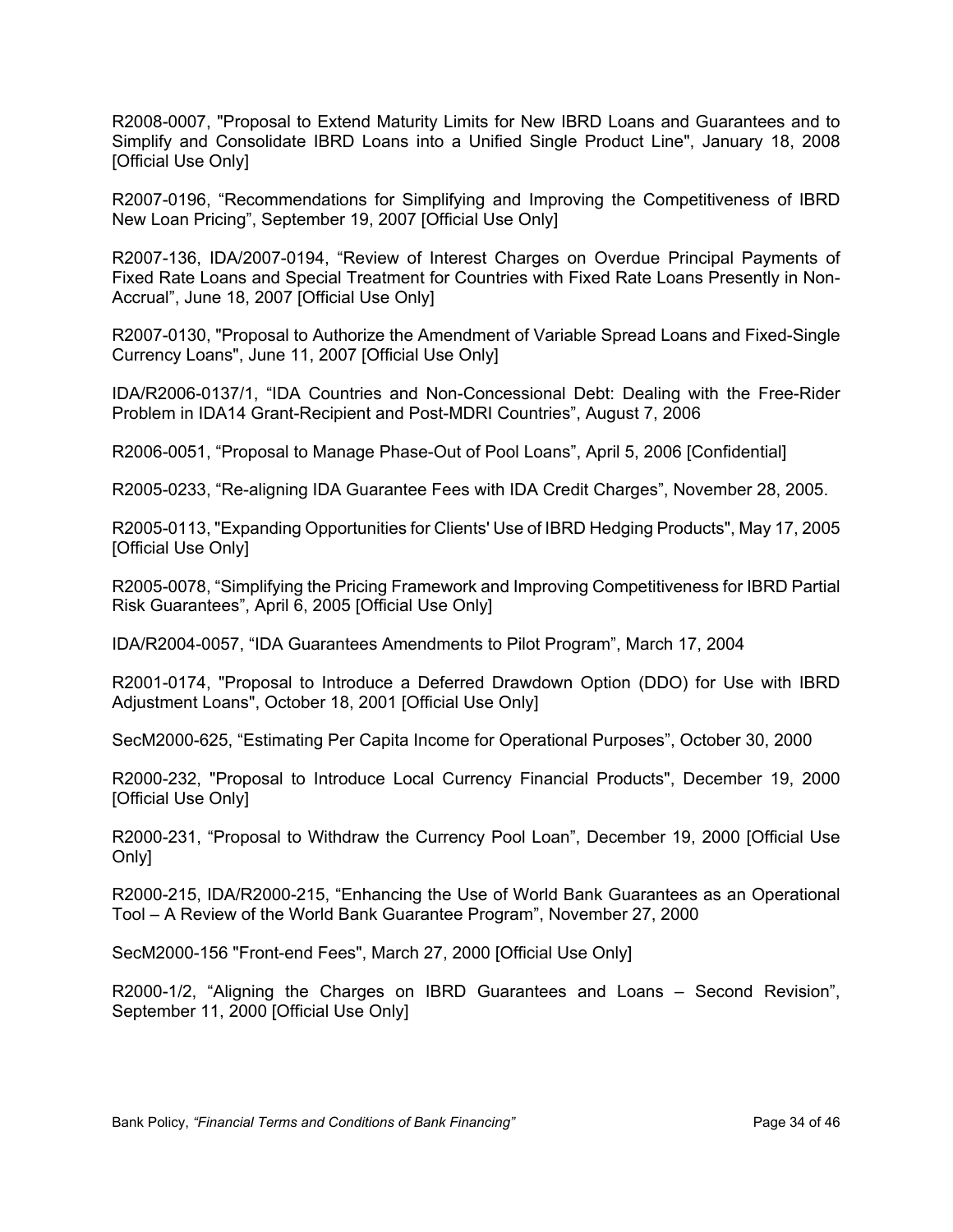R2008-0007, "Proposal to Extend Maturity Limits for New IBRD Loans and Guarantees and to Simplify and Consolidate IBRD Loans into a Unified Single Product Line", January 18, 2008 [Official Use Only]

R2007-0196, “Recommendations for Simplifying and Improving the Competitiveness of IBRD New Loan Pricing”, September 19, 2007 [Official Use Only]

R2007-136, IDA/2007-0194, “Review of Interest Charges on Overdue Principal Payments of Fixed Rate Loans and Special Treatment for Countries with Fixed Rate Loans Presently in Non-Accrual”, June 18, 2007 [Official Use Only]

R2007-0130, "Proposal to Authorize the Amendment of Variable Spread Loans and Fixed-Single Currency Loans", June 11, 2007 [Official Use Only]

IDA/R2006-0137/1, “IDA Countries and Non-Concessional Debt: Dealing with the Free-Rider Problem in IDA14 Grant-Recipient and Post-MDRI Countries”, August 7, 2006

R2006-0051, “Proposal to Manage Phase-Out of Pool Loans”, April 5, 2006 [Confidential]

R2005-0233, “Re-aligning IDA Guarantee Fees with IDA Credit Charges”, November 28, 2005.

R2005-0113, "Expanding Opportunities for Clients' Use of IBRD Hedging Products", May 17, 2005 [Official Use Only]

R2005-0078, “Simplifying the Pricing Framework and Improving Competitiveness for IBRD Partial Risk Guarantees”, April 6, 2005 [Official Use Only]

IDA/R2004-0057, “IDA Guarantees Amendments to Pilot Program”, March 17, 2004

R2001-0174, "Proposal to Introduce a Deferred Drawdown Option (DDO) for Use with IBRD Adjustment Loans", October 18, 2001 [Official Use Only]

SecM2000-625, “Estimating Per Capita Income for Operational Purposes”, October 30, 2000

R2000-232, "Proposal to Introduce Local Currency Financial Products", December 19, 2000 [Official Use Only]

R2000-231, “Proposal to Withdraw the Currency Pool Loan”, December 19, 2000 [Official Use Only]

R2000-215, IDA/R2000-215, “Enhancing the Use of World Bank Guarantees as an Operational Tool – A Review of the World Bank Guarantee Program”, November 27, 2000

SecM2000-156 "Front-end Fees", March 27, 2000 [Official Use Only]

R2000-1/2, “Aligning the Charges on IBRD Guarantees and Loans – Second Revision”, September 11, 2000 [Official Use Only]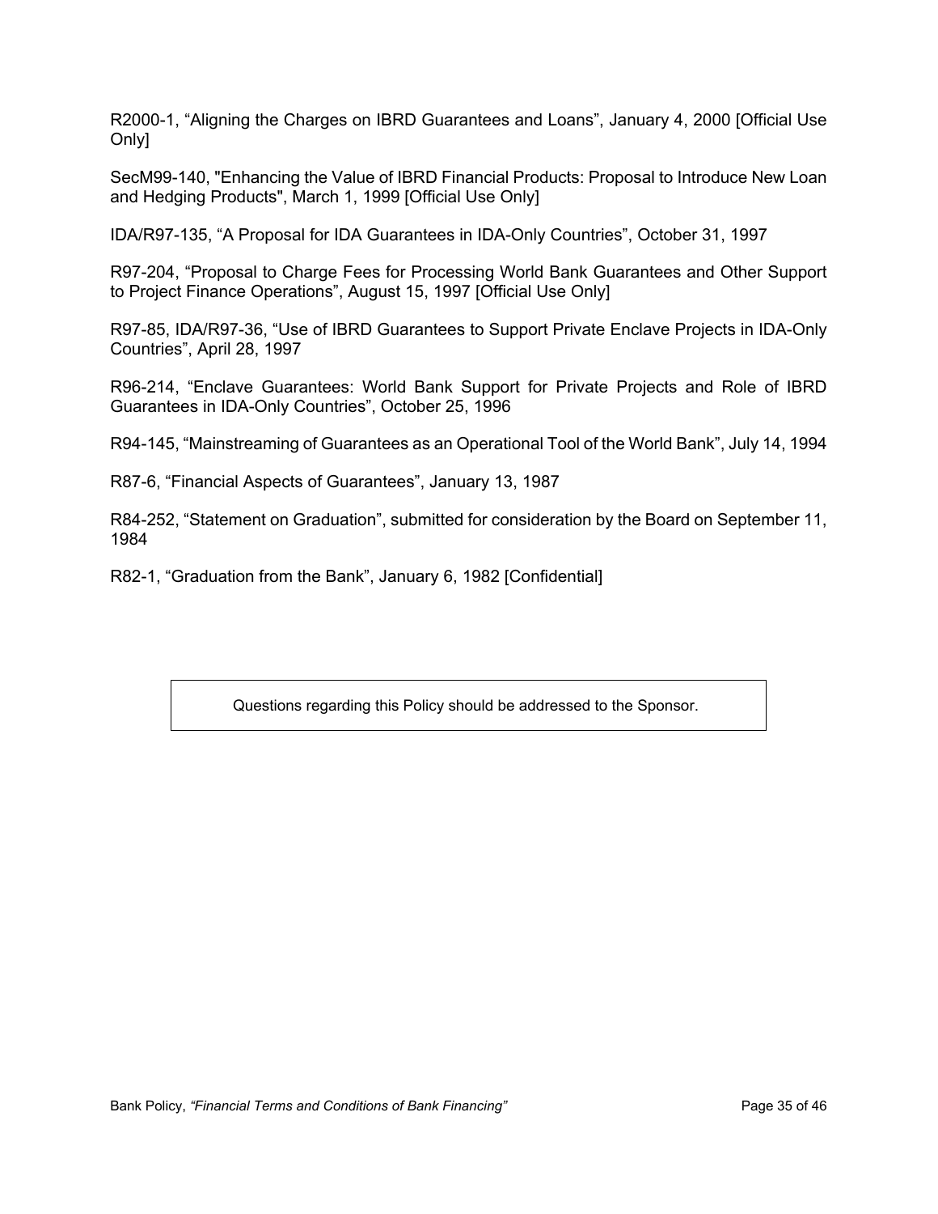R2000-1, “Aligning the Charges on IBRD Guarantees and Loans”, January 4, 2000 [Official Use Only]

SecM99-140, "Enhancing the Value of IBRD Financial Products: Proposal to Introduce New Loan and Hedging Products", March 1, 1999 [Official Use Only]

IDA/R97-135, “A Proposal for IDA Guarantees in IDA-Only Countries”, October 31, 1997

R97-204, “Proposal to Charge Fees for Processing World Bank Guarantees and Other Support to Project Finance Operations”, August 15, 1997 [Official Use Only]

R97-85, IDA/R97-36, “Use of IBRD Guarantees to Support Private Enclave Projects in IDA-Only Countries”, April 28, 1997

R96-214, “Enclave Guarantees: World Bank Support for Private Projects and Role of IBRD Guarantees in IDA-Only Countries”, October 25, 1996

R94-145, “Mainstreaming of Guarantees as an Operational Tool of the World Bank”, July 14, 1994

R87-6, “Financial Aspects of Guarantees”, January 13, 1987

R84-252, “Statement on Graduation”, submitted for consideration by the Board on September 11, 1984

R82-1, “Graduation from the Bank”, January 6, 1982 [Confidential]

Questions regarding this Policy should be addressed to the Sponsor.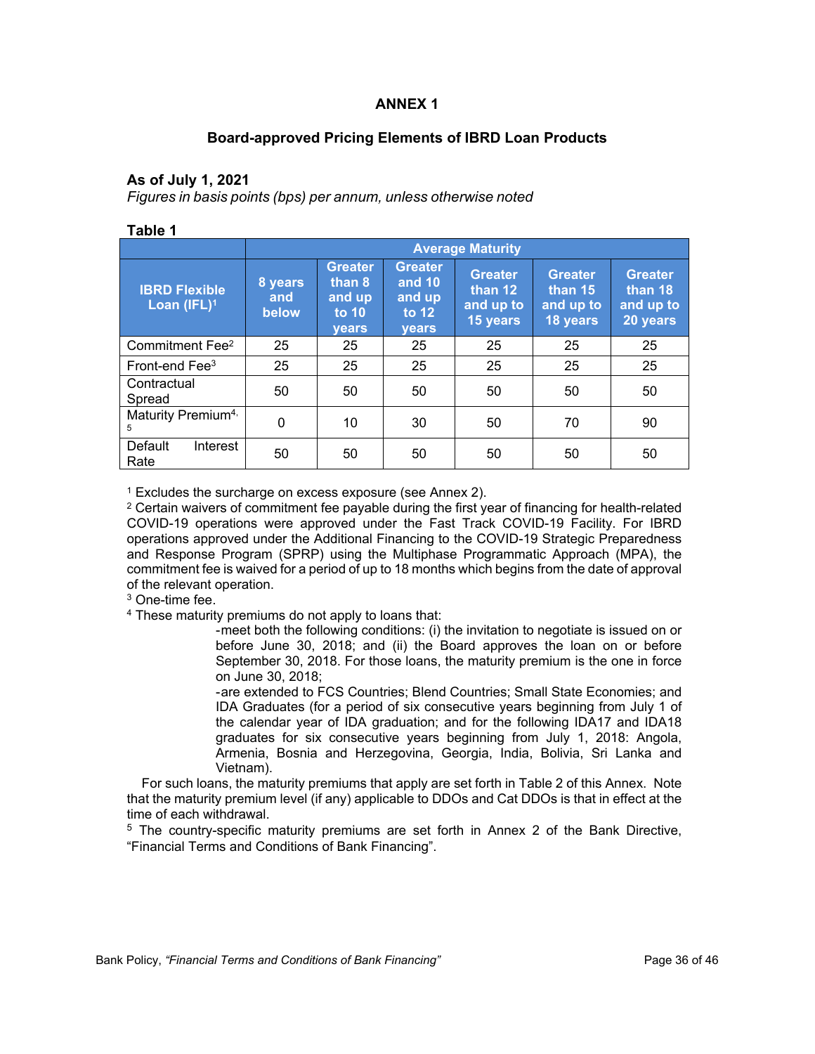# ANNEX 1

## Board-approved Pricing Elements of IBRD Loan Products

### As of July 1, 2021

*Figures in basis points (bps) per annum, unless otherwise noted*

**Table 1**

| IBRD Flexible Loan (IFL)[1] | Average Maturity | | | | | |
|---|---|---|---|---|---|---|
| | 8 years and below | Greater than 8 and up to 10 years | Greater and 10 and up to 12 years | Greater than 12 and up to 15 years | Greater than 15 and up to 18 years | Greater than 18 and up to 20 years |
| Commitment Fee[2] | 25 | 25 | 25 | 25 | 25 | 25 |
| Front-end Fee[3] | 25 | 25 | 25 | 25 | 25 | 25 |
| Contractual Spread | 50 | 50 | 50 | 50 | 50 | 50 |
| Maturity Premium[4, 5] | 0 | 10 | 30 | 50 | 70 | 90 |
| Default Interest Rate | 50 | 50 | 50 | 50 | 50 | 50 |

[1] Excludes the surcharge on excess exposure (see Annex 2).

[2] Certain waivers of commitment fee payable during the first year of financing for health-related COVID-19 operations were approved under the Fast Track COVID-19 Facility. For IBRD operations approved under the Additional Financing to the COVID-19 Strategic Preparedness and Response Program (SPRP) using the Multiphase Programmatic Approach (MPA), the commitment fee is waived for a period of up to 18 months which begins from the date of approval of the relevant operation.

[3] One-time fee.

[4] These maturity premiums do not apply to loans that:

-meet both the following conditions: (i) the invitation to negotiate is issued on or before June 30, 2018; and (ii) the Board approves the loan on or before September 30, 2018. For those loans, the maturity premium is the one in force on June 30, 2018;

-are extended to FCS Countries; Blend Countries; Small State Economies; and IDA Graduates (for a period of six consecutive years beginning from July 1 of the calendar year of IDA graduation; and for the following IDA17 and IDA18 graduates for six consecutive years beginning from July 1, 2018: Angola, Armenia, Bosnia and Herzegovina, Georgia, India, Bolivia, Sri Lanka and Vietnam).

For such loans, the maturity premiums that apply are set forth in Table 2 of this Annex. Note that the maturity premium level (if any) applicable to DDOs and Cat DDOs is that in effect at the time of each withdrawal.

[5] The country-specific maturity premiums are set forth in Annex 2 of the Bank Directive, "Financial Terms and Conditions of Bank Financing".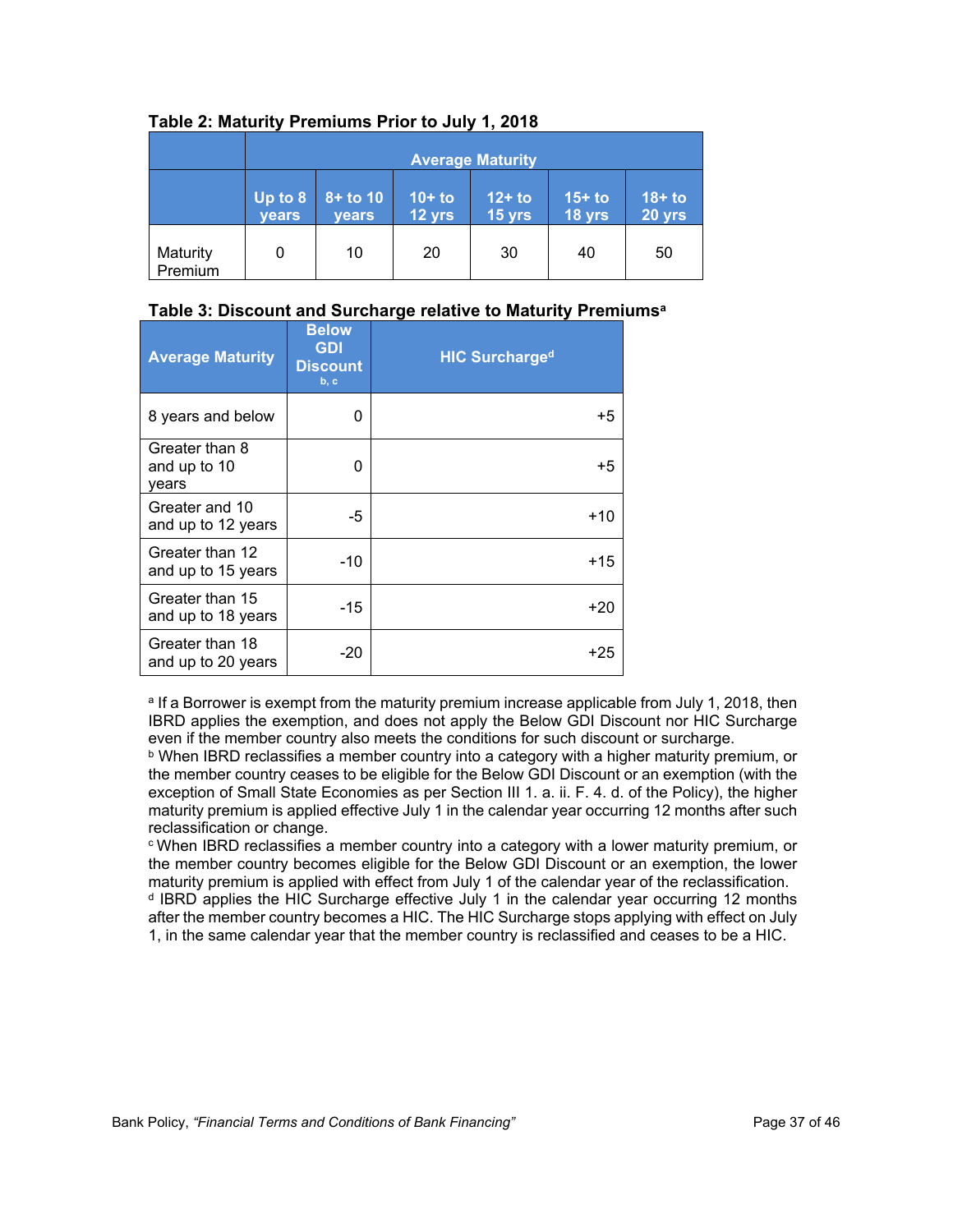**Table 2: Maturity Premiums Prior to July 1, 2018**

| | Average Maturity | | | | | |
|---|---|---|---|---|---|---|
| | Up to 8 years | 8+ to 10 years | 10+ to 12 yrs | 12+ to 15 yrs | 15+ to 18 yrs | 18+ to 20 yrs |
| Maturity Premium | 0 | 10 | 20 | 30 | 40 | 50 |

**Table 3: Discount and Surcharge relative to Maturity Premiums[a]**

| Average Maturity | Below GDI Discount [b, c] | HIC Surcharge[d] |
|---|---|---|
| 8 years and below | 0 | +5 |
| Greater than 8 and up to 10 years | 0 | +5 |
| Greater and 10 and up to 12 years | -5 | +10 |
| Greater than 12 and up to 15 years | -10 | +15 |
| Greater than 15 and up to 18 years | -15 | +20 |
| Greater than 18 and up to 20 years | -20 | +25 |

[a] If a Borrower is exempt from the maturity premium increase applicable from July 1, 2018, then IBRD applies the exemption, and does not apply the Below GDI Discount nor HIC Surcharge even if the member country also meets the conditions for such discount or surcharge.
[b] When IBRD reclassifies a member country into a category with a higher maturity premium, or the member country ceases to be eligible for the Below GDI Discount or an exemption (with the exception of Small State Economies as per Section III 1. a. ii. F. 4. d. of the Policy), the higher maturity premium is applied effective July 1 in the calendar year occurring 12 months after such reclassification or change.
[c] When IBRD reclassifies a member country into a category with a lower maturity premium, or the member country becomes eligible for the Below GDI Discount or an exemption, the lower maturity premium is applied with effect from July 1 of the calendar year of the reclassification.
[d] IBRD applies the HIC Surcharge effective July 1 in the calendar year occurring 12 months after the member country becomes a HIC. The HIC Surcharge stops applying with effect on July 1, in the same calendar year that the member country is reclassified and ceases to be a HIC.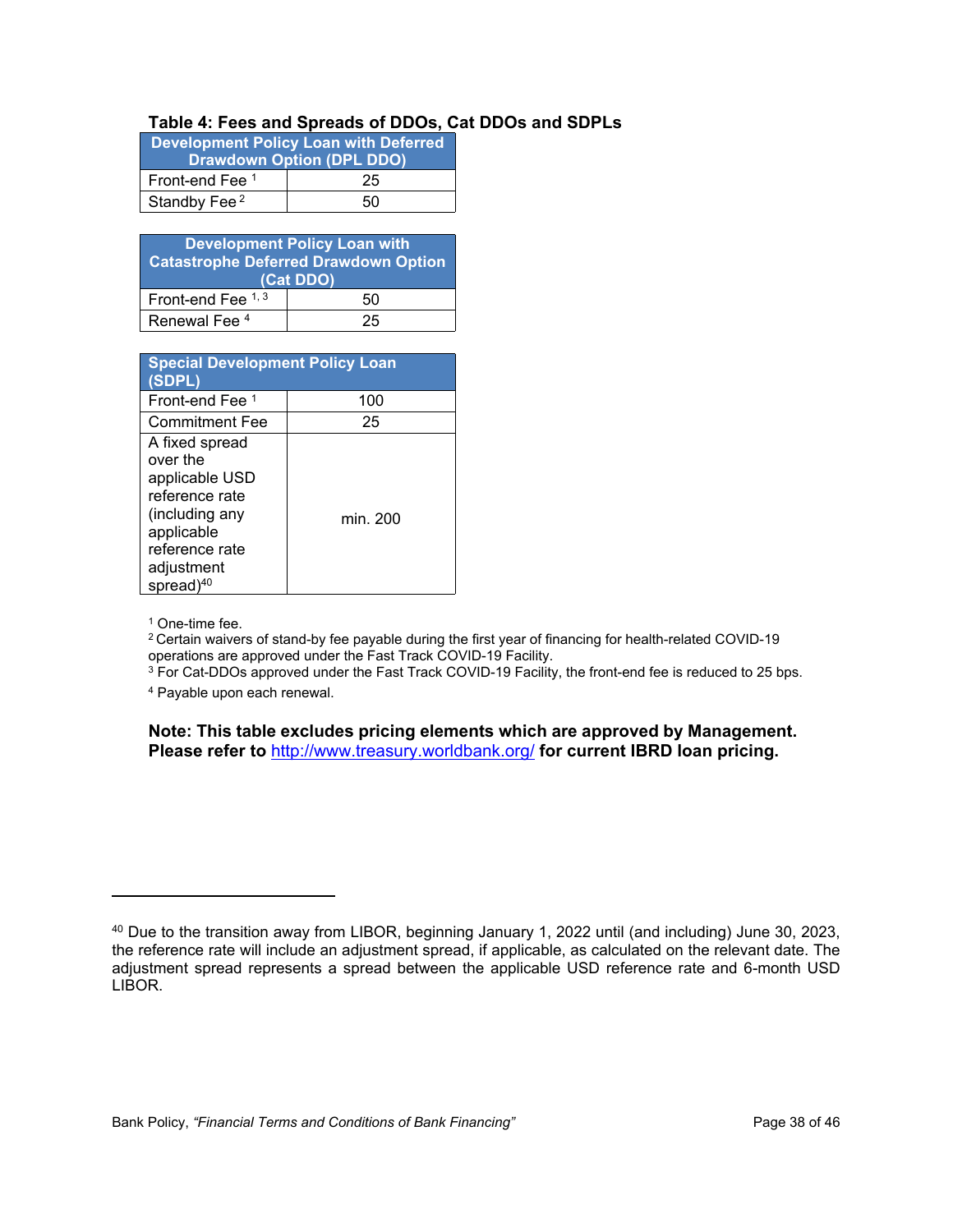**Table 4: Fees and Spreads of DDOs, Cat DDOs and SDPLs**

| Development Policy Loan with Deferred Drawdown Option (DPL DDO) | |
|---|---|
| Front-end Fee [1] | 25 |
| Standby Fee [2] | 50 |

| Development Policy Loan with Catastrophe Deferred Drawdown Option (Cat DDO) | |
|---|---|
| Front-end Fee [1, 3] | 50 |
| Renewal Fee [4] | 25 |

| Special Development Policy Loan (SDPL) | |
|---|---|
| Front-end Fee [1] | 100 |
| Commitment Fee | 25 |
| A fixed spread over the applicable USD reference rate (including any applicable reference rate adjustment spread)[40] | min. 200 |

[1] One-time fee.
[2] Certain waivers of stand-by fee payable during the first year of financing for health-related COVID-19 operations are approved under the Fast Track COVID-19 Facility.
[3] For Cat-DDOs approved under the Fast Track COVID-19 Facility, the front-end fee is reduced to 25 bps.
[4] Payable upon each renewal.

**Note: This table excludes pricing elements which are approved by Management. Please refer to http://www.treasury.worldbank.org/ for current IBRD loan pricing.**

[40] Due to the transition away from LIBOR, beginning January 1, 2022 until (and including) June 30, 2023, the reference rate will include an adjustment spread, if applicable, as calculated on the relevant date. The adjustment spread represents a spread between the applicable USD reference rate and 6-month USD LIBOR.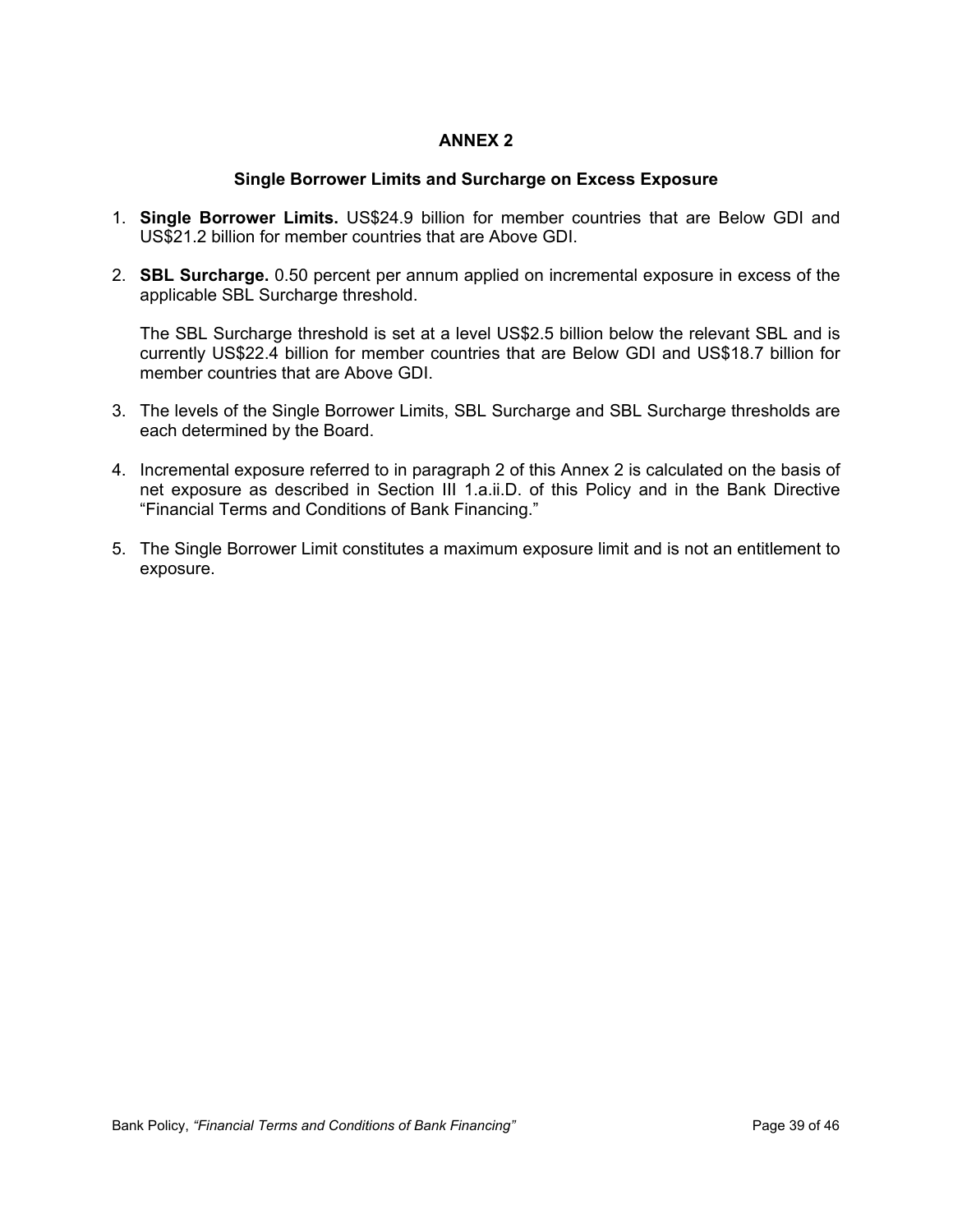# ANNEX 2

## Single Borrower Limits and Surcharge on Excess Exposure

1. **Single Borrower Limits.** US$24.9 billion for member countries that are Below GDI and US$21.2 billion for member countries that are Above GDI.

2. **SBL Surcharge.** 0.50 percent per annum applied on incremental exposure in excess of the applicable SBL Surcharge threshold.

   The SBL Surcharge threshold is set at a level US$2.5 billion below the relevant SBL and is currently US$22.4 billion for member countries that are Below GDI and US$18.7 billion for member countries that are Above GDI.

3. The levels of the Single Borrower Limits, SBL Surcharge and SBL Surcharge thresholds are each determined by the Board.

4. Incremental exposure referred to in paragraph 2 of this Annex 2 is calculated on the basis of net exposure as described in Section III 1.a.ii.D. of this Policy and in the Bank Directive "Financial Terms and Conditions of Bank Financing."

5. The Single Borrower Limit constitutes a maximum exposure limit and is not an entitlement to exposure.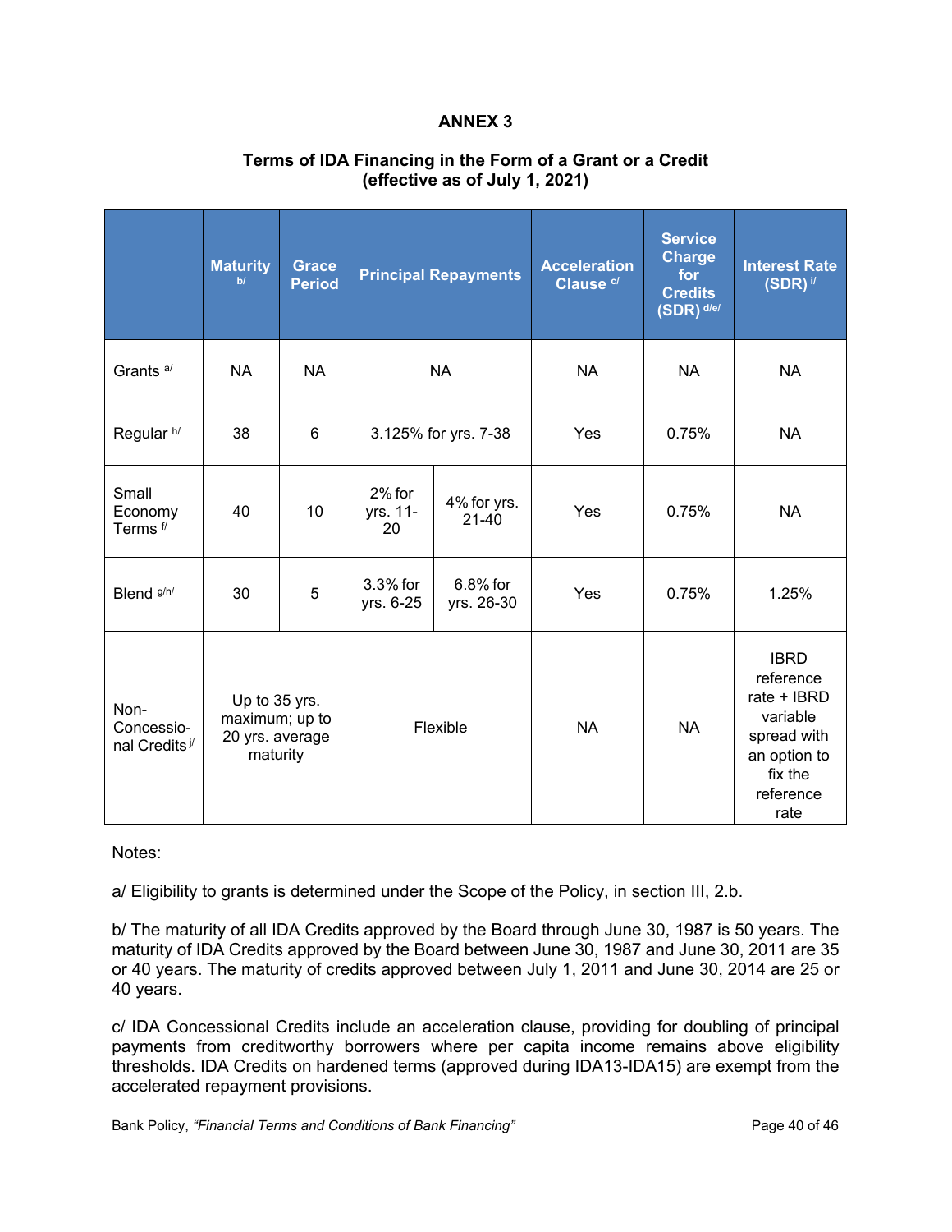**ANNEX 3**

**Terms of IDA Financing in the Form of a Grant or a Credit (effective as of July 1, 2021)**

| | Maturity [b/] | Grace Period | Principal Repayments | | Acceleration Clause [c/] | Service Charge for Credits (SDR) [d/e/] | Interest Rate (SDR) [i/] |
|---|---|---|---|---|---|---|---|
| Grants [a/] | NA | NA | NA | | NA | NA | NA |
| Regular [h/] | 38 | 6 | 3.125% for yrs. 7-38 | | Yes | 0.75% | NA |
| Small Economy Terms [f/] | 40 | 10 | 2% for yrs. 11-20 | 4% for yrs. 21-40 | Yes | 0.75% | NA |
| Blend [g/h/] | 30 | 5 | 3.3% for yrs. 6-25 | 6.8% for yrs. 26-30 | Yes | 0.75% | 1.25% |
| Non-Concessional Credits [j/] | Up to 35 yrs. maximum; up to 20 yrs. average maturity | | Flexible | | NA | NA | IBRD reference rate + IBRD variable spread with an option to fix the reference rate |

Notes:

a/ Eligibility to grants is determined under the Scope of the Policy, in section III, 2.b.

b/ The maturity of all IDA Credits approved by the Board through June 30, 1987 is 50 years. The maturity of IDA Credits approved by the Board between June 30, 1987 and June 30, 2011 are 35 or 40 years. The maturity of credits approved between July 1, 2011 and June 30, 2014 are 25 or 40 years.

c/ IDA Concessional Credits include an acceleration clause, providing for doubling of principal payments from creditworthy borrowers where per capita income remains above eligibility thresholds. IDA Credits on hardened terms (approved during IDA13-IDA15) are exempt from the accelerated repayment provisions.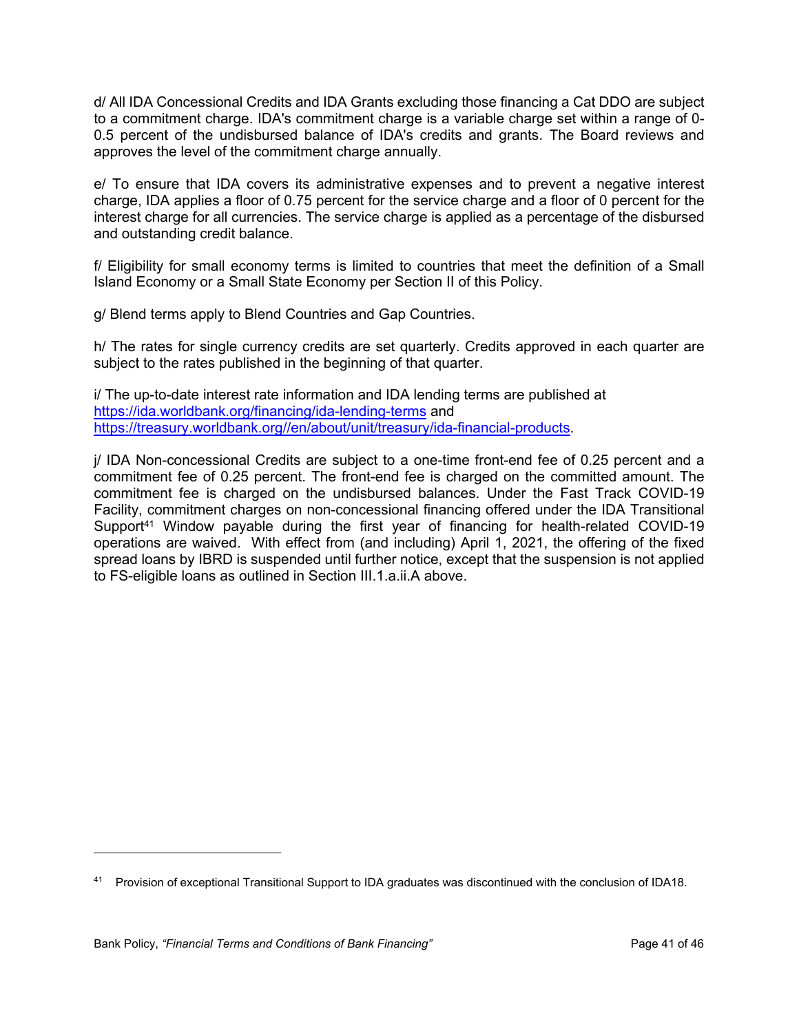d/ All IDA Concessional Credits and IDA Grants excluding those financing a Cat DDO are subject to a commitment charge. IDA's commitment charge is a variable charge set within a range of 0-0.5 percent of the undisbursed balance of IDA's credits and grants. The Board reviews and approves the level of the commitment charge annually.

e/ To ensure that IDA covers its administrative expenses and to prevent a negative interest charge, IDA applies a floor of 0.75 percent for the service charge and a floor of 0 percent for the interest charge for all currencies. The service charge is applied as a percentage of the disbursed and outstanding credit balance.

f/ Eligibility for small economy terms is limited to countries that meet the definition of a Small Island Economy or a Small State Economy per Section II of this Policy.

g/ Blend terms apply to Blend Countries and Gap Countries.

h/ The rates for single currency credits are set quarterly. Credits approved in each quarter are subject to the rates published in the beginning of that quarter.

i/ The up-to-date interest rate information and IDA lending terms are published at https://ida.worldbank.org/financing/ida-lending-terms and https://treasury.worldbank.org//en/about/unit/treasury/ida-financial-products.

j/ IDA Non-concessional Credits are subject to a one-time front-end fee of 0.25 percent and a commitment fee of 0.25 percent. The front-end fee is charged on the committed amount. The commitment fee is charged on the undisbursed balances. Under the Fast Track COVID-19 Facility, commitment charges on non-concessional financing offered under the IDA Transitional Support[41] Window payable during the first year of financing for health-related COVID-19 operations are waived. With effect from (and including) April 1, 2021, the offering of the fixed spread loans by IBRD is suspended until further notice, except that the suspension is not applied to FS-eligible loans as outlined in Section III.1.a.ii.A above.

[41] Provision of exceptional Transitional Support to IDA graduates was discontinued with the conclusion of IDA18.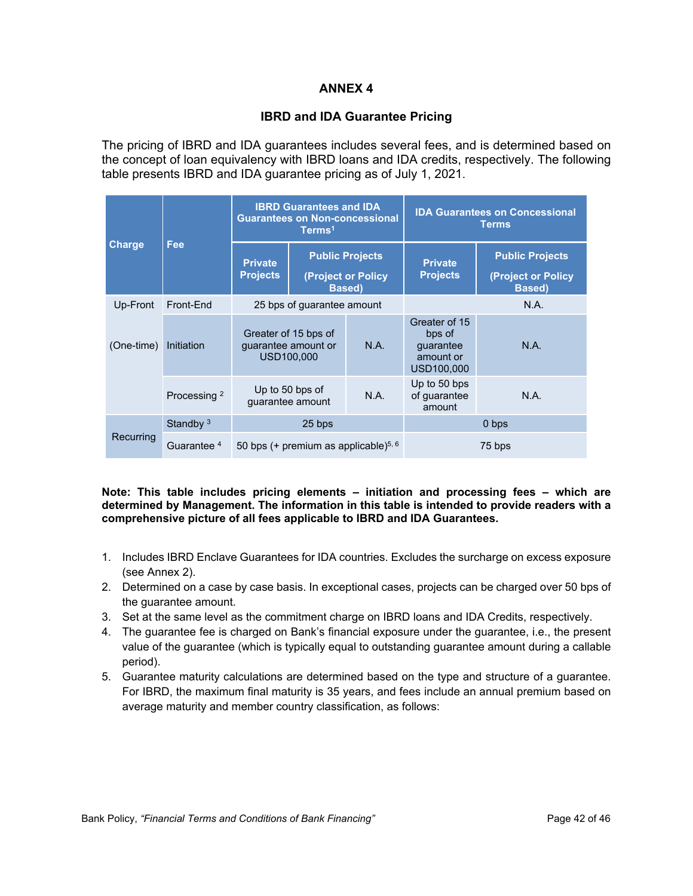## ANNEX 4

### IBRD and IDA Guarantee Pricing

The pricing of IBRD and IDA guarantees includes several fees, and is determined based on the concept of loan equivalency with IBRD loans and IDA credits, respectively. The following table presents IBRD and IDA guarantee pricing as of July 1, 2021.

| Charge | Fee | IBRD Guarantees and IDA Guarantees on Non-concessional Terms[1] | | IDA Guarantees on Concessional Terms | |
|---|---|---|---|---|---|
| | | Private Projects | Public Projects (Project or Policy Based) | Private Projects | Public Projects (Project or Policy Based) |
| Up-Front (One-time) | Front-End | 25 bps of guarantee amount | | N.A. | |
| | Initiation | Greater of 15 bps of guarantee amount or USD100,000 | N.A. | Greater of 15 bps of guarantee amount or USD100,000 | N.A. |
| | Processing [2] | Up to 50 bps of guarantee amount | N.A. | Up to 50 bps of guarantee amount | N.A. |
| Recurring | Standby [3] | 25 bps | | 0 bps | |
| | Guarantee [4] | 50 bps (+ premium as applicable)[5, 6] | | 75 bps | |

**Note: This table includes pricing elements – initiation and processing fees – which are determined by Management. The information in this table is intended to provide readers with a comprehensive picture of all fees applicable to IBRD and IDA Guarantees.**

1. Includes IBRD Enclave Guarantees for IDA countries. Excludes the surcharge on excess exposure (see Annex 2).
2. Determined on a case by case basis. In exceptional cases, projects can be charged over 50 bps of the guarantee amount.
3. Set at the same level as the commitment charge on IBRD loans and IDA Credits, respectively.
4. The guarantee fee is charged on Bank's financial exposure under the guarantee, i.e., the present value of the guarantee (which is typically equal to outstanding guarantee amount during a callable period).
5. Guarantee maturity calculations are determined based on the type and structure of a guarantee. For IBRD, the maximum final maturity is 35 years, and fees include an annual premium based on average maturity and member country classification, as follows: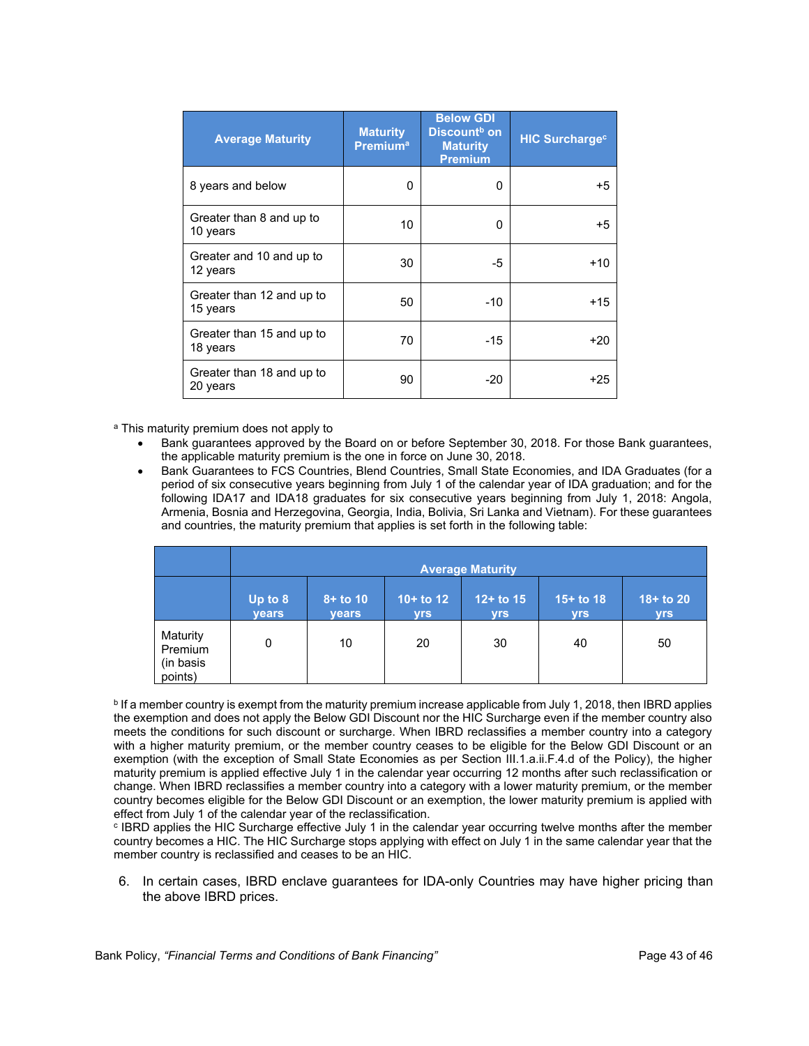| Average Maturity | Maturity Premium[a] | Below GDI Discount[b] on Maturity Premium | HIC Surcharge[c] |
| --- | --- | --- | --- |
| 8 years and below | 0 | 0 | +5 |
| Greater than 8 and up to 10 years | 10 | 0 | +5 |
| Greater and 10 and up to 12 years | 30 | -5 | +10 |
| Greater than 12 and up to 15 years | 50 | -10 | +15 |
| Greater than 15 and up to 18 years | 70 | -15 | +20 |
| Greater than 18 and up to 20 years | 90 | -20 | +25 |

[a] This maturity premium does not apply to

- Bank guarantees approved by the Board on or before September 30, 2018. For those Bank guarantees, the applicable maturity premium is the one in force on June 30, 2018.
- Bank Guarantees to FCS Countries, Blend Countries, Small State Economies, and IDA Graduates (for a period of six consecutive years beginning from July 1 of the calendar year of IDA graduation; and for the following IDA17 and IDA18 graduates for six consecutive years beginning from July 1, 2018: Angola, Armenia, Bosnia and Herzegovina, Georgia, India, Bolivia, Sri Lanka and Vietnam). For these guarantees and countries, the maturity premium that applies is set forth in the following table:

| | Average Maturity | | | | | |
| --- | --- | --- | --- | --- | --- | --- |
| | Up to 8 years | 8+ to 10 years | 10+ to 12 yrs | 12+ to 15 yrs | 15+ to 18 yrs | 18+ to 20 yrs |
| Maturity Premium (in basis points) | 0 | 10 | 20 | 30 | 40 | 50 |

[b] If a member country is exempt from the maturity premium increase applicable from July 1, 2018, then IBRD applies the exemption and does not apply the Below GDI Discount nor the HIC Surcharge even if the member country also meets the conditions for such discount or surcharge. When IBRD reclassifies a member country into a category with a higher maturity premium, or the member country ceases to be eligible for the Below GDI Discount or an exemption (with the exception of Small State Economies as per Section III.1.a.ii.F.4.d of the Policy), the higher maturity premium is applied effective July 1 in the calendar year occurring 12 months after such reclassification or change. When IBRD reclassifies a member country into a category with a lower maturity premium, or the member country becomes eligible for the Below GDI Discount or an exemption, the lower maturity premium is applied with effect from July 1 of the calendar year of the reclassification.

[c] IBRD applies the HIC Surcharge effective July 1 in the calendar year occurring twelve months after the member country becomes a HIC. The HIC Surcharge stops applying with effect on July 1 in the same calendar year that the member country is reclassified and ceases to be an HIC.

6. In certain cases, IBRD enclave guarantees for IDA-only Countries may have higher pricing than the above IBRD prices.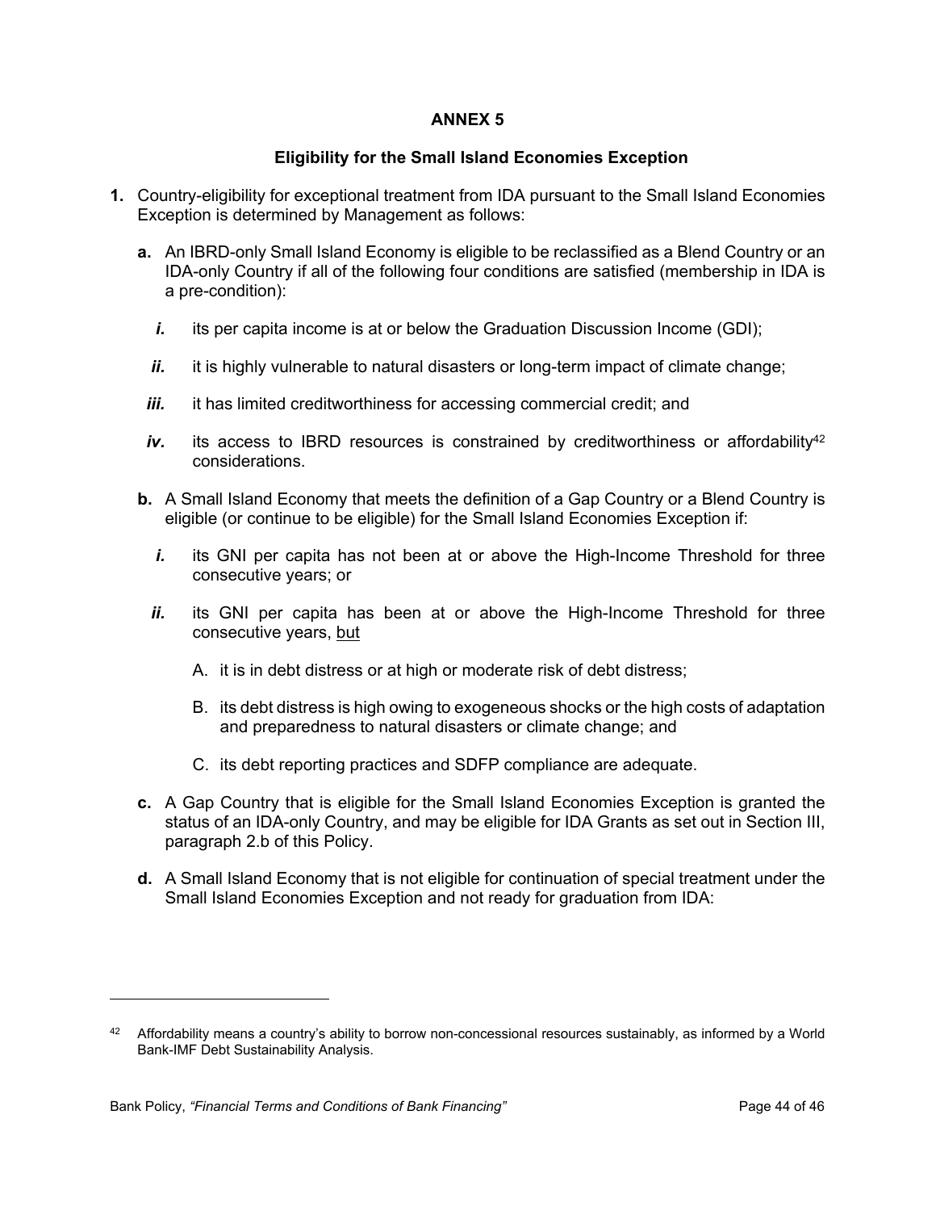# ANNEX 5

## Eligibility for the Small Island Economies Exception

**1.** Country-eligibility for exceptional treatment from IDA pursuant to the Small Island Economies Exception is determined by Management as follows:

**a.** An IBRD-only Small Island Economy is eligible to be reclassified as a Blend Country or an IDA-only Country if all of the following four conditions are satisfied (membership in IDA is a pre-condition):

*i.* its per capita income is at or below the Graduation Discussion Income (GDI);

*ii.* it is highly vulnerable to natural disasters or long-term impact of climate change;

*iii.* it has limited creditworthiness for accessing commercial credit; and

*iv.* its access to IBRD resources is constrained by creditworthiness or affordability[42] considerations.

**b.** A Small Island Economy that meets the definition of a Gap Country or a Blend Country is eligible (or continue to be eligible) for the Small Island Economies Exception if:

*i.* its GNI per capita has not been at or above the High-Income Threshold for three consecutive years; or

*ii.* its GNI per capita has been at or above the High-Income Threshold for three consecutive years, <u>but</u>

A. it is in debt distress or at high or moderate risk of debt distress;

B. its debt distress is high owing to exogeneous shocks or the high costs of adaptation and preparedness to natural disasters or climate change; and

C. its debt reporting practices and SDFP compliance are adequate.

**c.** A Gap Country that is eligible for the Small Island Economies Exception is granted the status of an IDA-only Country, and may be eligible for IDA Grants as set out in Section III, paragraph 2.b of this Policy.

**d.** A Small Island Economy that is not eligible for continuation of special treatment under the Small Island Economies Exception and not ready for graduation from IDA:

---

[42] Affordability means a country's ability to borrow non-concessional resources sustainably, as informed by a World Bank-IMF Debt Sustainability Analysis.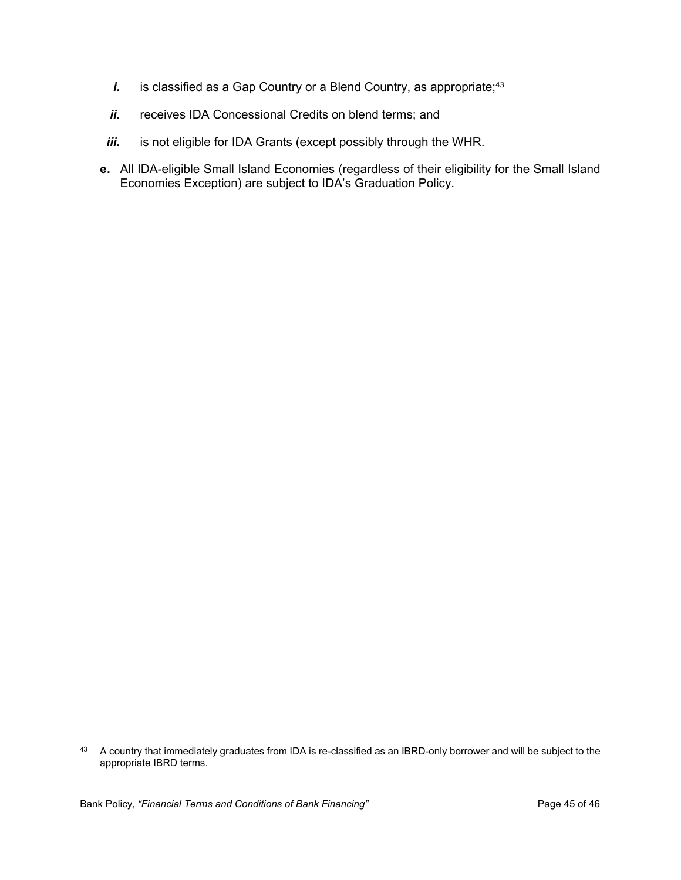*i.* is classified as a Gap Country or a Blend Country, as appropriate;[43]

*ii.* receives IDA Concessional Credits on blend terms; and

*iii.* is not eligible for IDA Grants (except possibly through the WHR.

**e.** All IDA-eligible Small Island Economies (regardless of their eligibility for the Small Island Economies Exception) are subject to IDA's Graduation Policy.

---

[43] A country that immediately graduates from IDA is re-classified as an IBRD-only borrower and will be subject to the appropriate IBRD terms.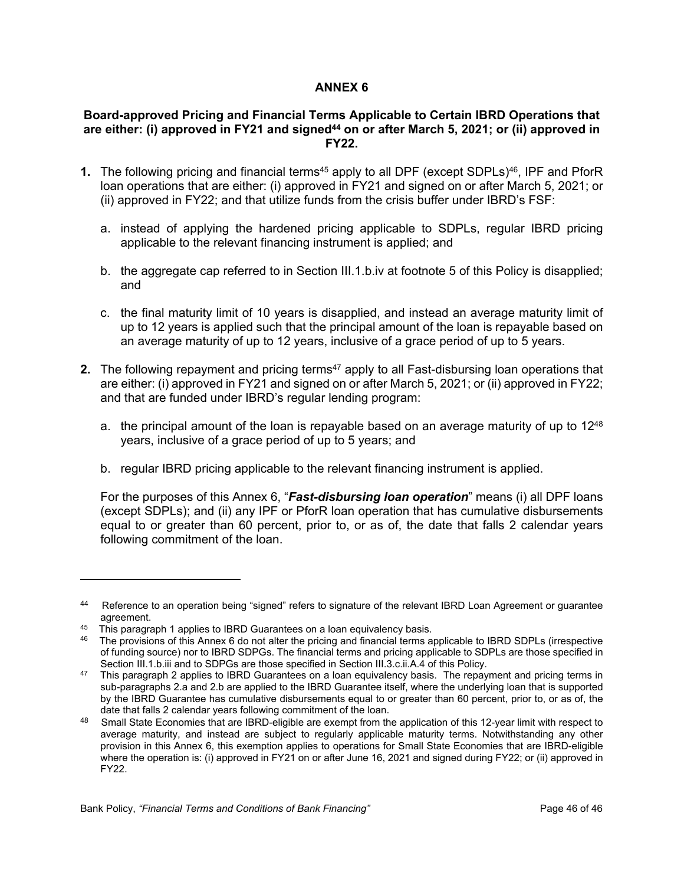# ANNEX 6

## Board-approved Pricing and Financial Terms Applicable to Certain IBRD Operations that are either: (i) approved in FY21 and signed[44] on or after March 5, 2021; or (ii) approved in FY22.

**1.** The following pricing and financial terms[45] apply to all DPF (except SDPLs)[46], IPF and PforR loan operations that are either: (i) approved in FY21 and signed on or after March 5, 2021; or (ii) approved in FY22; and that utilize funds from the crisis buffer under IBRD's FSF:

a. instead of applying the hardened pricing applicable to SDPLs, regular IBRD pricing applicable to the relevant financing instrument is applied; and

b. the aggregate cap referred to in Section III.1.b.iv at footnote 5 of this Policy is disapplied; and

c. the final maturity limit of 10 years is disapplied, and instead an average maturity limit of up to 12 years is applied such that the principal amount of the loan is repayable based on an average maturity of up to 12 years, inclusive of a grace period of up to 5 years.

**2.** The following repayment and pricing terms[47] apply to all Fast-disbursing loan operations that are either: (i) approved in FY21 and signed on or after March 5, 2021; or (ii) approved in FY22; and that are funded under IBRD's regular lending program:

a. the principal amount of the loan is repayable based on an average maturity of up to 12[48] years, inclusive of a grace period of up to 5 years; and

b. regular IBRD pricing applicable to the relevant financing instrument is applied.

For the purposes of this Annex 6, "***Fast-disbursing loan operation***" means (i) all DPF loans (except SDPLs); and (ii) any IPF or PforR loan operation that has cumulative disbursements equal to or greater than 60 percent, prior to, or as of, the date that falls 2 calendar years following commitment of the loan.

---

[44] Reference to an operation being "signed" refers to signature of the relevant IBRD Loan Agreement or guarantee agreement.

[45] This paragraph 1 applies to IBRD Guarantees on a loan equivalency basis.

[46] The provisions of this Annex 6 do not alter the pricing and financial terms applicable to IBRD SDPLs (irrespective of funding source) nor to IBRD SDPGs. The financial terms and pricing applicable to SDPLs are those specified in Section III.1.b.iii and to SDPGs are those specified in Section III.3.c.ii.A.4 of this Policy.

[47] This paragraph 2 applies to IBRD Guarantees on a loan equivalency basis. The repayment and pricing terms in sub-paragraphs 2.a and 2.b are applied to the IBRD Guarantee itself, where the underlying loan that is supported by the IBRD Guarantee has cumulative disbursements equal to or greater than 60 percent, prior to, or as of, the date that falls 2 calendar years following commitment of the loan.

[48] Small State Economies that are IBRD-eligible are exempt from the application of this 12-year limit with respect to average maturity, and instead are subject to regularly applicable maturity terms. Notwithstanding any other provision in this Annex 6, this exemption applies to operations for Small State Economies that are IBRD-eligible where the operation is: (i) approved in FY21 on or after June 16, 2021 and signed during FY22; or (ii) approved in FY22.